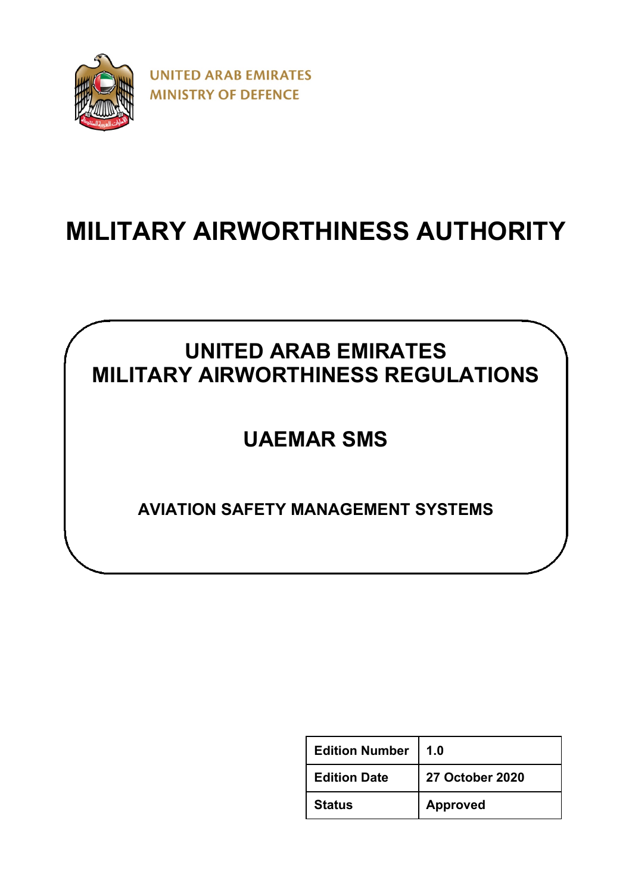UNITED ARAB EMIRATES
MINISTRY OF DEFENCE

# MILITARY AIRWORTHINESS AUTHORITY

## UNITED ARAB EMIRATES
## MILITARY AIRWORTHINESS REGULATIONS

## UAEMAR SMS

### AVIATION SAFETY MANAGEMENT SYSTEMS

| | |
|---|---|
| **Edition Number** | **1.0** |
| **Edition Date** | **27 October 2020** |
| **Status** | **Approved** |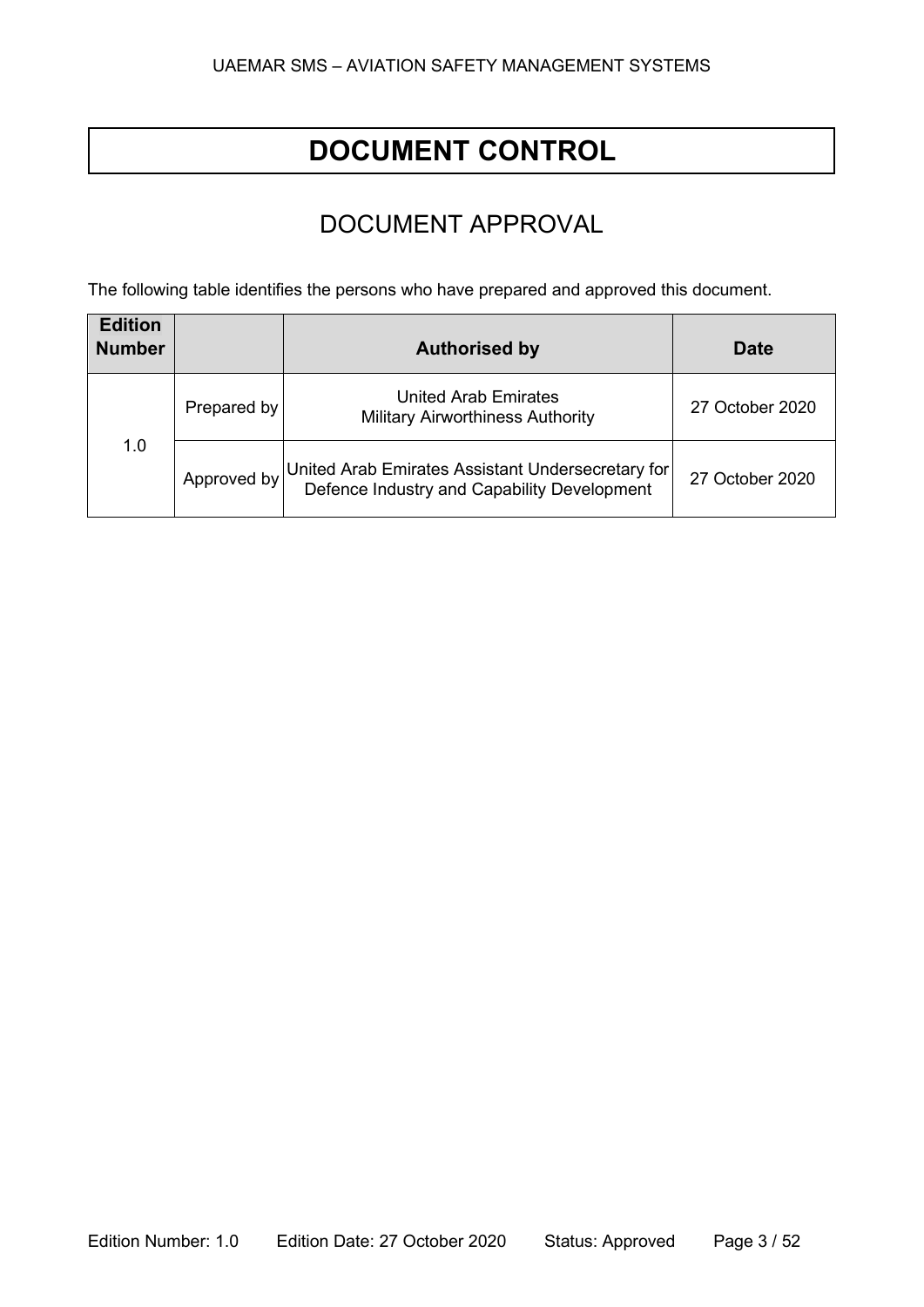# DOCUMENT CONTROL

## DOCUMENT APPROVAL

The following table identifies the persons who have prepared and approved this document.

| Edition Number | | Authorised by | Date |
|---|---|---|---|
| 1.0 | Prepared by | United Arab Emirates Military Airworthiness Authority | 27 October 2020 |
| | Approved by | United Arab Emirates Assistant Undersecretary for Defence Industry and Capability Development | 27 October 2020 |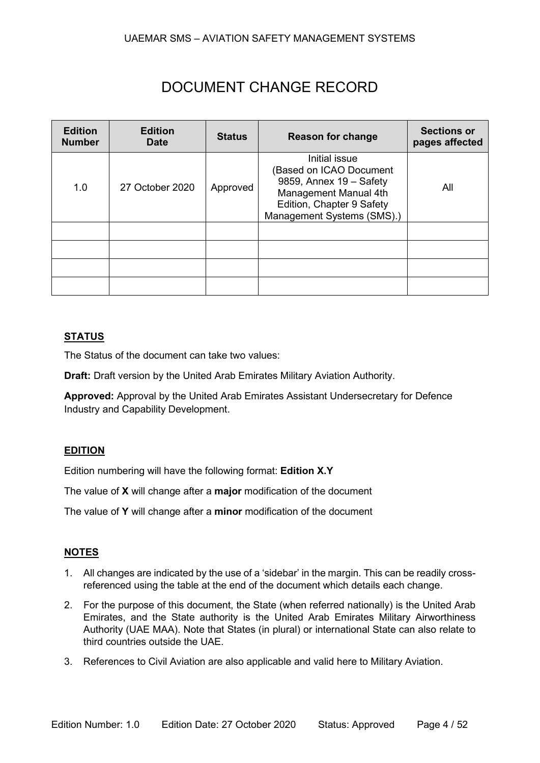# DOCUMENT CHANGE RECORD

| Edition Number | Edition Date | Status | Reason for change | Sections or pages affected |
| --- | --- | --- | --- | --- |
| 1.0 | 27 October 2020 | Approved | Initial issue (Based on ICAO Document 9859, Annex 19 – Safety Management Manual 4th Edition, Chapter 9 Safety Management Systems (SMS).) | All |
| | | | | |
| | | | | |
| | | | | |
| | | | | |

## STATUS

The Status of the document can take two values:

**Draft:** Draft version by the United Arab Emirates Military Aviation Authority.

**Approved:** Approval by the United Arab Emirates Assistant Undersecretary for Defence Industry and Capability Development.

## EDITION

Edition numbering will have the following format: **Edition X.Y**

The value of **X** will change after a **major** modification of the document

The value of **Y** will change after a **minor** modification of the document

## NOTES

1. All changes are indicated by the use of a 'sidebar' in the margin. This can be readily cross-referenced using the table at the end of the document which details each change.
2. For the purpose of this document, the State (when referred nationally) is the United Arab Emirates, and the State authority is the United Arab Emirates Military Airworthiness Authority (UAE MAA). Note that States (in plural) or international State can also relate to third countries outside the UAE.
3. References to Civil Aviation are also applicable and valid here to Military Aviation.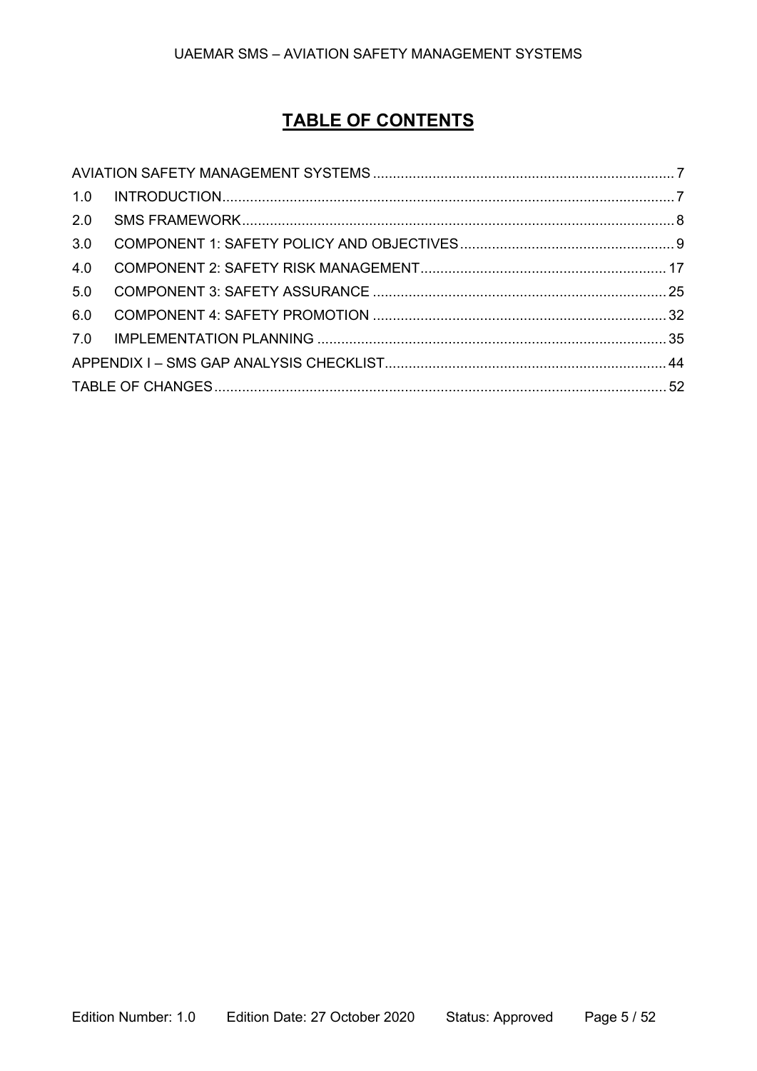# TABLE OF CONTENTS

AVIATION SAFETY MANAGEMENT SYSTEMS ........ 7

1.0 INTRODUCTION ........ 7

2.0 SMS FRAMEWORK ........ 8

3.0 COMPONENT 1: SAFETY POLICY AND OBJECTIVES ........ 9

4.0 COMPONENT 2: SAFETY RISK MANAGEMENT ........ 17

5.0 COMPONENT 3: SAFETY ASSURANCE ........ 25

6.0 COMPONENT 4: SAFETY PROMOTION ........ 32

7.0 IMPLEMENTATION PLANNING ........ 35

APPENDIX I – SMS GAP ANALYSIS CHECKLIST ........ 44

TABLE OF CHANGES ........ 52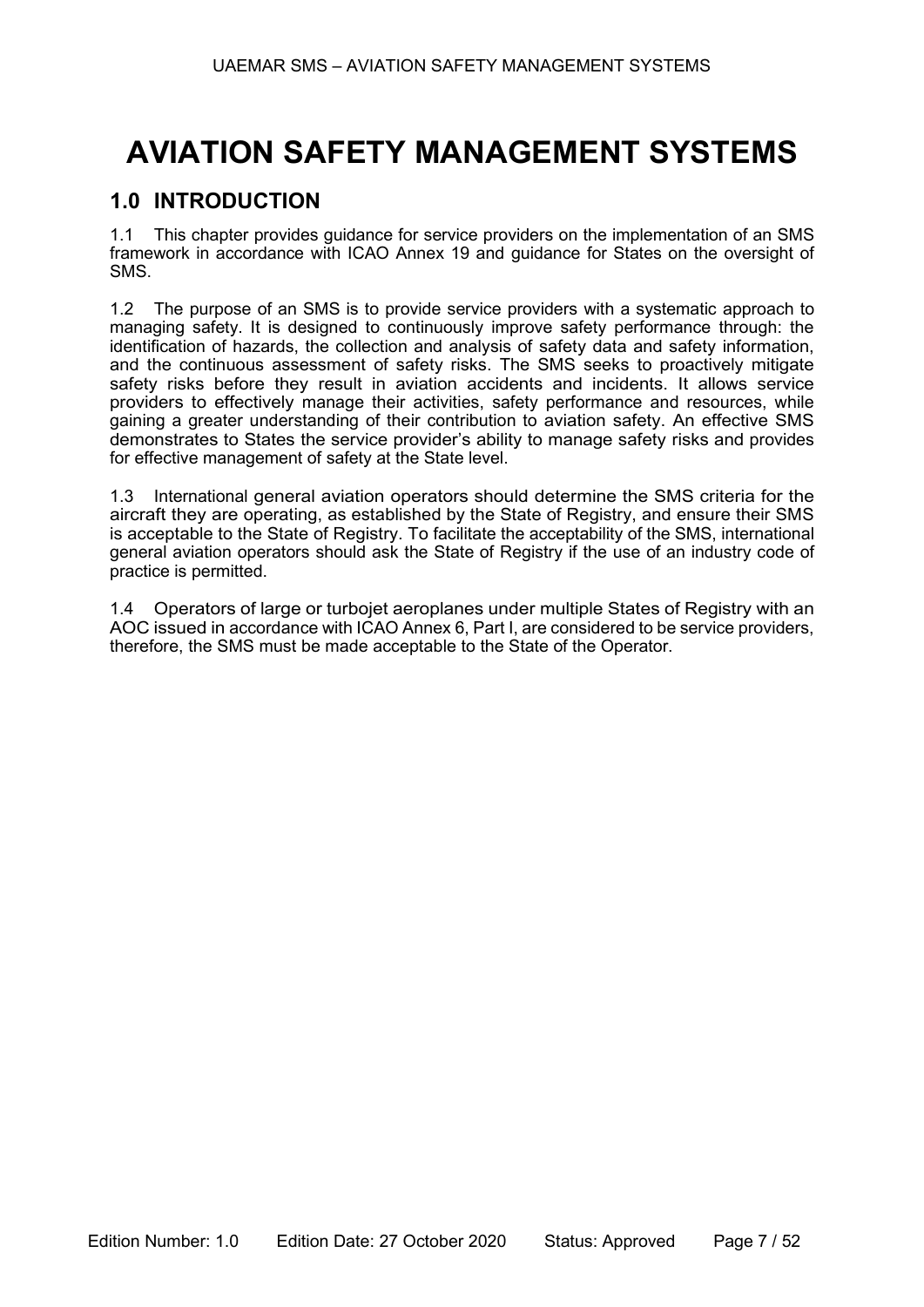# AVIATION SAFETY MANAGEMENT SYSTEMS

## 1.0 INTRODUCTION

1.1 This chapter provides guidance for service providers on the implementation of an SMS framework in accordance with ICAO Annex 19 and guidance for States on the oversight of SMS.

1.2 The purpose of an SMS is to provide service providers with a systematic approach to managing safety. It is designed to continuously improve safety performance through: the identification of hazards, the collection and analysis of safety data and safety information, and the continuous assessment of safety risks. The SMS seeks to proactively mitigate safety risks before they result in aviation accidents and incidents. It allows service providers to effectively manage their activities, safety performance and resources, while gaining a greater understanding of their contribution to aviation safety. An effective SMS demonstrates to States the service provider's ability to manage safety risks and provides for effective management of safety at the State level.

1.3 International general aviation operators should determine the SMS criteria for the aircraft they are operating, as established by the State of Registry, and ensure their SMS is acceptable to the State of Registry. To facilitate the acceptability of the SMS, international general aviation operators should ask the State of Registry if the use of an industry code of practice is permitted.

1.4 Operators of large or turbojet aeroplanes under multiple States of Registry with an AOC issued in accordance with ICAO Annex 6, Part I, are considered to be service providers, therefore, the SMS must be made acceptable to the State of the Operator.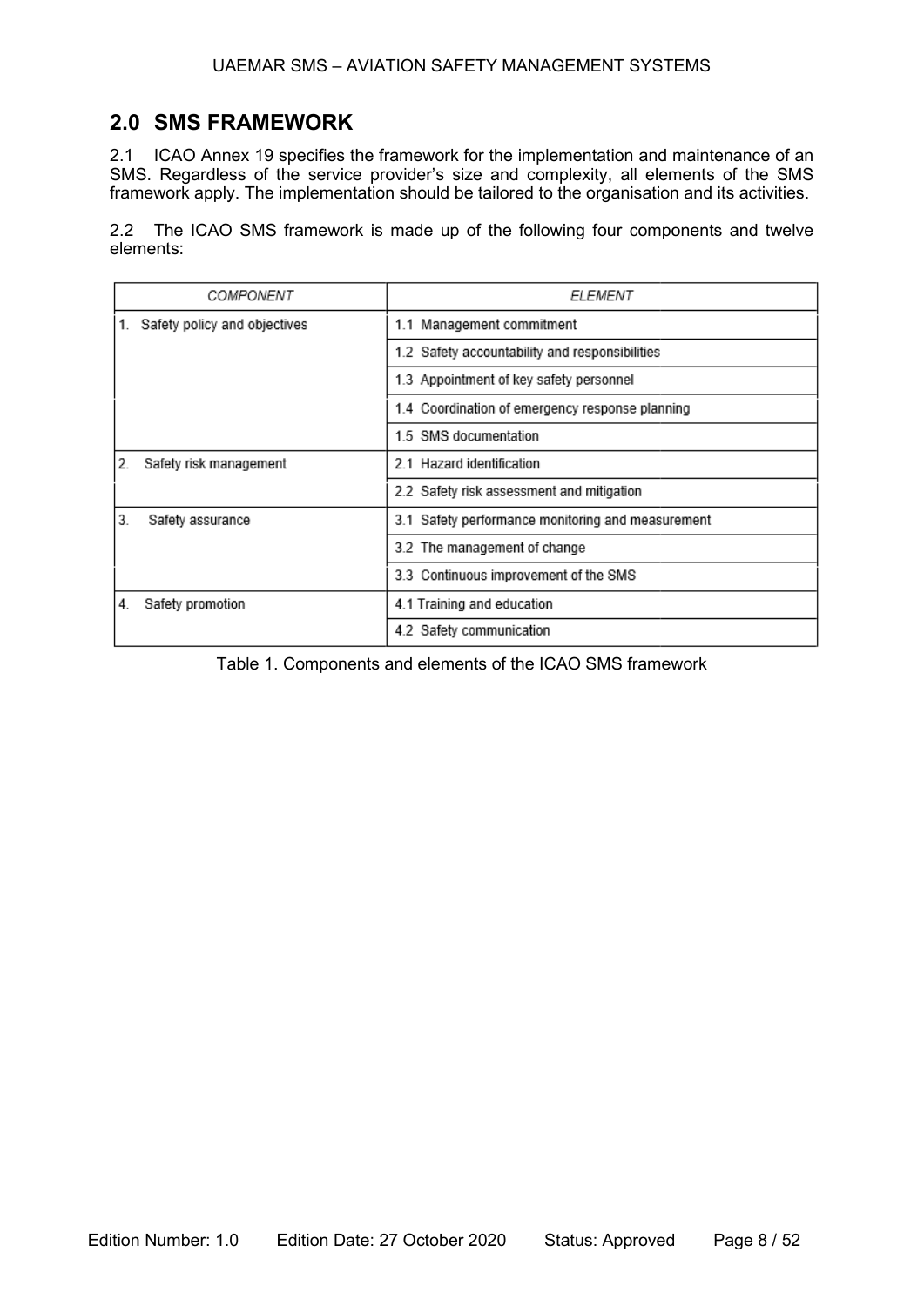## 2.0 SMS FRAMEWORK

2.1 ICAO Annex 19 specifies the framework for the implementation and maintenance of an SMS. Regardless of the service provider's size and complexity, all elements of the SMS framework apply. The implementation should be tailored to the organisation and its activities.

2.2 The ICAO SMS framework is made up of the following four components and twelve elements:

| *COMPONENT* | *ELEMENT* |
|---|---|
| 1. Safety policy and objectives | 1.1 Management commitment |
| | 1.2 Safety accountability and responsibilities |
| | 1.3 Appointment of key safety personnel |
| | 1.4 Coordination of emergency response planning |
| | 1.5 SMS documentation |
| 2. Safety risk management | 2.1 Hazard identification |
| | 2.2 Safety risk assessment and mitigation |
| 3. Safety assurance | 3.1 Safety performance monitoring and measurement |
| | 3.2 The management of change |
| | 3.3 Continuous improvement of the SMS |
| 4. Safety promotion | 4.1 Training and education |
| | 4.2 Safety communication |

Table 1. Components and elements of the ICAO SMS framework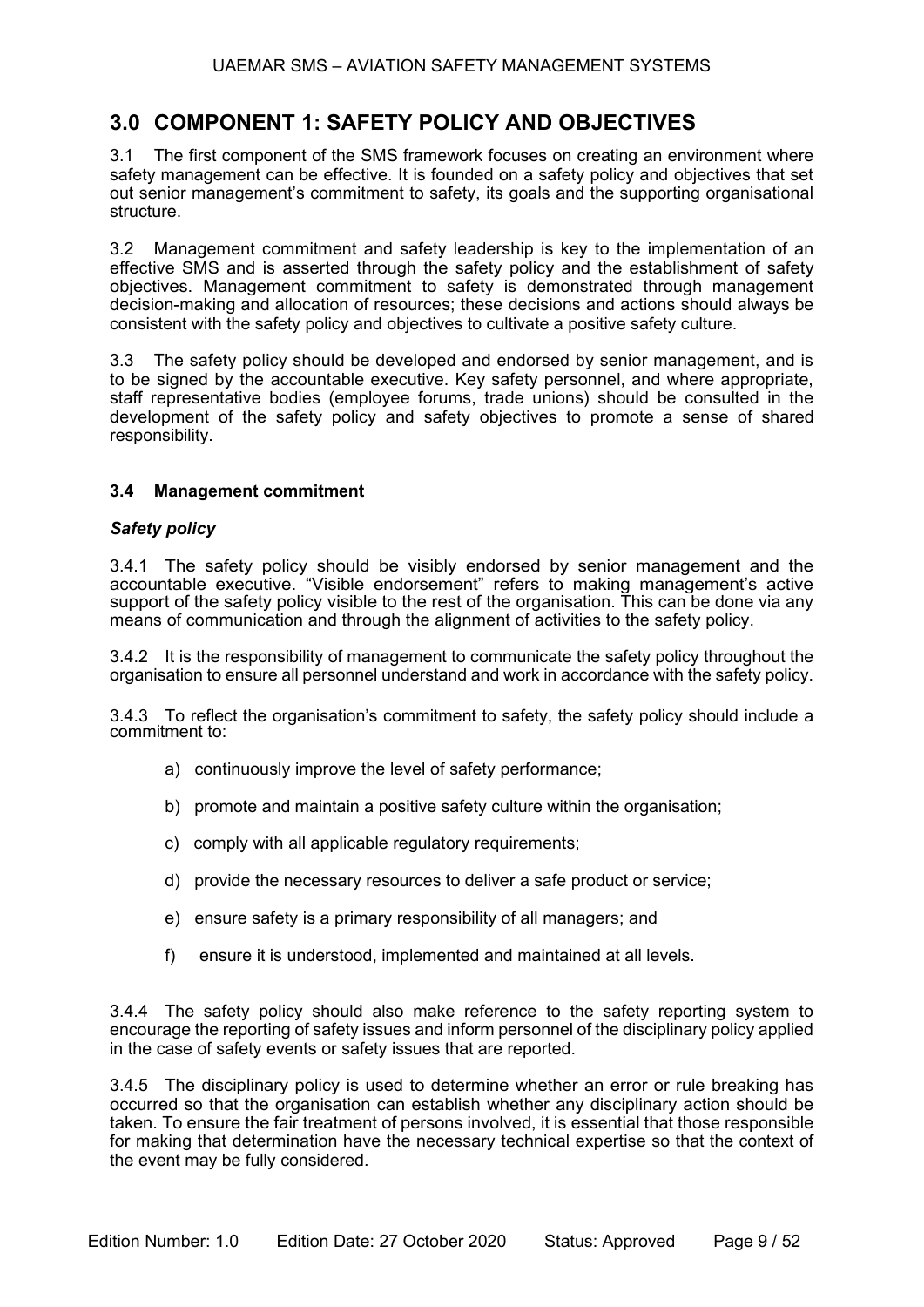## 3.0 COMPONENT 1: SAFETY POLICY AND OBJECTIVES

3.1 The first component of the SMS framework focuses on creating an environment where safety management can be effective. It is founded on a safety policy and objectives that set out senior management's commitment to safety, its goals and the supporting organisational structure.

3.2 Management commitment and safety leadership is key to the implementation of an effective SMS and is asserted through the safety policy and the establishment of safety objectives. Management commitment to safety is demonstrated through management decision-making and allocation of resources; these decisions and actions should always be consistent with the safety policy and objectives to cultivate a positive safety culture.

3.3 The safety policy should be developed and endorsed by senior management, and is to be signed by the accountable executive. Key safety personnel, and where appropriate, staff representative bodies (employee forums, trade unions) should be consulted in the development of the safety policy and safety objectives to promote a sense of shared responsibility.

### 3.4 Management commitment

***Safety policy***

3.4.1 The safety policy should be visibly endorsed by senior management and the accountable executive. "Visible endorsement" refers to making management's active support of the safety policy visible to the rest of the organisation. This can be done via any means of communication and through the alignment of activities to the safety policy.

3.4.2 It is the responsibility of management to communicate the safety policy throughout the organisation to ensure all personnel understand and work in accordance with the safety policy.

3.4.3 To reflect the organisation's commitment to safety, the safety policy should include a commitment to:

a) continuously improve the level of safety performance;

b) promote and maintain a positive safety culture within the organisation;

c) comply with all applicable regulatory requirements;

d) provide the necessary resources to deliver a safe product or service;

e) ensure safety is a primary responsibility of all managers; and

f) ensure it is understood, implemented and maintained at all levels.

3.4.4 The safety policy should also make reference to the safety reporting system to encourage the reporting of safety issues and inform personnel of the disciplinary policy applied in the case of safety events or safety issues that are reported.

3.4.5 The disciplinary policy is used to determine whether an error or rule breaking has occurred so that the organisation can establish whether any disciplinary action should be taken. To ensure the fair treatment of persons involved, it is essential that those responsible for making that determination have the necessary technical expertise so that the context of the event may be fully considered.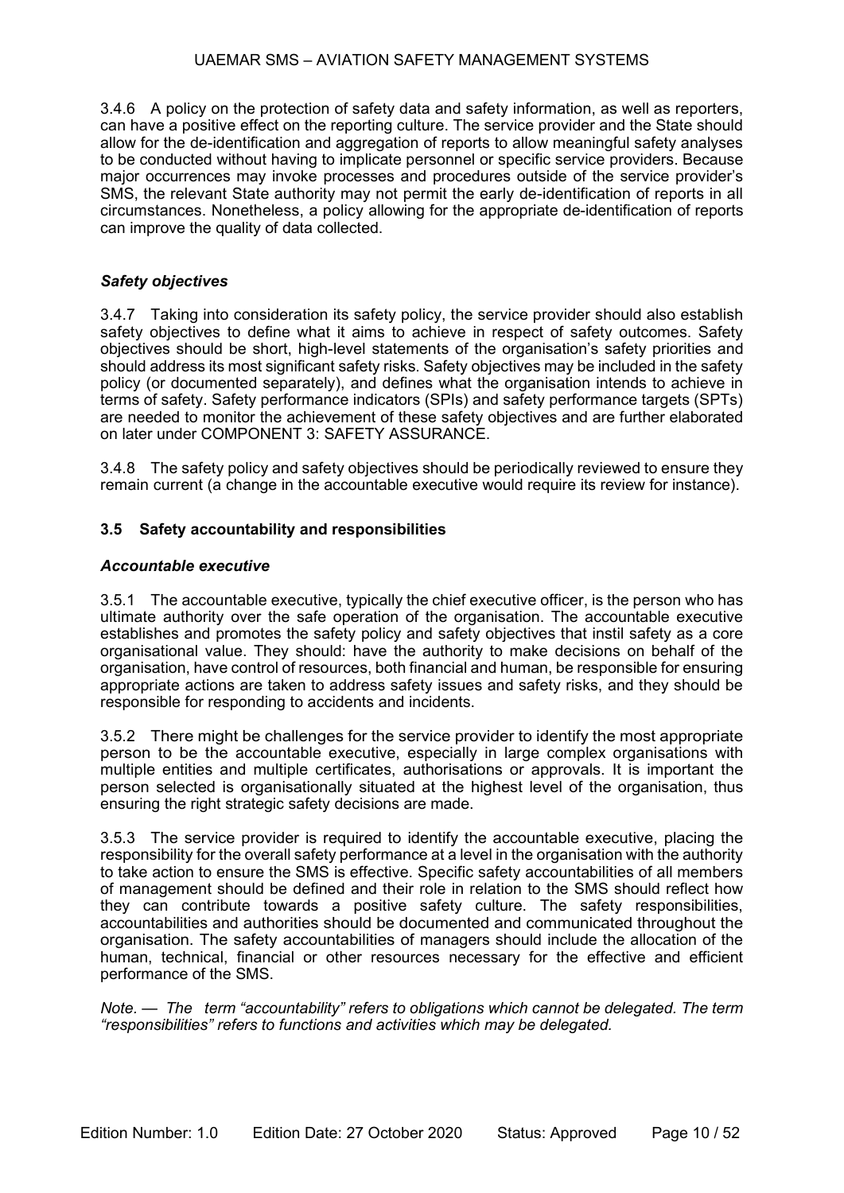3.4.6 A policy on the protection of safety data and safety information, as well as reporters, can have a positive effect on the reporting culture. The service provider and the State should allow for the de-identification and aggregation of reports to allow meaningful safety analyses to be conducted without having to implicate personnel or specific service providers. Because major occurrences may invoke processes and procedures outside of the service provider's SMS, the relevant State authority may not permit the early de-identification of reports in all circumstances. Nonetheless, a policy allowing for the appropriate de-identification of reports can improve the quality of data collected.

#### *Safety objectives*

3.4.7 Taking into consideration its safety policy, the service provider should also establish safety objectives to define what it aims to achieve in respect of safety outcomes. Safety objectives should be short, high-level statements of the organisation's safety priorities and should address its most significant safety risks. Safety objectives may be included in the safety policy (or documented separately), and defines what the organisation intends to achieve in terms of safety. Safety performance indicators (SPIs) and safety performance targets (SPTs) are needed to monitor the achievement of these safety objectives and are further elaborated on later under COMPONENT 3: SAFETY ASSURANCE.

3.4.8 The safety policy and safety objectives should be periodically reviewed to ensure they remain current (a change in the accountable executive would require its review for instance).

### 3.5 Safety accountability and responsibilities

#### *Accountable executive*

3.5.1 The accountable executive, typically the chief executive officer, is the person who has ultimate authority over the safe operation of the organisation. The accountable executive establishes and promotes the safety policy and safety objectives that instil safety as a core organisational value. They should: have the authority to make decisions on behalf of the organisation, have control of resources, both financial and human, be responsible for ensuring appropriate actions are taken to address safety issues and safety risks, and they should be responsible for responding to accidents and incidents.

3.5.2 There might be challenges for the service provider to identify the most appropriate person to be the accountable executive, especially in large complex organisations with multiple entities and multiple certificates, authorisations or approvals. It is important the person selected is organisationally situated at the highest level of the organisation, thus ensuring the right strategic safety decisions are made.

3.5.3 The service provider is required to identify the accountable executive, placing the responsibility for the overall safety performance at a level in the organisation with the authority to take action to ensure the SMS is effective. Specific safety accountabilities of all members of management should be defined and their role in relation to the SMS should reflect how they can contribute towards a positive safety culture. The safety responsibilities, accountabilities and authorities should be documented and communicated throughout the organisation. The safety accountabilities of managers should include the allocation of the human, technical, financial or other resources necessary for the effective and efficient performance of the SMS.

*Note. — The term "accountability" refers to obligations which cannot be delegated. The term "responsibilities" refers to functions and activities which may be delegated.*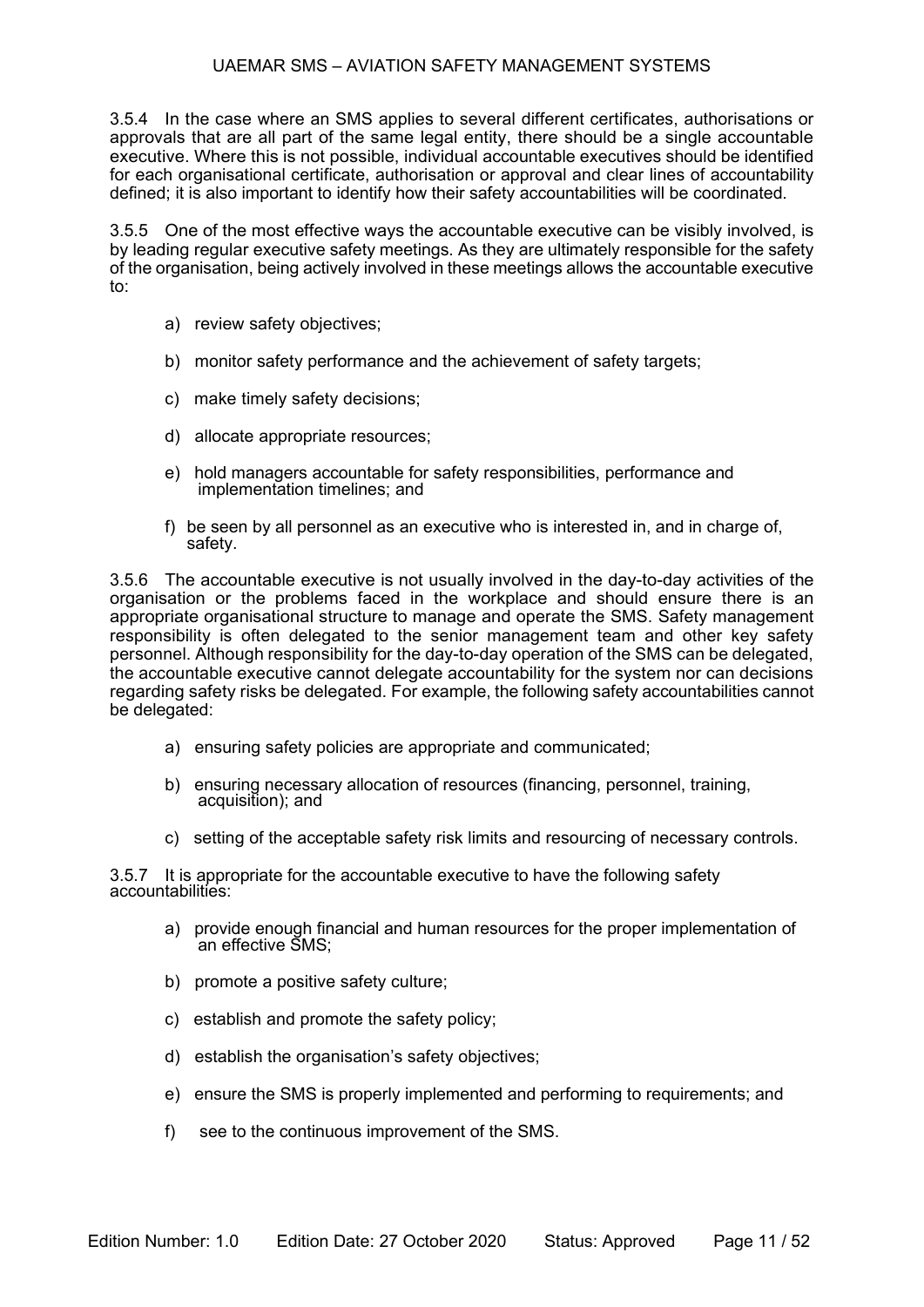3.5.4 In the case where an SMS applies to several different certificates, authorisations or approvals that are all part of the same legal entity, there should be a single accountable executive. Where this is not possible, individual accountable executives should be identified for each organisational certificate, authorisation or approval and clear lines of accountability defined; it is also important to identify how their safety accountabilities will be coordinated.

3.5.5 One of the most effective ways the accountable executive can be visibly involved, is by leading regular executive safety meetings. As they are ultimately responsible for the safety of the organisation, being actively involved in these meetings allows the accountable executive to:

a) review safety objectives;

b) monitor safety performance and the achievement of safety targets;

c) make timely safety decisions;

d) allocate appropriate resources;

e) hold managers accountable for safety responsibilities, performance and implementation timelines; and

f) be seen by all personnel as an executive who is interested in, and in charge of, safety.

3.5.6 The accountable executive is not usually involved in the day-to-day activities of the organisation or the problems faced in the workplace and should ensure there is an appropriate organisational structure to manage and operate the SMS. Safety management responsibility is often delegated to the senior management team and other key safety personnel. Although responsibility for the day-to-day operation of the SMS can be delegated, the accountable executive cannot delegate accountability for the system nor can decisions regarding safety risks be delegated. For example, the following safety accountabilities cannot be delegated:

a) ensuring safety policies are appropriate and communicated;

b) ensuring necessary allocation of resources (financing, personnel, training, acquisition); and

c) setting of the acceptable safety risk limits and resourcing of necessary controls.

3.5.7 It is appropriate for the accountable executive to have the following safety accountabilities:

a) provide enough financial and human resources for the proper implementation of an effective SMS;

b) promote a positive safety culture;

c) establish and promote the safety policy;

d) establish the organisation's safety objectives;

e) ensure the SMS is properly implemented and performing to requirements; and

f) see to the continuous improvement of the SMS.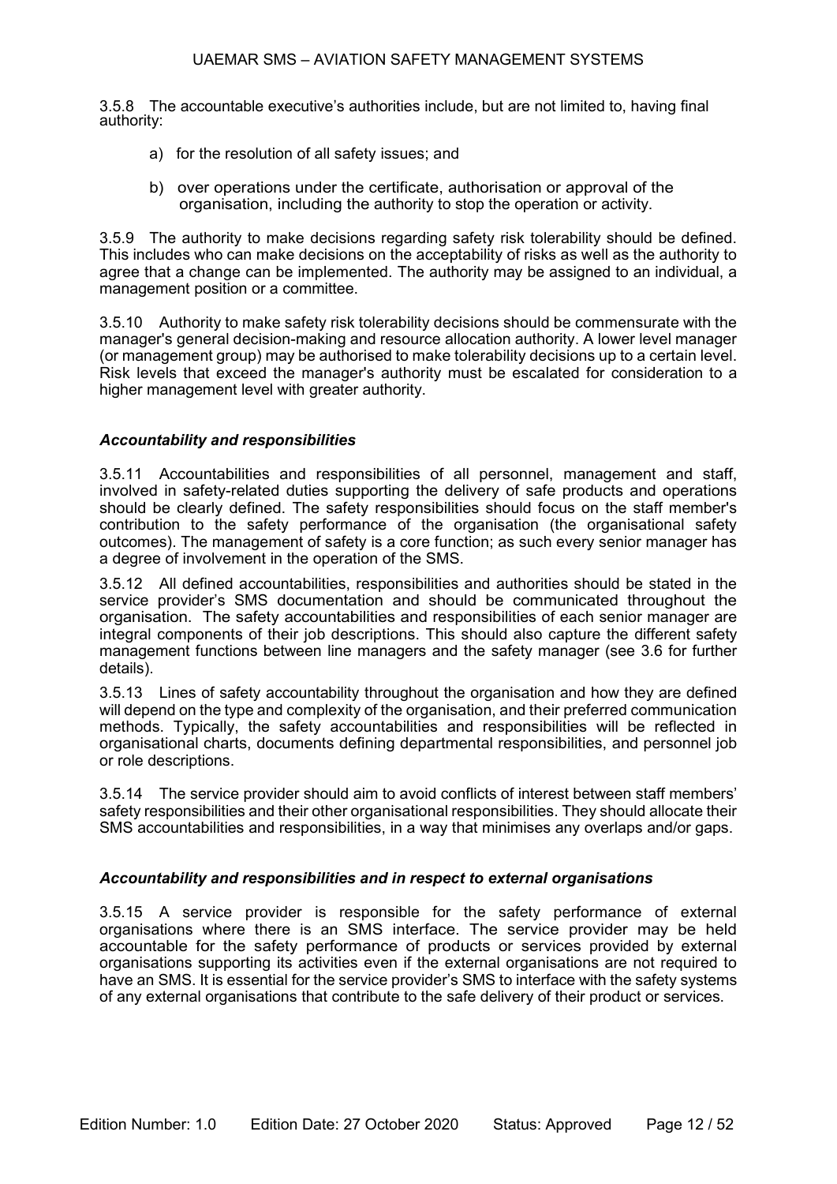3.5.8 The accountable executive's authorities include, but are not limited to, having final authority:

a) for the resolution of all safety issues; and

b) over operations under the certificate, authorisation or approval of the organisation, including the authority to stop the operation or activity.

3.5.9 The authority to make decisions regarding safety risk tolerability should be defined. This includes who can make decisions on the acceptability of risks as well as the authority to agree that a change can be implemented. The authority may be assigned to an individual, a management position or a committee.

3.5.10 Authority to make safety risk tolerability decisions should be commensurate with the manager's general decision-making and resource allocation authority. A lower level manager (or management group) may be authorised to make tolerability decisions up to a certain level. Risk levels that exceed the manager's authority must be escalated for consideration to a higher management level with greater authority.

### *Accountability and responsibilities*

3.5.11 Accountabilities and responsibilities of all personnel, management and staff, involved in safety-related duties supporting the delivery of safe products and operations should be clearly defined. The safety responsibilities should focus on the staff member's contribution to the safety performance of the organisation (the organisational safety outcomes). The management of safety is a core function; as such every senior manager has a degree of involvement in the operation of the SMS.

3.5.12 All defined accountabilities, responsibilities and authorities should be stated in the service provider's SMS documentation and should be communicated throughout the organisation. The safety accountabilities and responsibilities of each senior manager are integral components of their job descriptions. This should also capture the different safety management functions between line managers and the safety manager (see 3.6 for further details).

3.5.13 Lines of safety accountability throughout the organisation and how they are defined will depend on the type and complexity of the organisation, and their preferred communication methods. Typically, the safety accountabilities and responsibilities will be reflected in organisational charts, documents defining departmental responsibilities, and personnel job or role descriptions.

3.5.14 The service provider should aim to avoid conflicts of interest between staff members' safety responsibilities and their other organisational responsibilities. They should allocate their SMS accountabilities and responsibilities, in a way that minimises any overlaps and/or gaps.

### *Accountability and responsibilities and in respect to external organisations*

3.5.15 A service provider is responsible for the safety performance of external organisations where there is an SMS interface. The service provider may be held accountable for the safety performance of products or services provided by external organisations supporting its activities even if the external organisations are not required to have an SMS. It is essential for the service provider's SMS to interface with the safety systems of any external organisations that contribute to the safe delivery of their product or services.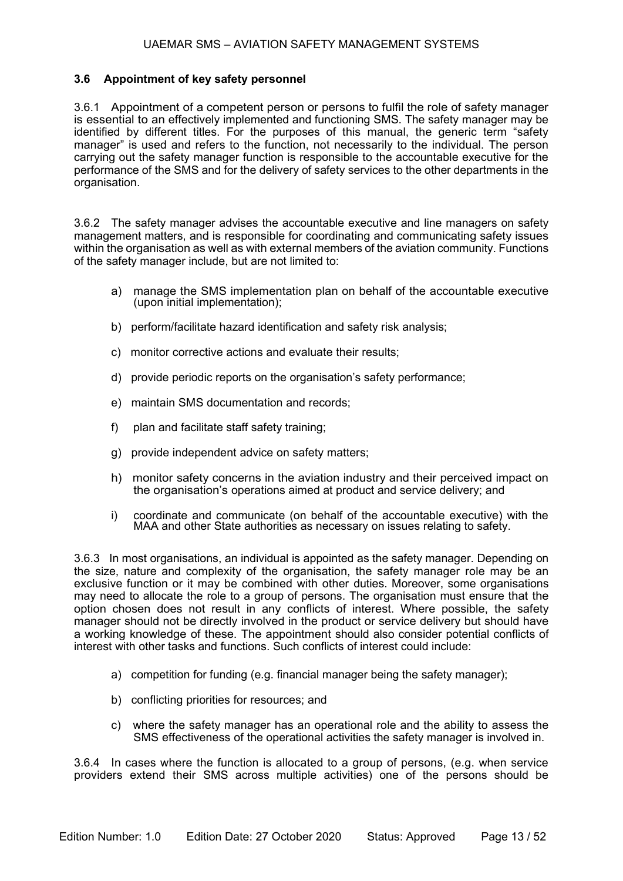### 3.6 Appointment of key safety personnel

3.6.1 Appointment of a competent person or persons to fulfil the role of safety manager is essential to an effectively implemented and functioning SMS. The safety manager may be identified by different titles. For the purposes of this manual, the generic term "safety manager" is used and refers to the function, not necessarily to the individual. The person carrying out the safety manager function is responsible to the accountable executive for the performance of the SMS and for the delivery of safety services to the other departments in the organisation.

3.6.2 The safety manager advises the accountable executive and line managers on safety management matters, and is responsible for coordinating and communicating safety issues within the organisation as well as with external members of the aviation community. Functions of the safety manager include, but are not limited to:

a) manage the SMS implementation plan on behalf of the accountable executive (upon initial implementation);

b) perform/facilitate hazard identification and safety risk analysis;

c) monitor corrective actions and evaluate their results;

d) provide periodic reports on the organisation's safety performance;

e) maintain SMS documentation and records;

f) plan and facilitate staff safety training;

g) provide independent advice on safety matters;

h) monitor safety concerns in the aviation industry and their perceived impact on the organisation's operations aimed at product and service delivery; and

i) coordinate and communicate (on behalf of the accountable executive) with the MAA and other State authorities as necessary on issues relating to safety.

3.6.3 In most organisations, an individual is appointed as the safety manager. Depending on the size, nature and complexity of the organisation, the safety manager role may be an exclusive function or it may be combined with other duties. Moreover, some organisations may need to allocate the role to a group of persons. The organisation must ensure that the option chosen does not result in any conflicts of interest. Where possible, the safety manager should not be directly involved in the product or service delivery but should have a working knowledge of these. The appointment should also consider potential conflicts of interest with other tasks and functions. Such conflicts of interest could include:

a) competition for funding (e.g. financial manager being the safety manager);

b) conflicting priorities for resources; and

c) where the safety manager has an operational role and the ability to assess the SMS effectiveness of the operational activities the safety manager is involved in.

3.6.4 In cases where the function is allocated to a group of persons, (e.g. when service providers extend their SMS across multiple activities) one of the persons should be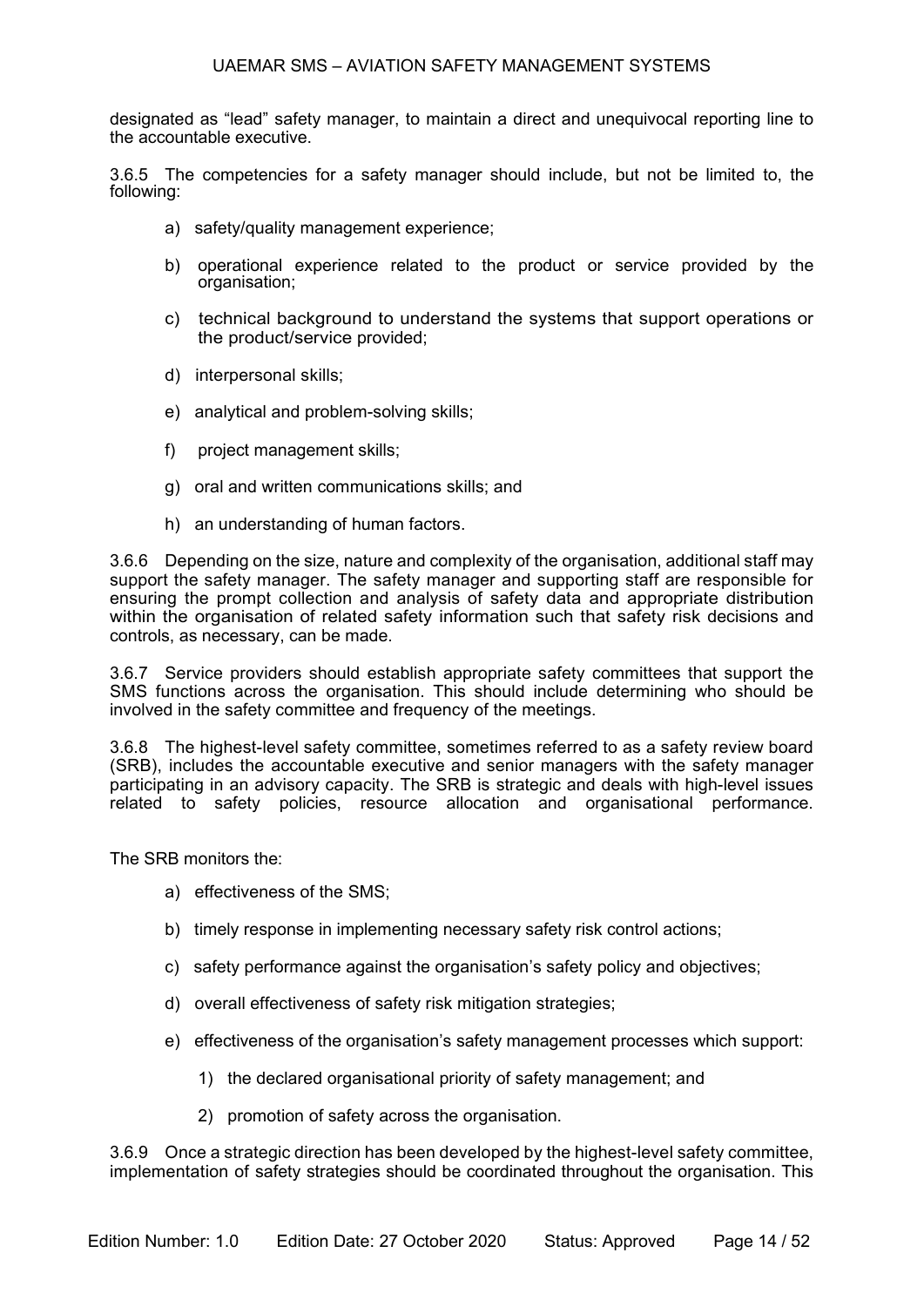designated as "lead" safety manager, to maintain a direct and unequivocal reporting line to the accountable executive.

3.6.5 The competencies for a safety manager should include, but not be limited to, the following:

a) safety/quality management experience;

b) operational experience related to the product or service provided by the organisation;

c) technical background to understand the systems that support operations or the product/service provided;

d) interpersonal skills;

e) analytical and problem-solving skills;

f) project management skills;

g) oral and written communications skills; and

h) an understanding of human factors.

3.6.6 Depending on the size, nature and complexity of the organisation, additional staff may support the safety manager. The safety manager and supporting staff are responsible for ensuring the prompt collection and analysis of safety data and appropriate distribution within the organisation of related safety information such that safety risk decisions and controls, as necessary, can be made.

3.6.7 Service providers should establish appropriate safety committees that support the SMS functions across the organisation. This should include determining who should be involved in the safety committee and frequency of the meetings.

3.6.8 The highest-level safety committee, sometimes referred to as a safety review board (SRB), includes the accountable executive and senior managers with the safety manager participating in an advisory capacity. The SRB is strategic and deals with high-level issues related to safety policies, resource allocation and organisational performance.

The SRB monitors the:

a) effectiveness of the SMS;

b) timely response in implementing necessary safety risk control actions;

c) safety performance against the organisation's safety policy and objectives;

d) overall effectiveness of safety risk mitigation strategies;

e) effectiveness of the organisation's safety management processes which support:

   1) the declared organisational priority of safety management; and

   2) promotion of safety across the organisation.

3.6.9 Once a strategic direction has been developed by the highest-level safety committee, implementation of safety strategies should be coordinated throughout the organisation. This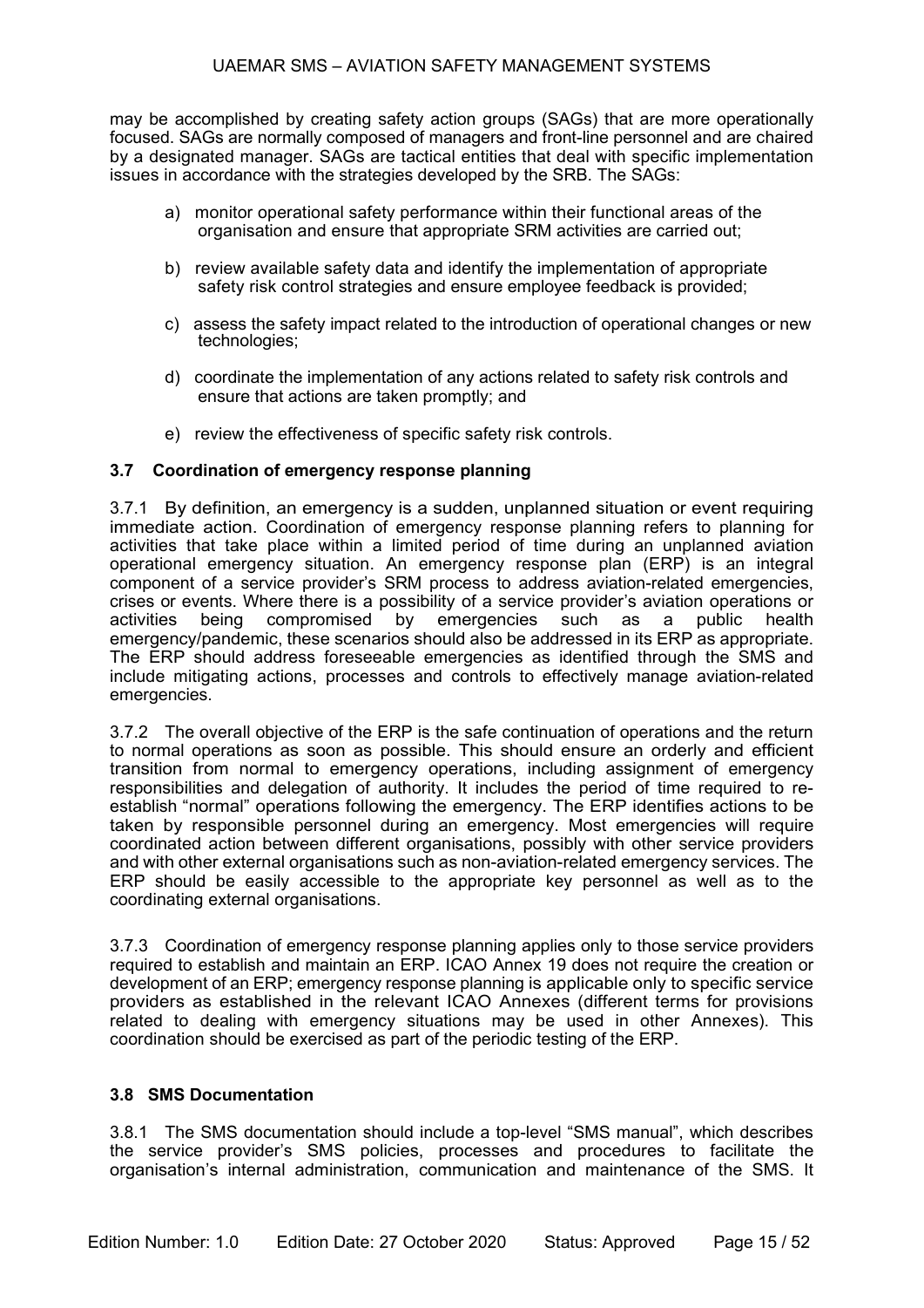may be accomplished by creating safety action groups (SAGs) that are more operationally focused. SAGs are normally composed of managers and front-line personnel and are chaired by a designated manager. SAGs are tactical entities that deal with specific implementation issues in accordance with the strategies developed by the SRB. The SAGs:

a) monitor operational safety performance within their functional areas of the organisation and ensure that appropriate SRM activities are carried out;

b) review available safety data and identify the implementation of appropriate safety risk control strategies and ensure employee feedback is provided;

c) assess the safety impact related to the introduction of operational changes or new technologies;

d) coordinate the implementation of any actions related to safety risk controls and ensure that actions are taken promptly; and

e) review the effectiveness of specific safety risk controls.

### 3.7 Coordination of emergency response planning

3.7.1 By definition, an emergency is a sudden, unplanned situation or event requiring immediate action. Coordination of emergency response planning refers to planning for activities that take place within a limited period of time during an unplanned aviation operational emergency situation. An emergency response plan (ERP) is an integral component of a service provider's SRM process to address aviation-related emergencies, crises or events. Where there is a possibility of a service provider's aviation operations or activities being compromised by emergencies such as a public health emergency/pandemic, these scenarios should also be addressed in its ERP as appropriate. The ERP should address foreseeable emergencies as identified through the SMS and include mitigating actions, processes and controls to effectively manage aviation-related emergencies.

3.7.2 The overall objective of the ERP is the safe continuation of operations and the return to normal operations as soon as possible. This should ensure an orderly and efficient transition from normal to emergency operations, including assignment of emergency responsibilities and delegation of authority. It includes the period of time required to re-establish "normal" operations following the emergency. The ERP identifies actions to be taken by responsible personnel during an emergency. Most emergencies will require coordinated action between different organisations, possibly with other service providers and with other external organisations such as non-aviation-related emergency services. The ERP should be easily accessible to the appropriate key personnel as well as to the coordinating external organisations.

3.7.3 Coordination of emergency response planning applies only to those service providers required to establish and maintain an ERP. ICAO Annex 19 does not require the creation or development of an ERP; emergency response planning is applicable only to specific service providers as established in the relevant ICAO Annexes (different terms for provisions related to dealing with emergency situations may be used in other Annexes). This coordination should be exercised as part of the periodic testing of the ERP.

### 3.8 SMS Documentation

3.8.1 The SMS documentation should include a top-level "SMS manual", which describes the service provider's SMS policies, processes and procedures to facilitate the organisation's internal administration, communication and maintenance of the SMS. It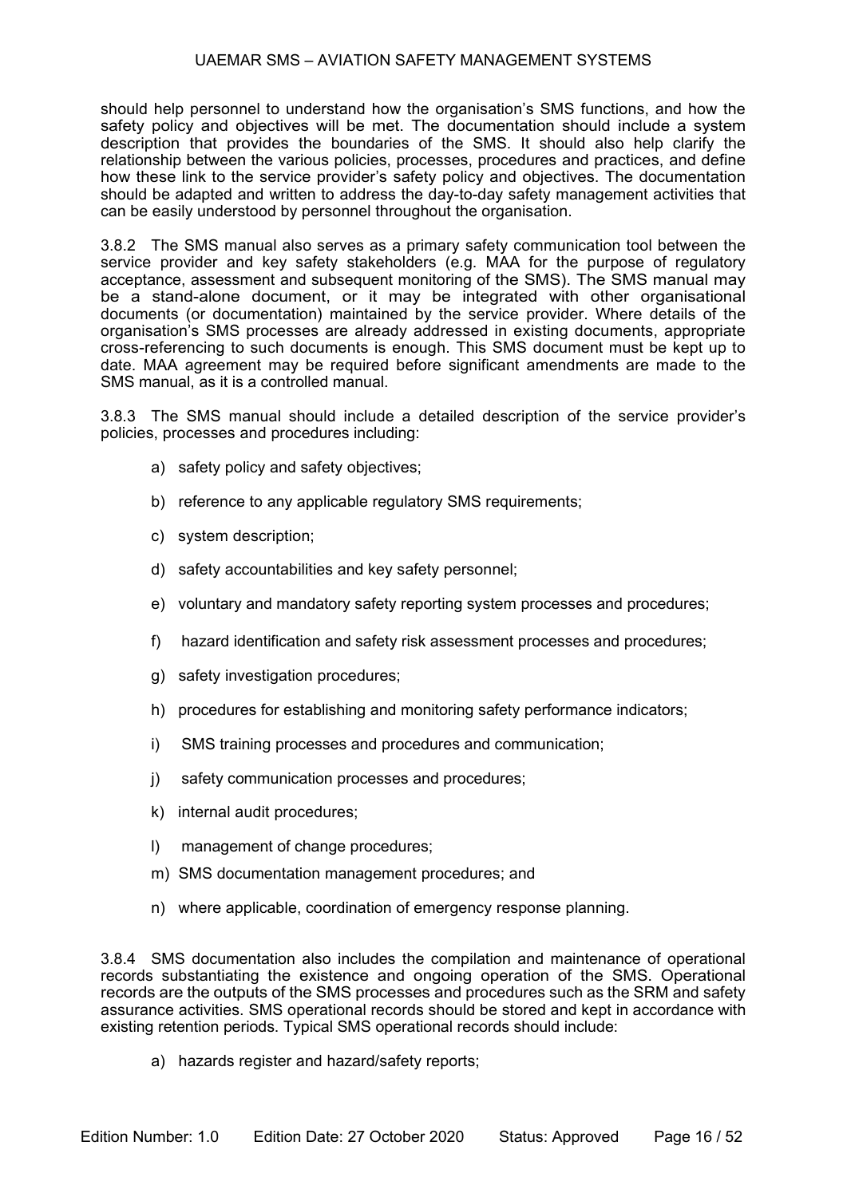should help personnel to understand how the organisation's SMS functions, and how the safety policy and objectives will be met. The documentation should include a system description that provides the boundaries of the SMS. It should also help clarify the relationship between the various policies, processes, procedures and practices, and define how these link to the service provider's safety policy and objectives. The documentation should be adapted and written to address the day-to-day safety management activities that can be easily understood by personnel throughout the organisation.

3.8.2 The SMS manual also serves as a primary safety communication tool between the service provider and key safety stakeholders (e.g. MAA for the purpose of regulatory acceptance, assessment and subsequent monitoring of the SMS). The SMS manual may be a stand-alone document, or it may be integrated with other organisational documents (or documentation) maintained by the service provider. Where details of the organisation's SMS processes are already addressed in existing documents, appropriate cross-referencing to such documents is enough. This SMS document must be kept up to date. MAA agreement may be required before significant amendments are made to the SMS manual, as it is a controlled manual.

3.8.3 The SMS manual should include a detailed description of the service provider's policies, processes and procedures including:

a) safety policy and safety objectives;

b) reference to any applicable regulatory SMS requirements;

c) system description;

d) safety accountabilities and key safety personnel;

e) voluntary and mandatory safety reporting system processes and procedures;

f) hazard identification and safety risk assessment processes and procedures;

g) safety investigation procedures;

h) procedures for establishing and monitoring safety performance indicators;

i) SMS training processes and procedures and communication;

j) safety communication processes and procedures;

k) internal audit procedures;

l) management of change procedures;

m) SMS documentation management procedures; and

n) where applicable, coordination of emergency response planning.

3.8.4 SMS documentation also includes the compilation and maintenance of operational records substantiating the existence and ongoing operation of the SMS. Operational records are the outputs of the SMS processes and procedures such as the SRM and safety assurance activities. SMS operational records should be stored and kept in accordance with existing retention periods. Typical SMS operational records should include:

a) hazards register and hazard/safety reports;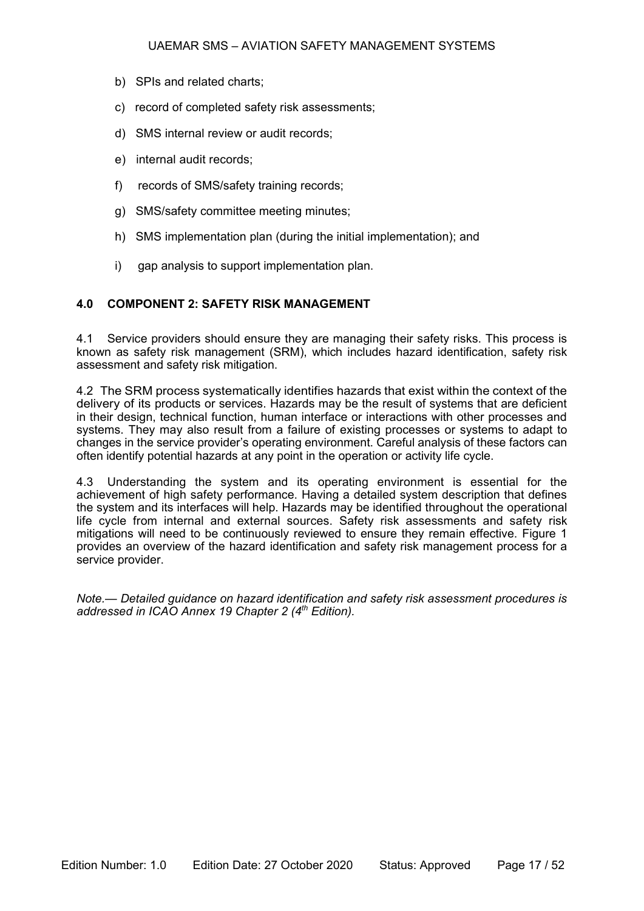b) SPIs and related charts;

c) record of completed safety risk assessments;

d) SMS internal review or audit records;

e) internal audit records;

f) records of SMS/safety training records;

g) SMS/safety committee meeting minutes;

h) SMS implementation plan (during the initial implementation); and

i) gap analysis to support implementation plan.

## 4.0 COMPONENT 2: SAFETY RISK MANAGEMENT

4.1 Service providers should ensure they are managing their safety risks. This process is known as safety risk management (SRM), which includes hazard identification, safety risk assessment and safety risk mitigation.

4.2 The SRM process systematically identifies hazards that exist within the context of the delivery of its products or services. Hazards may be the result of systems that are deficient in their design, technical function, human interface or interactions with other processes and systems. They may also result from a failure of existing processes or systems to adapt to changes in the service provider's operating environment. Careful analysis of these factors can often identify potential hazards at any point in the operation or activity life cycle.

4.3 Understanding the system and its operating environment is essential for the achievement of high safety performance. Having a detailed system description that defines the system and its interfaces will help. Hazards may be identified throughout the operational life cycle from internal and external sources. Safety risk assessments and safety risk mitigations will need to be continuously reviewed to ensure they remain effective. Figure 1 provides an overview of the hazard identification and safety risk management process for a service provider.

*Note.— Detailed guidance on hazard identification and safety risk assessment procedures is addressed in ICAO Annex 19 Chapter 2 (4th Edition).*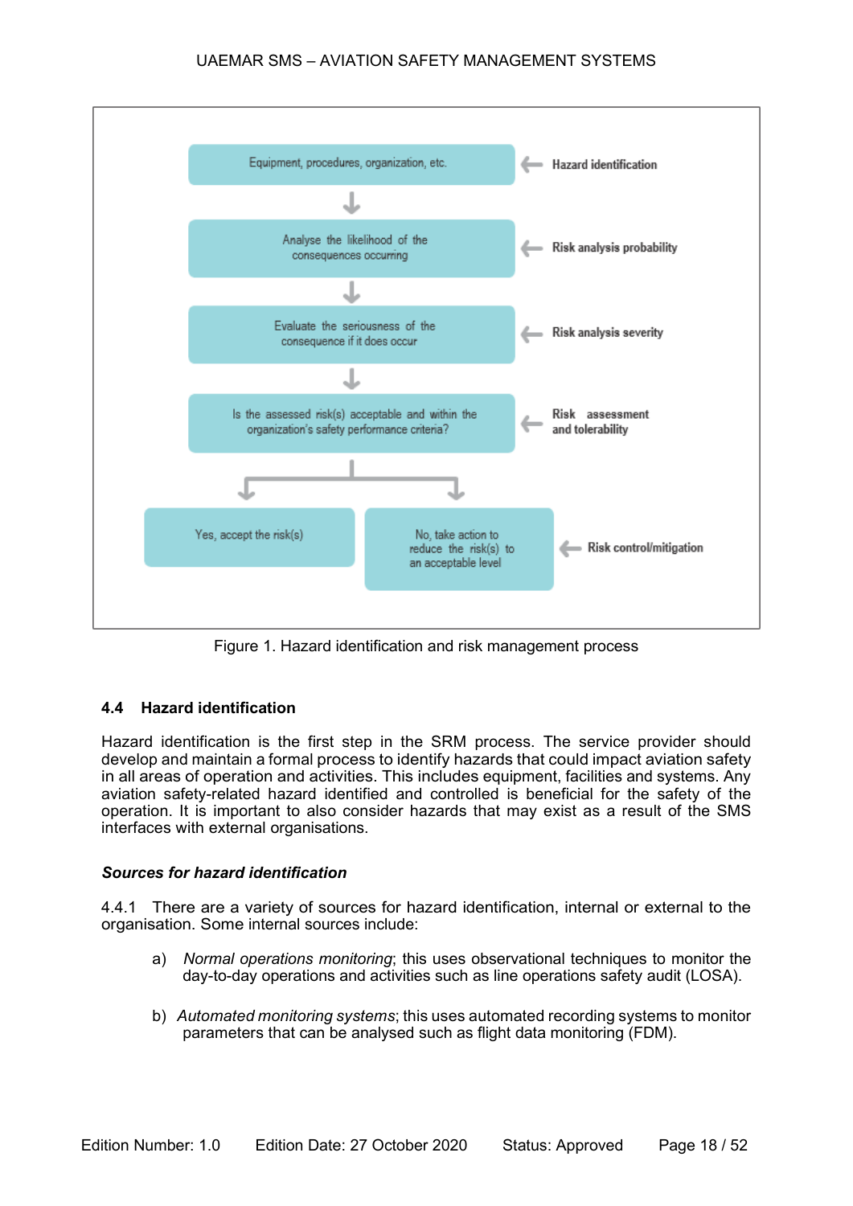| Process step | Stage |
| --- | --- |
| Equipment, procedures, organization, etc. | Hazard identification |
| Analyse the likelihood of the consequences occurring | Risk analysis probability |
| Evaluate the seriousness of the consequence if it does occur | Risk analysis severity |
| Is the assessed risk(s) acceptable and within the organization's safety performance criteria? | Risk assessment and tolerability |
| Yes, accept the risk(s) / No, take action to reduce the risk(s) to an acceptable level | Risk control/mitigation |

Figure 1. Hazard identification and risk management process

## 4.4 Hazard identification

Hazard identification is the first step in the SRM process. The service provider should develop and maintain a formal process to identify hazards that could impact aviation safety in all areas of operation and activities. This includes equipment, facilities and systems. Any aviation safety-related hazard identified and controlled is beneficial for the safety of the operation. It is important to also consider hazards that may exist as a result of the SMS interfaces with external organisations.

### *Sources for hazard identification*

4.4.1 There are a variety of sources for hazard identification, internal or external to the organisation. Some internal sources include:

a) *Normal operations monitoring*; this uses observational techniques to monitor the day-to-day operations and activities such as line operations safety audit (LOSA).

b) *Automated monitoring systems*; this uses automated recording systems to monitor parameters that can be analysed such as flight data monitoring (FDM).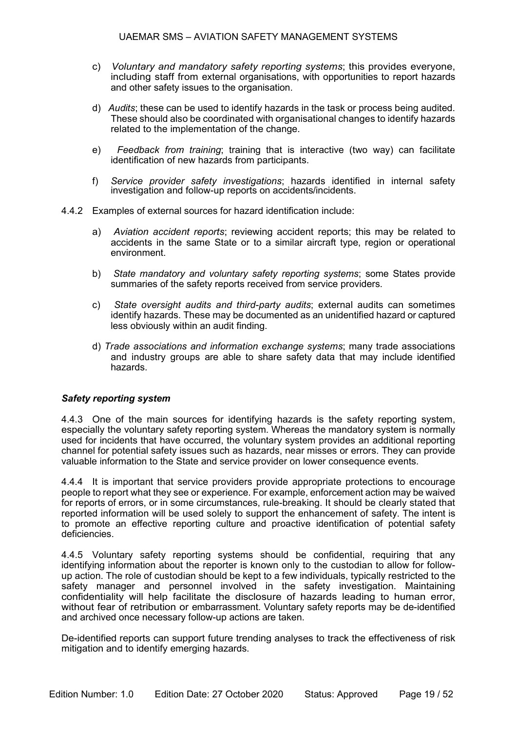c) *Voluntary and mandatory safety reporting systems*; this provides everyone, including staff from external organisations, with opportunities to report hazards and other safety issues to the organisation.

d) *Audits*; these can be used to identify hazards in the task or process being audited. These should also be coordinated with organisational changes to identify hazards related to the implementation of the change.

e) *Feedback from training*; training that is interactive (two way) can facilitate identification of new hazards from participants.

f) *Service provider safety investigations*; hazards identified in internal safety investigation and follow-up reports on accidents/incidents.

4.4.2 Examples of external sources for hazard identification include:

a) *Aviation accident reports*; reviewing accident reports; this may be related to accidents in the same State or to a similar aircraft type, region or operational environment.

b) *State mandatory and voluntary safety reporting systems*; some States provide summaries of the safety reports received from service providers.

c) *State oversight audits and third-party audits*; external audits can sometimes identify hazards. These may be documented as an unidentified hazard or captured less obviously within an audit finding.

d) *Trade associations and information exchange systems*; many trade associations and industry groups are able to share safety data that may include identified hazards.

### *Safety reporting system*

4.4.3 One of the main sources for identifying hazards is the safety reporting system, especially the voluntary safety reporting system. Whereas the mandatory system is normally used for incidents that have occurred, the voluntary system provides an additional reporting channel for potential safety issues such as hazards, near misses or errors. They can provide valuable information to the State and service provider on lower consequence events.

4.4.4 It is important that service providers provide appropriate protections to encourage people to report what they see or experience. For example, enforcement action may be waived for reports of errors, or in some circumstances, rule-breaking. It should be clearly stated that reported information will be used solely to support the enhancement of safety. The intent is to promote an effective reporting culture and proactive identification of potential safety deficiencies.

4.4.5 Voluntary safety reporting systems should be confidential, requiring that any identifying information about the reporter is known only to the custodian to allow for follow-up action. The role of custodian should be kept to a few individuals, typically restricted to the safety manager and personnel involved in the safety investigation. Maintaining confidentiality will help facilitate the disclosure of hazards leading to human error, without fear of retribution or embarrassment. Voluntary safety reports may be de-identified and archived once necessary follow-up actions are taken.

De-identified reports can support future trending analyses to track the effectiveness of risk mitigation and to identify emerging hazards.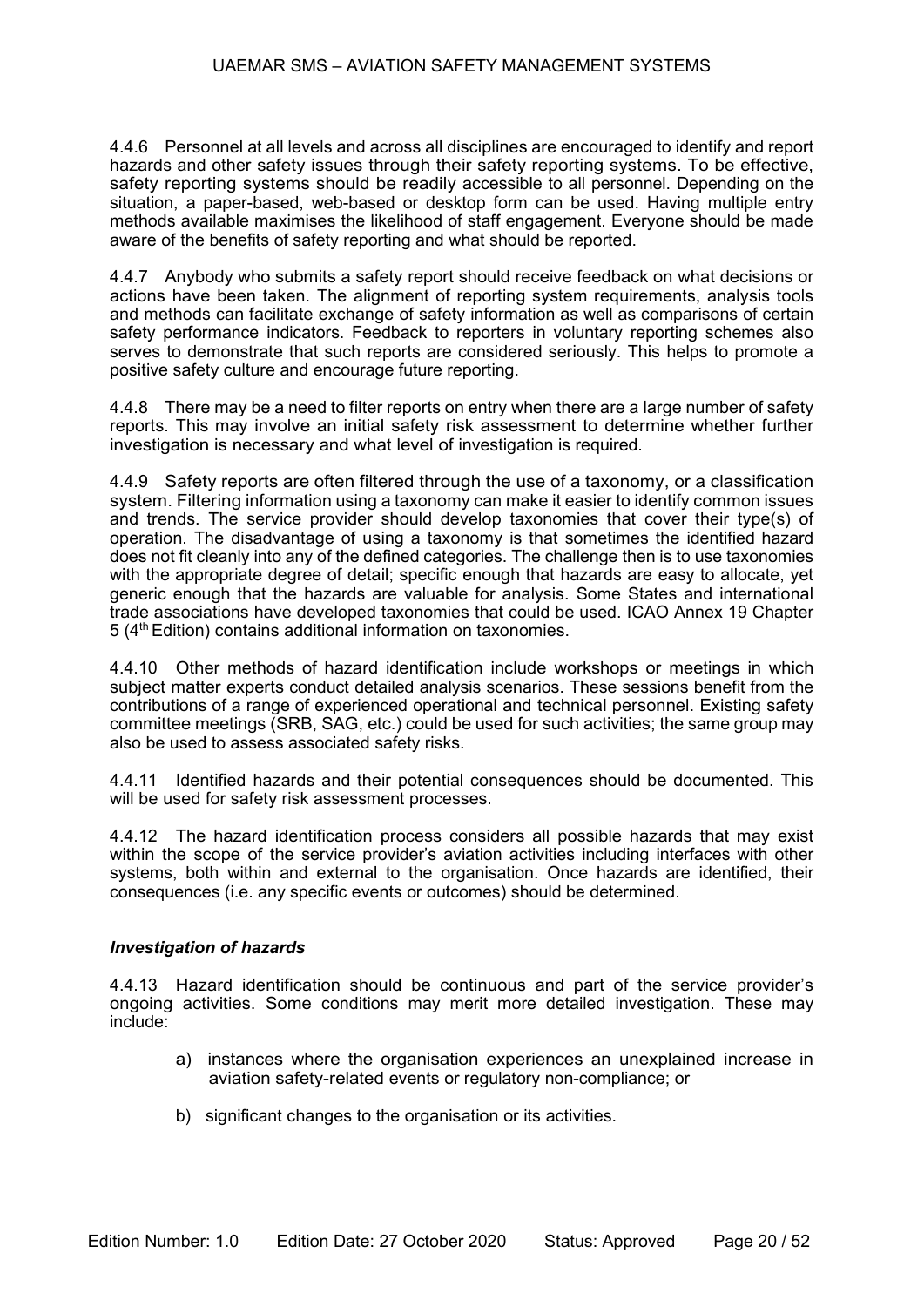4.4.6 Personnel at all levels and across all disciplines are encouraged to identify and report hazards and other safety issues through their safety reporting systems. To be effective, safety reporting systems should be readily accessible to all personnel. Depending on the situation, a paper-based, web-based or desktop form can be used. Having multiple entry methods available maximises the likelihood of staff engagement. Everyone should be made aware of the benefits of safety reporting and what should be reported.

4.4.7 Anybody who submits a safety report should receive feedback on what decisions or actions have been taken. The alignment of reporting system requirements, analysis tools and methods can facilitate exchange of safety information as well as comparisons of certain safety performance indicators. Feedback to reporters in voluntary reporting schemes also serves to demonstrate that such reports are considered seriously. This helps to promote a positive safety culture and encourage future reporting.

4.4.8 There may be a need to filter reports on entry when there are a large number of safety reports. This may involve an initial safety risk assessment to determine whether further investigation is necessary and what level of investigation is required.

4.4.9 Safety reports are often filtered through the use of a taxonomy, or a classification system. Filtering information using a taxonomy can make it easier to identify common issues and trends. The service provider should develop taxonomies that cover their type(s) of operation. The disadvantage of using a taxonomy is that sometimes the identified hazard does not fit cleanly into any of the defined categories. The challenge then is to use taxonomies with the appropriate degree of detail; specific enough that hazards are easy to allocate, yet generic enough that the hazards are valuable for analysis. Some States and international trade associations have developed taxonomies that could be used. ICAO Annex 19 Chapter 5 (4th Edition) contains additional information on taxonomies.

4.4.10 Other methods of hazard identification include workshops or meetings in which subject matter experts conduct detailed analysis scenarios. These sessions benefit from the contributions of a range of experienced operational and technical personnel. Existing safety committee meetings (SRB, SAG, etc.) could be used for such activities; the same group may also be used to assess associated safety risks.

4.4.11 Identified hazards and their potential consequences should be documented. This will be used for safety risk assessment processes.

4.4.12 The hazard identification process considers all possible hazards that may exist within the scope of the service provider's aviation activities including interfaces with other systems, both within and external to the organisation. Once hazards are identified, their consequences (i.e. any specific events or outcomes) should be determined.

***Investigation of hazards***

4.4.13 Hazard identification should be continuous and part of the service provider's ongoing activities. Some conditions may merit more detailed investigation. These may include:

a) instances where the organisation experiences an unexplained increase in aviation safety-related events or regulatory non-compliance; or

b) significant changes to the organisation or its activities.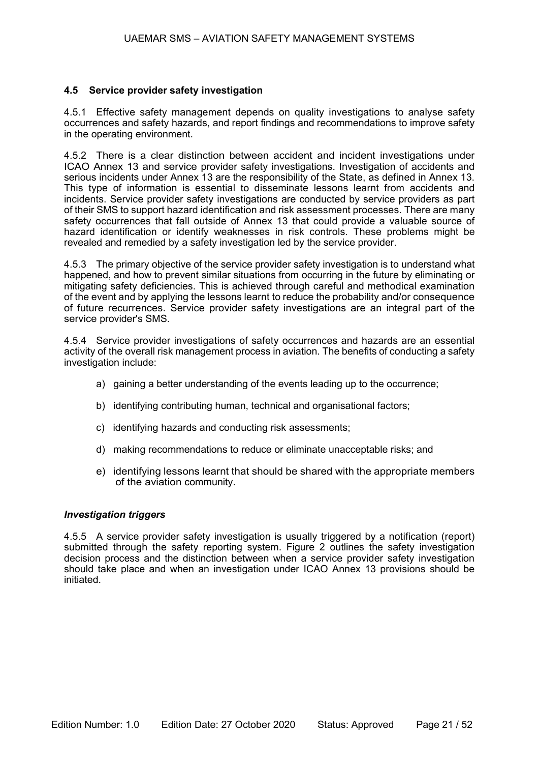### 4.5 Service provider safety investigation

4.5.1 Effective safety management depends on quality investigations to analyse safety occurrences and safety hazards, and report findings and recommendations to improve safety in the operating environment.

4.5.2 There is a clear distinction between accident and incident investigations under ICAO Annex 13 and service provider safety investigations. Investigation of accidents and serious incidents under Annex 13 are the responsibility of the State, as defined in Annex 13. This type of information is essential to disseminate lessons learnt from accidents and incidents. Service provider safety investigations are conducted by service providers as part of their SMS to support hazard identification and risk assessment processes. There are many safety occurrences that fall outside of Annex 13 that could provide a valuable source of hazard identification or identify weaknesses in risk controls. These problems might be revealed and remedied by a safety investigation led by the service provider.

4.5.3 The primary objective of the service provider safety investigation is to understand what happened, and how to prevent similar situations from occurring in the future by eliminating or mitigating safety deficiencies. This is achieved through careful and methodical examination of the event and by applying the lessons learnt to reduce the probability and/or consequence of future recurrences. Service provider safety investigations are an integral part of the service provider's SMS.

4.5.4 Service provider investigations of safety occurrences and hazards are an essential activity of the overall risk management process in aviation. The benefits of conducting a safety investigation include:

a) gaining a better understanding of the events leading up to the occurrence;

b) identifying contributing human, technical and organisational factors;

c) identifying hazards and conducting risk assessments;

d) making recommendations to reduce or eliminate unacceptable risks; and

e) identifying lessons learnt that should be shared with the appropriate members of the aviation community.

#### *Investigation triggers*

4.5.5 A service provider safety investigation is usually triggered by a notification (report) submitted through the safety reporting system. Figure 2 outlines the safety investigation decision process and the distinction between when a service provider safety investigation should take place and when an investigation under ICAO Annex 13 provisions should be initiated.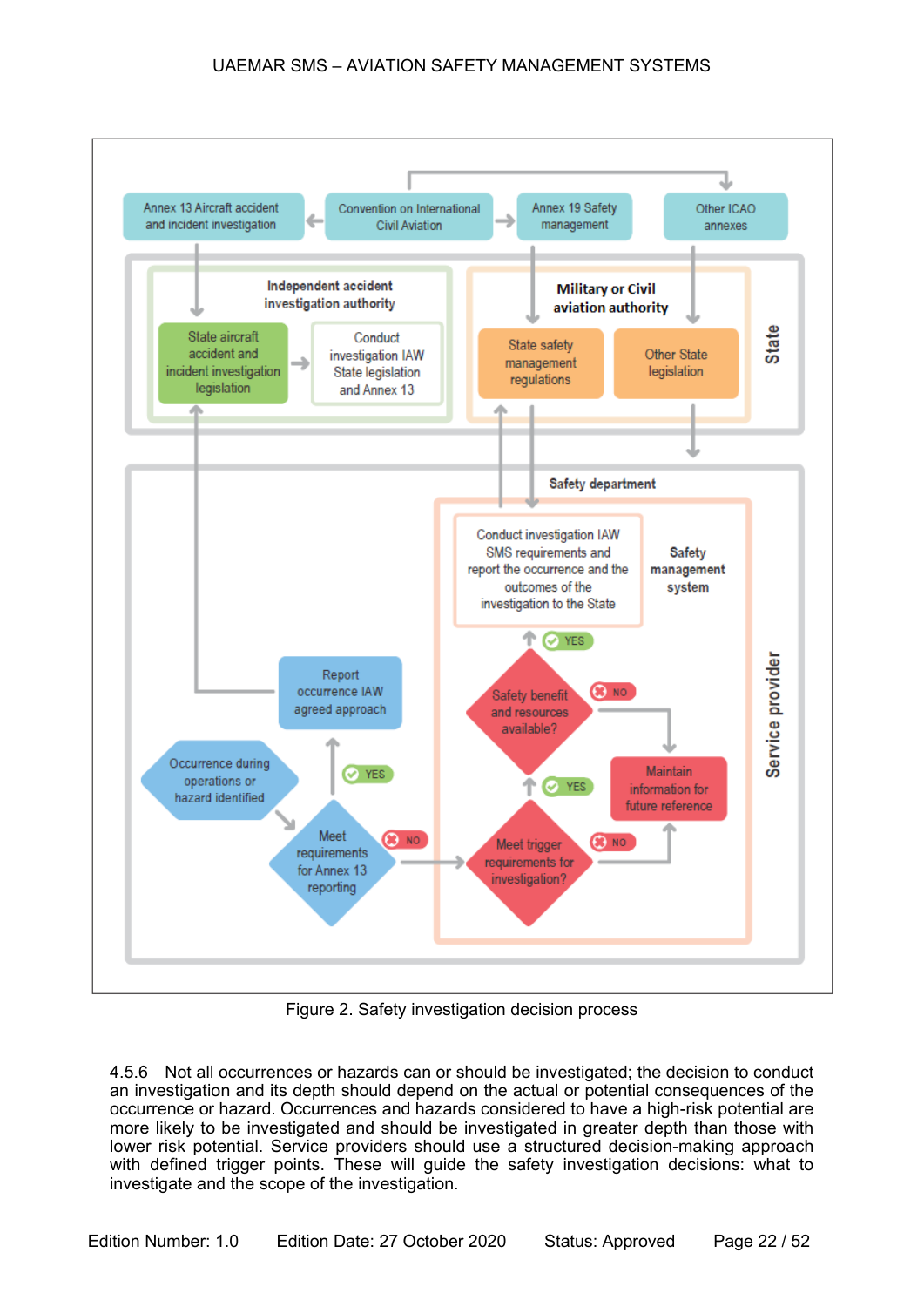Annex 13 Aircraft accident and incident investigation

Convention on International Civil Aviation

Annex 19 Safety management

Other ICAO annexes

Independent accident investigation authority

State aircraft accident and incident investigation legislation

Conduct investigation IAW State legislation and Annex 13

Military or Civil aviation authority

State safety management regulations

Other State legislation

State

Safety department

Conduct investigation IAW SMS requirements and report the occurrence and the outcomes of the investigation to the State

Safety management system

YES

Safety benefit and resources available?

NO

Maintain information for future reference

YES

Report occurrence IAW agreed approach

YES

Occurrence during operations or hazard identified

Meet requirements for Annex 13 reporting

NO

Meet trigger requirements for investigation?

NO

Service provider

Figure 2. Safety investigation decision process

4.5.6 Not all occurrences or hazards can or should be investigated; the decision to conduct an investigation and its depth should depend on the actual or potential consequences of the occurrence or hazard. Occurrences and hazards considered to have a high-risk potential are more likely to be investigated and should be investigated in greater depth than those with lower risk potential. Service providers should use a structured decision-making approach with defined trigger points. These will guide the safety investigation decisions: what to investigate and the scope of the investigation.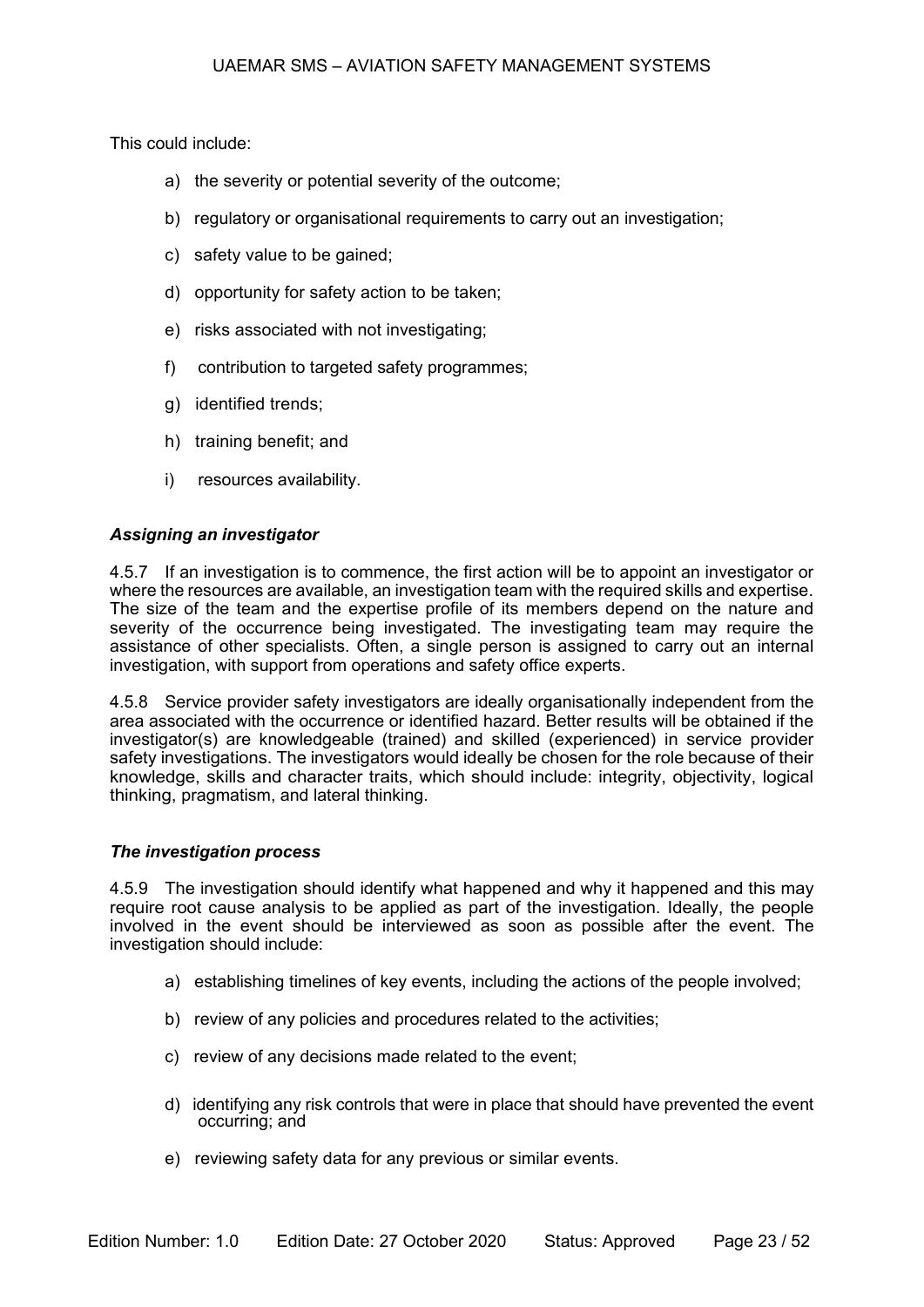This could include:

a) the severity or potential severity of the outcome;

b) regulatory or organisational requirements to carry out an investigation;

c) safety value to be gained;

d) opportunity for safety action to be taken;

e) risks associated with not investigating;

f) contribution to targeted safety programmes;

g) identified trends;

h) training benefit; and

i) resources availability.

***Assigning an investigator***

4.5.7 If an investigation is to commence, the first action will be to appoint an investigator or where the resources are available, an investigation team with the required skills and expertise. The size of the team and the expertise profile of its members depend on the nature and severity of the occurrence being investigated. The investigating team may require the assistance of other specialists. Often, a single person is assigned to carry out an internal investigation, with support from operations and safety office experts.

4.5.8 Service provider safety investigators are ideally organisationally independent from the area associated with the occurrence or identified hazard. Better results will be obtained if the investigator(s) are knowledgeable (trained) and skilled (experienced) in service provider safety investigations. The investigators would ideally be chosen for the role because of their knowledge, skills and character traits, which should include: integrity, objectivity, logical thinking, pragmatism, and lateral thinking.

***The investigation process***

4.5.9 The investigation should identify what happened and why it happened and this may require root cause analysis to be applied as part of the investigation. Ideally, the people involved in the event should be interviewed as soon as possible after the event. The investigation should include:

a) establishing timelines of key events, including the actions of the people involved;

b) review of any policies and procedures related to the activities;

c) review of any decisions made related to the event;

d) identifying any risk controls that were in place that should have prevented the event occurring; and

e) reviewing safety data for any previous or similar events.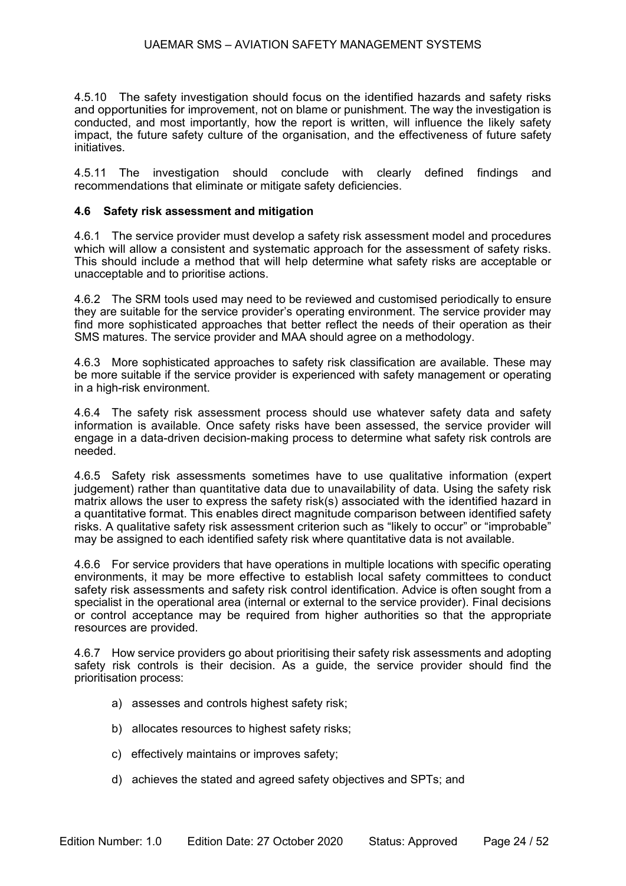4.5.10 The safety investigation should focus on the identified hazards and safety risks and opportunities for improvement, not on blame or punishment. The way the investigation is conducted, and most importantly, how the report is written, will influence the likely safety impact, the future safety culture of the organisation, and the effectiveness of future safety initiatives.

4.5.11 The investigation should conclude with clearly defined findings and recommendations that eliminate or mitigate safety deficiencies.

### 4.6 Safety risk assessment and mitigation

4.6.1 The service provider must develop a safety risk assessment model and procedures which will allow a consistent and systematic approach for the assessment of safety risks. This should include a method that will help determine what safety risks are acceptable or unacceptable and to prioritise actions.

4.6.2 The SRM tools used may need to be reviewed and customised periodically to ensure they are suitable for the service provider's operating environment. The service provider may find more sophisticated approaches that better reflect the needs of their operation as their SMS matures. The service provider and MAA should agree on a methodology.

4.6.3 More sophisticated approaches to safety risk classification are available. These may be more suitable if the service provider is experienced with safety management or operating in a high-risk environment.

4.6.4 The safety risk assessment process should use whatever safety data and safety information is available. Once safety risks have been assessed, the service provider will engage in a data-driven decision-making process to determine what safety risk controls are needed.

4.6.5 Safety risk assessments sometimes have to use qualitative information (expert judgement) rather than quantitative data due to unavailability of data. Using the safety risk matrix allows the user to express the safety risk(s) associated with the identified hazard in a quantitative format. This enables direct magnitude comparison between identified safety risks. A qualitative safety risk assessment criterion such as "likely to occur" or "improbable" may be assigned to each identified safety risk where quantitative data is not available.

4.6.6 For service providers that have operations in multiple locations with specific operating environments, it may be more effective to establish local safety committees to conduct safety risk assessments and safety risk control identification. Advice is often sought from a specialist in the operational area (internal or external to the service provider). Final decisions or control acceptance may be required from higher authorities so that the appropriate resources are provided.

4.6.7 How service providers go about prioritising their safety risk assessments and adopting safety risk controls is their decision. As a guide, the service provider should find the prioritisation process:

a) assesses and controls highest safety risk;

b) allocates resources to highest safety risks;

c) effectively maintains or improves safety;

d) achieves the stated and agreed safety objectives and SPTs; and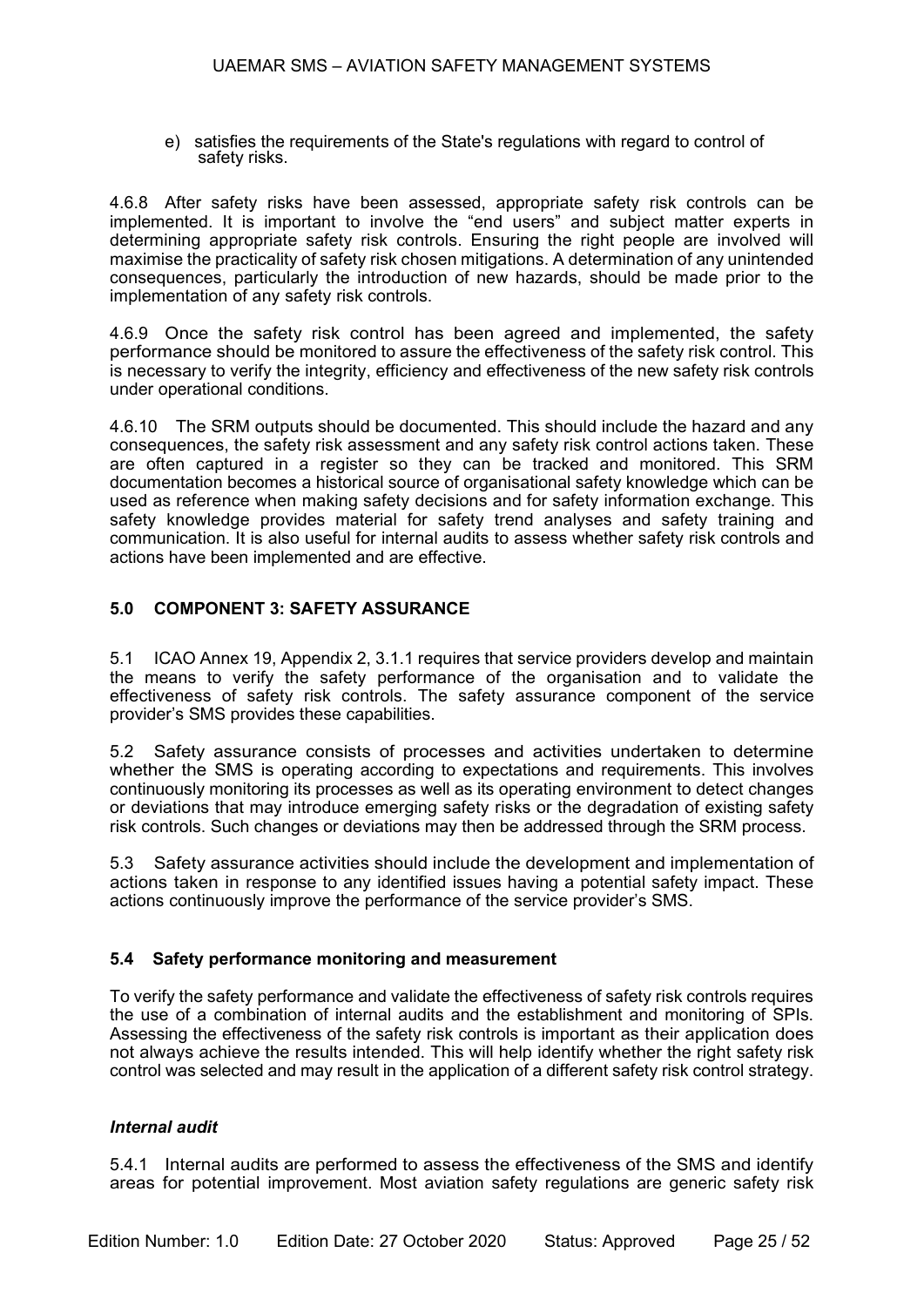e) satisfies the requirements of the State's regulations with regard to control of safety risks.

4.6.8 After safety risks have been assessed, appropriate safety risk controls can be implemented. It is important to involve the "end users" and subject matter experts in determining appropriate safety risk controls. Ensuring the right people are involved will maximise the practicality of safety risk chosen mitigations. A determination of any unintended consequences, particularly the introduction of new hazards, should be made prior to the implementation of any safety risk controls.

4.6.9 Once the safety risk control has been agreed and implemented, the safety performance should be monitored to assure the effectiveness of the safety risk control. This is necessary to verify the integrity, efficiency and effectiveness of the new safety risk controls under operational conditions.

4.6.10 The SRM outputs should be documented. This should include the hazard and any consequences, the safety risk assessment and any safety risk control actions taken. These are often captured in a register so they can be tracked and monitored. This SRM documentation becomes a historical source of organisational safety knowledge which can be used as reference when making safety decisions and for safety information exchange. This safety knowledge provides material for safety trend analyses and safety training and communication. It is also useful for internal audits to assess whether safety risk controls and actions have been implemented and are effective.

## 5.0 COMPONENT 3: SAFETY ASSURANCE

5.1 ICAO Annex 19, Appendix 2, 3.1.1 requires that service providers develop and maintain the means to verify the safety performance of the organisation and to validate the effectiveness of safety risk controls. The safety assurance component of the service provider's SMS provides these capabilities.

5.2 Safety assurance consists of processes and activities undertaken to determine whether the SMS is operating according to expectations and requirements. This involves continuously monitoring its processes as well as its operating environment to detect changes or deviations that may introduce emerging safety risks or the degradation of existing safety risk controls. Such changes or deviations may then be addressed through the SRM process.

5.3 Safety assurance activities should include the development and implementation of actions taken in response to any identified issues having a potential safety impact. These actions continuously improve the performance of the service provider's SMS.

### 5.4 Safety performance monitoring and measurement

To verify the safety performance and validate the effectiveness of safety risk controls requires the use of a combination of internal audits and the establishment and monitoring of SPIs. Assessing the effectiveness of the safety risk controls is important as their application does not always achieve the results intended. This will help identify whether the right safety risk control was selected and may result in the application of a different safety risk control strategy.

#### *Internal audit*

5.4.1 Internal audits are performed to assess the effectiveness of the SMS and identify areas for potential improvement. Most aviation safety regulations are generic safety risk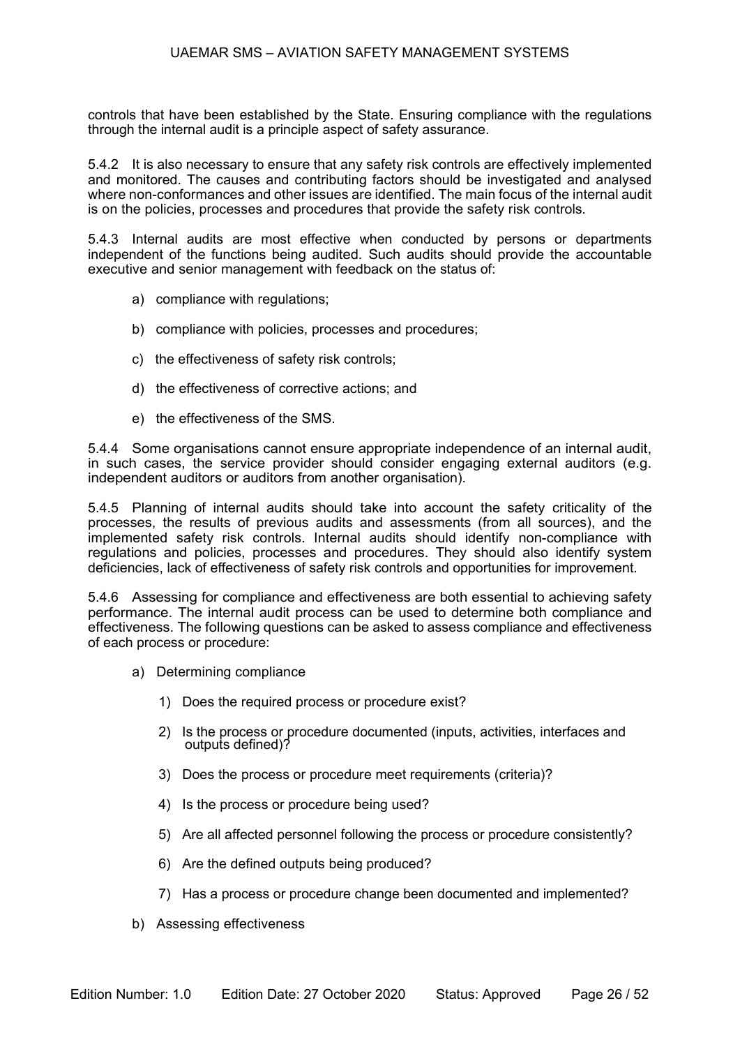controls that have been established by the State. Ensuring compliance with the regulations through the internal audit is a principle aspect of safety assurance.

5.4.2 It is also necessary to ensure that any safety risk controls are effectively implemented and monitored. The causes and contributing factors should be investigated and analysed where non-conformances and other issues are identified. The main focus of the internal audit is on the policies, processes and procedures that provide the safety risk controls.

5.4.3 Internal audits are most effective when conducted by persons or departments independent of the functions being audited. Such audits should provide the accountable executive and senior management with feedback on the status of:

a) compliance with regulations;

b) compliance with policies, processes and procedures;

c) the effectiveness of safety risk controls;

d) the effectiveness of corrective actions; and

e) the effectiveness of the SMS.

5.4.4 Some organisations cannot ensure appropriate independence of an internal audit, in such cases, the service provider should consider engaging external auditors (e.g. independent auditors or auditors from another organisation).

5.4.5 Planning of internal audits should take into account the safety criticality of the processes, the results of previous audits and assessments (from all sources), and the implemented safety risk controls. Internal audits should identify non-compliance with regulations and policies, processes and procedures. They should also identify system deficiencies, lack of effectiveness of safety risk controls and opportunities for improvement.

5.4.6 Assessing for compliance and effectiveness are both essential to achieving safety performance. The internal audit process can be used to determine both compliance and effectiveness. The following questions can be asked to assess compliance and effectiveness of each process or procedure:

a) Determining compliance

   1) Does the required process or procedure exist?

   2) Is the process or procedure documented (inputs, activities, interfaces and outputs defined)?

   3) Does the process or procedure meet requirements (criteria)?

   4) Is the process or procedure being used?

   5) Are all affected personnel following the process or procedure consistently?

   6) Are the defined outputs being produced?

   7) Has a process or procedure change been documented and implemented?

b) Assessing effectiveness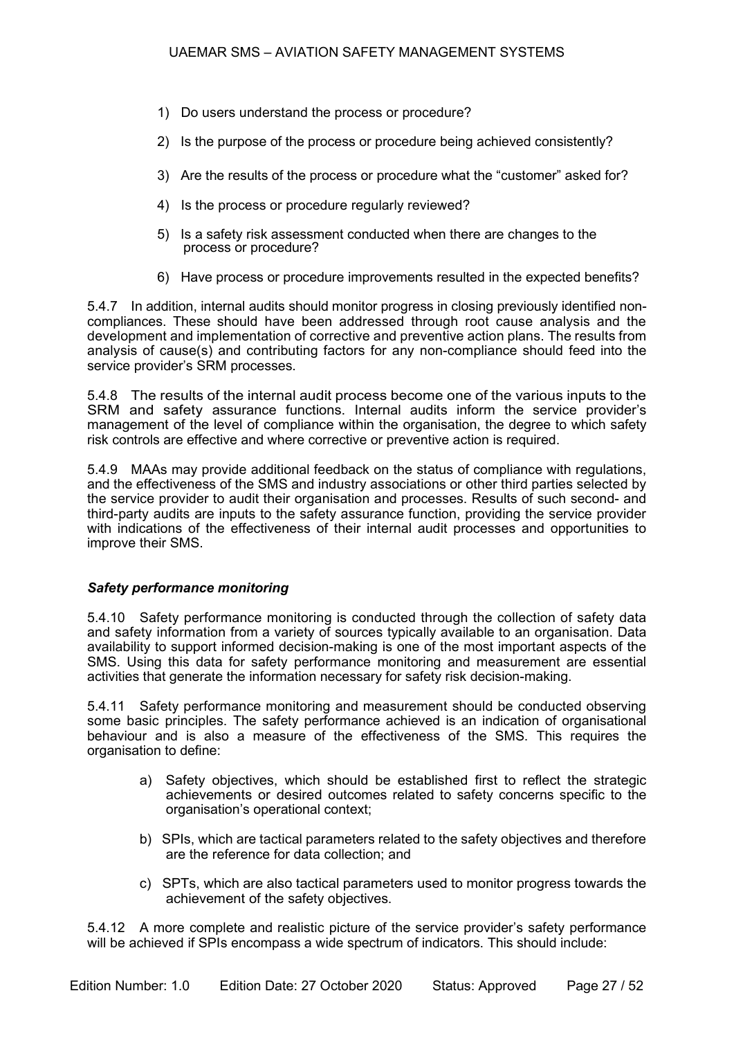1) Do users understand the process or procedure?

2) Is the purpose of the process or procedure being achieved consistently?

3) Are the results of the process or procedure what the "customer" asked for?

4) Is the process or procedure regularly reviewed?

5) Is a safety risk assessment conducted when there are changes to the process or procedure?

6) Have process or procedure improvements resulted in the expected benefits?

5.4.7 In addition, internal audits should monitor progress in closing previously identified non-compliances. These should have been addressed through root cause analysis and the development and implementation of corrective and preventive action plans. The results from analysis of cause(s) and contributing factors for any non-compliance should feed into the service provider's SRM processes.

5.4.8 The results of the internal audit process become one of the various inputs to the SRM and safety assurance functions. Internal audits inform the service provider's management of the level of compliance within the organisation, the degree to which safety risk controls are effective and where corrective or preventive action is required.

5.4.9 MAAs may provide additional feedback on the status of compliance with regulations, and the effectiveness of the SMS and industry associations or other third parties selected by the service provider to audit their organisation and processes. Results of such second- and third-party audits are inputs to the safety assurance function, providing the service provider with indications of the effectiveness of their internal audit processes and opportunities to improve their SMS.

***Safety performance monitoring***

5.4.10 Safety performance monitoring is conducted through the collection of safety data and safety information from a variety of sources typically available to an organisation. Data availability to support informed decision-making is one of the most important aspects of the SMS. Using this data for safety performance monitoring and measurement are essential activities that generate the information necessary for safety risk decision-making.

5.4.11 Safety performance monitoring and measurement should be conducted observing some basic principles. The safety performance achieved is an indication of organisational behaviour and is also a measure of the effectiveness of the SMS. This requires the organisation to define:

a) Safety objectives, which should be established first to reflect the strategic achievements or desired outcomes related to safety concerns specific to the organisation's operational context;

b) SPIs, which are tactical parameters related to the safety objectives and therefore are the reference for data collection; and

c) SPTs, which are also tactical parameters used to monitor progress towards the achievement of the safety objectives.

5.4.12 A more complete and realistic picture of the service provider's safety performance will be achieved if SPIs encompass a wide spectrum of indicators. This should include: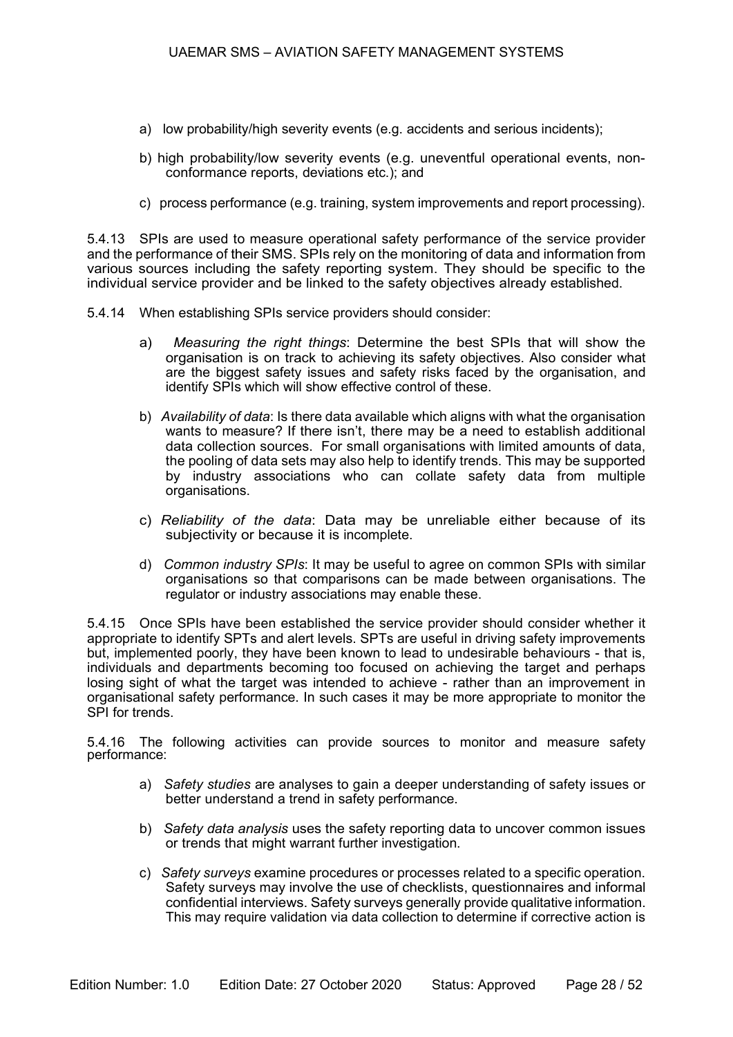a) low probability/high severity events (e.g. accidents and serious incidents);

b) high probability/low severity events (e.g. uneventful operational events, non-conformance reports, deviations etc.); and

c) process performance (e.g. training, system improvements and report processing).

5.4.13 SPIs are used to measure operational safety performance of the service provider and the performance of their SMS. SPIs rely on the monitoring of data and information from various sources including the safety reporting system. They should be specific to the individual service provider and be linked to the safety objectives already established.

5.4.14 When establishing SPIs service providers should consider:

a) *Measuring the right things*: Determine the best SPIs that will show the organisation is on track to achieving its safety objectives. Also consider what are the biggest safety issues and safety risks faced by the organisation, and identify SPIs which will show effective control of these.

b) *Availability of data*: Is there data available which aligns with what the organisation wants to measure? If there isn't, there may be a need to establish additional data collection sources. For small organisations with limited amounts of data, the pooling of data sets may also help to identify trends. This may be supported by industry associations who can collate safety data from multiple organisations.

c) *Reliability of the data*: Data may be unreliable either because of its subjectivity or because it is incomplete.

d) *Common industry SPIs*: It may be useful to agree on common SPIs with similar organisations so that comparisons can be made between organisations. The regulator or industry associations may enable these.

5.4.15 Once SPIs have been established the service provider should consider whether it appropriate to identify SPTs and alert levels. SPTs are useful in driving safety improvements but, implemented poorly, they have been known to lead to undesirable behaviours - that is, individuals and departments becoming too focused on achieving the target and perhaps losing sight of what the target was intended to achieve - rather than an improvement in organisational safety performance. In such cases it may be more appropriate to monitor the SPI for trends.

5.4.16 The following activities can provide sources to monitor and measure safety performance:

a) *Safety studies* are analyses to gain a deeper understanding of safety issues or better understand a trend in safety performance.

b) *Safety data analysis* uses the safety reporting data to uncover common issues or trends that might warrant further investigation.

c) *Safety surveys* examine procedures or processes related to a specific operation. Safety surveys may involve the use of checklists, questionnaires and informal confidential interviews. Safety surveys generally provide qualitative information. This may require validation via data collection to determine if corrective action is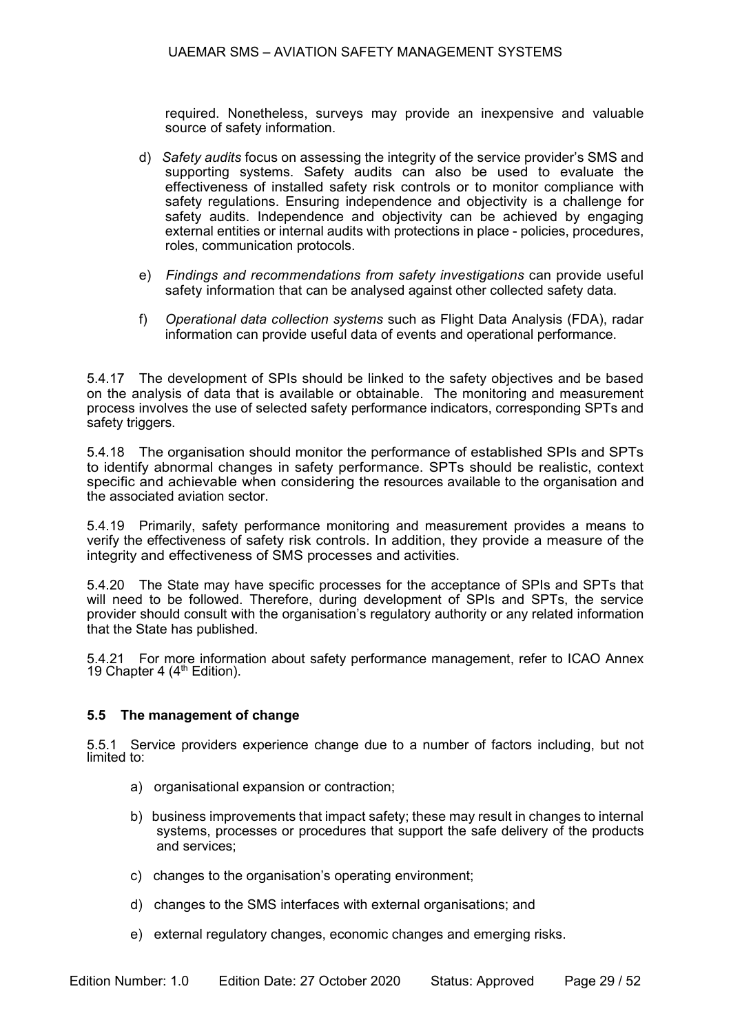required. Nonetheless, surveys may provide an inexpensive and valuable source of safety information.

d) *Safety audits* focus on assessing the integrity of the service provider's SMS and supporting systems. Safety audits can also be used to evaluate the effectiveness of installed safety risk controls or to monitor compliance with safety regulations. Ensuring independence and objectivity is a challenge for safety audits. Independence and objectivity can be achieved by engaging external entities or internal audits with protections in place - policies, procedures, roles, communication protocols.

e) *Findings and recommendations from safety investigations* can provide useful safety information that can be analysed against other collected safety data.

f) *Operational data collection systems* such as Flight Data Analysis (FDA), radar information can provide useful data of events and operational performance.

5.4.17 The development of SPIs should be linked to the safety objectives and be based on the analysis of data that is available or obtainable. The monitoring and measurement process involves the use of selected safety performance indicators, corresponding SPTs and safety triggers.

5.4.18 The organisation should monitor the performance of established SPIs and SPTs to identify abnormal changes in safety performance. SPTs should be realistic, context specific and achievable when considering the resources available to the organisation and the associated aviation sector.

5.4.19 Primarily, safety performance monitoring and measurement provides a means to verify the effectiveness of safety risk controls. In addition, they provide a measure of the integrity and effectiveness of SMS processes and activities.

5.4.20 The State may have specific processes for the acceptance of SPIs and SPTs that will need to be followed. Therefore, during development of SPIs and SPTs, the service provider should consult with the organisation's regulatory authority or any related information that the State has published.

5.4.21 For more information about safety performance management, refer to ICAO Annex 19 Chapter 4 (4th Edition).

### 5.5 The management of change

5.5.1 Service providers experience change due to a number of factors including, but not limited to:

a) organisational expansion or contraction;

b) business improvements that impact safety; these may result in changes to internal systems, processes or procedures that support the safe delivery of the products and services;

c) changes to the organisation's operating environment;

d) changes to the SMS interfaces with external organisations; and

e) external regulatory changes, economic changes and emerging risks.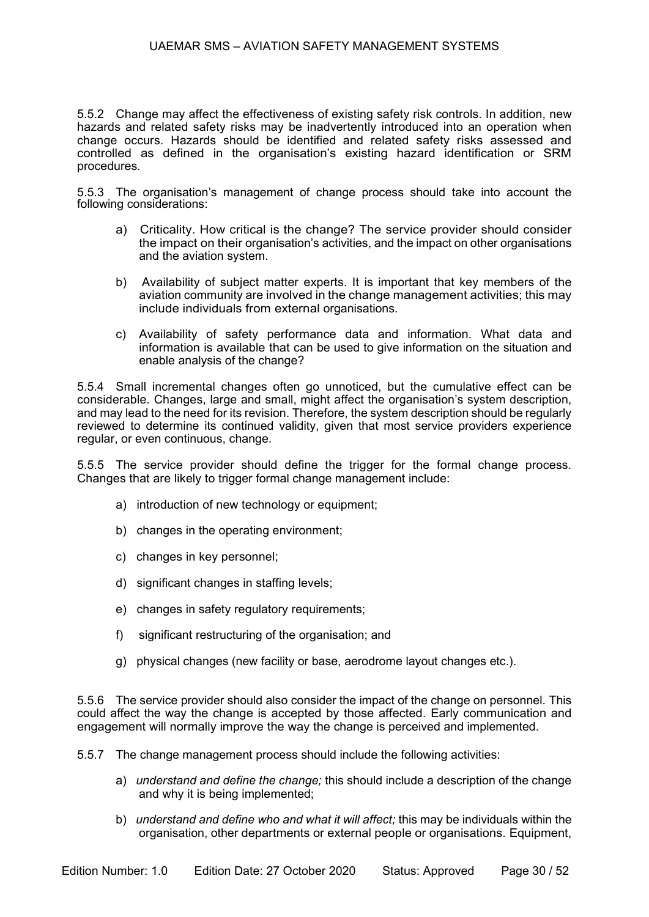5.5.2 Change may affect the effectiveness of existing safety risk controls. In addition, new hazards and related safety risks may be inadvertently introduced into an operation when change occurs. Hazards should be identified and related safety risks assessed and controlled as defined in the organisation's existing hazard identification or SRM procedures.

5.5.3 The organisation's management of change process should take into account the following considerations:

a) Criticality. How critical is the change? The service provider should consider the impact on their organisation's activities, and the impact on other organisations and the aviation system.

b) Availability of subject matter experts. It is important that key members of the aviation community are involved in the change management activities; this may include individuals from external organisations.

c) Availability of safety performance data and information. What data and information is available that can be used to give information on the situation and enable analysis of the change?

5.5.4 Small incremental changes often go unnoticed, but the cumulative effect can be considerable. Changes, large and small, might affect the organisation's system description, and may lead to the need for its revision. Therefore, the system description should be regularly reviewed to determine its continued validity, given that most service providers experience regular, or even continuous, change.

5.5.5 The service provider should define the trigger for the formal change process. Changes that are likely to trigger formal change management include:

a) introduction of new technology or equipment;

b) changes in the operating environment;

c) changes in key personnel;

d) significant changes in staffing levels;

e) changes in safety regulatory requirements;

f) significant restructuring of the organisation; and

g) physical changes (new facility or base, aerodrome layout changes etc.).

5.5.6 The service provider should also consider the impact of the change on personnel. This could affect the way the change is accepted by those affected. Early communication and engagement will normally improve the way the change is perceived and implemented.

5.5.7 The change management process should include the following activities:

a) *understand and define the change;* this should include a description of the change and why it is being implemented;

b) *understand and define who and what it will affect;* this may be individuals within the organisation, other departments or external people or organisations. Equipment,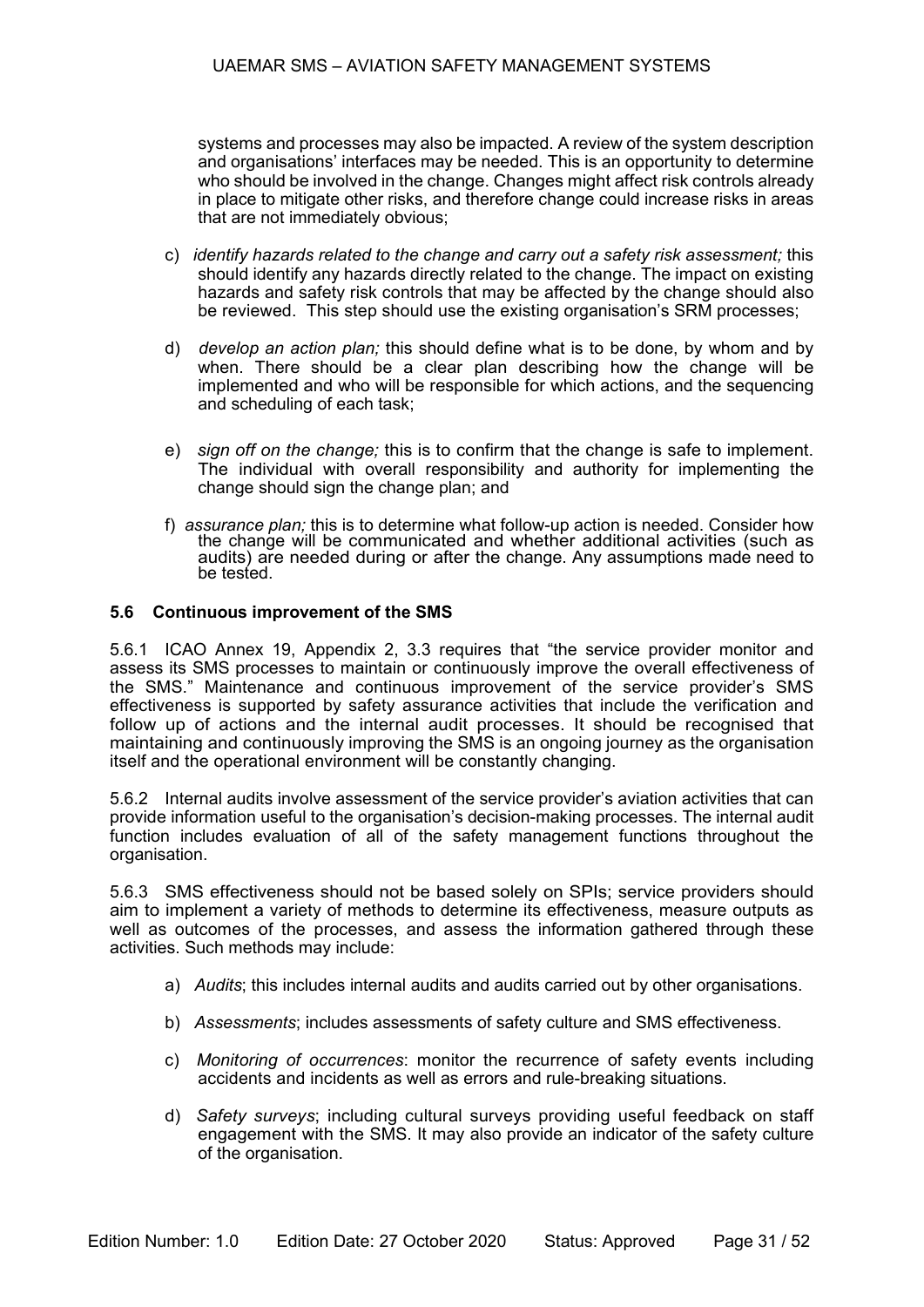systems and processes may also be impacted. A review of the system description and organisations' interfaces may be needed. This is an opportunity to determine who should be involved in the change. Changes might affect risk controls already in place to mitigate other risks, and therefore change could increase risks in areas that are not immediately obvious;

c) *identify hazards related to the change and carry out a safety risk assessment;* this should identify any hazards directly related to the change. The impact on existing hazards and safety risk controls that may be affected by the change should also be reviewed. This step should use the existing organisation's SRM processes;

d) *develop an action plan;* this should define what is to be done, by whom and by when. There should be a clear plan describing how the change will be implemented and who will be responsible for which actions, and the sequencing and scheduling of each task;

e) *sign off on the change;* this is to confirm that the change is safe to implement. The individual with overall responsibility and authority for implementing the change should sign the change plan; and

f) *assurance plan;* this is to determine what follow-up action is needed. Consider how the change will be communicated and whether additional activities (such as audits) are needed during or after the change. Any assumptions made need to be tested.

### 5.6 Continuous improvement of the SMS

5.6.1 ICAO Annex 19, Appendix 2, 3.3 requires that "the service provider monitor and assess its SMS processes to maintain or continuously improve the overall effectiveness of the SMS." Maintenance and continuous improvement of the service provider's SMS effectiveness is supported by safety assurance activities that include the verification and follow up of actions and the internal audit processes. It should be recognised that maintaining and continuously improving the SMS is an ongoing journey as the organisation itself and the operational environment will be constantly changing.

5.6.2 Internal audits involve assessment of the service provider's aviation activities that can provide information useful to the organisation's decision-making processes. The internal audit function includes evaluation of all of the safety management functions throughout the organisation.

5.6.3 SMS effectiveness should not be based solely on SPIs; service providers should aim to implement a variety of methods to determine its effectiveness, measure outputs as well as outcomes of the processes, and assess the information gathered through these activities. Such methods may include:

a) *Audits*; this includes internal audits and audits carried out by other organisations.

b) *Assessments*; includes assessments of safety culture and SMS effectiveness.

c) *Monitoring of occurrences*: monitor the recurrence of safety events including accidents and incidents as well as errors and rule-breaking situations.

d) *Safety surveys*; including cultural surveys providing useful feedback on staff engagement with the SMS. It may also provide an indicator of the safety culture of the organisation.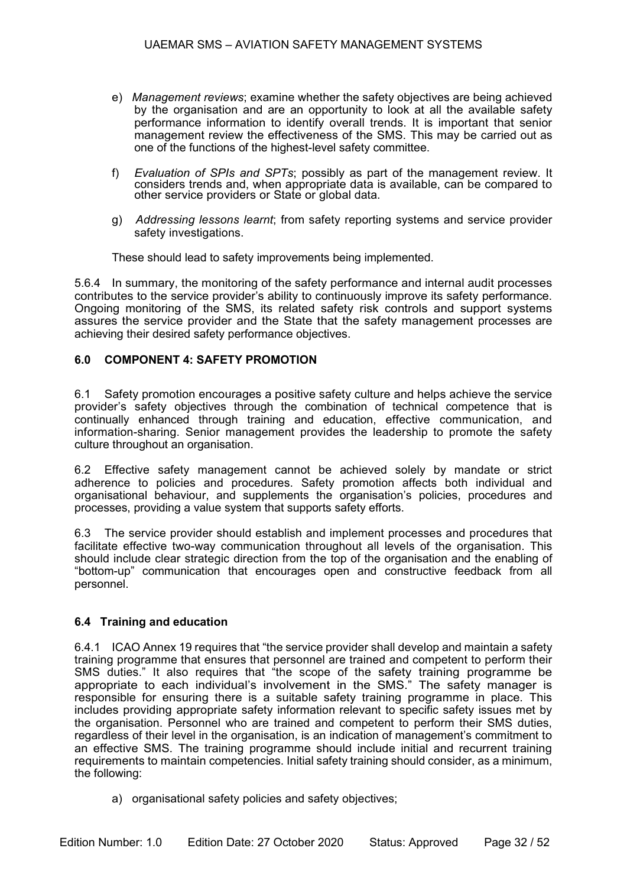e) *Management reviews*; examine whether the safety objectives are being achieved by the organisation and are an opportunity to look at all the available safety performance information to identify overall trends. It is important that senior management review the effectiveness of the SMS. This may be carried out as one of the functions of the highest-level safety committee.

f) *Evaluation of SPIs and SPTs*; possibly as part of the management review. It considers trends and, when appropriate data is available, can be compared to other service providers or State or global data.

g) *Addressing lessons learnt*; from safety reporting systems and service provider safety investigations.

These should lead to safety improvements being implemented.

5.6.4 In summary, the monitoring of the safety performance and internal audit processes contributes to the service provider's ability to continuously improve its safety performance. Ongoing monitoring of the SMS, its related safety risk controls and support systems assures the service provider and the State that the safety management processes are achieving their desired safety performance objectives.

## 6.0 COMPONENT 4: SAFETY PROMOTION

6.1 Safety promotion encourages a positive safety culture and helps achieve the service provider's safety objectives through the combination of technical competence that is continually enhanced through training and education, effective communication, and information-sharing. Senior management provides the leadership to promote the safety culture throughout an organisation.

6.2 Effective safety management cannot be achieved solely by mandate or strict adherence to policies and procedures. Safety promotion affects both individual and organisational behaviour, and supplements the organisation's policies, procedures and processes, providing a value system that supports safety efforts.

6.3 The service provider should establish and implement processes and procedures that facilitate effective two-way communication throughout all levels of the organisation. This should include clear strategic direction from the top of the organisation and the enabling of "bottom-up" communication that encourages open and constructive feedback from all personnel.

### 6.4 Training and education

6.4.1 ICAO Annex 19 requires that "the service provider shall develop and maintain a safety training programme that ensures that personnel are trained and competent to perform their SMS duties." It also requires that "the scope of the safety training programme be appropriate to each individual's involvement in the SMS." The safety manager is responsible for ensuring there is a suitable safety training programme in place. This includes providing appropriate safety information relevant to specific safety issues met by the organisation. Personnel who are trained and competent to perform their SMS duties, regardless of their level in the organisation, is an indication of management's commitment to an effective SMS. The training programme should include initial and recurrent training requirements to maintain competencies. Initial safety training should consider, as a minimum, the following:

a) organisational safety policies and safety objectives;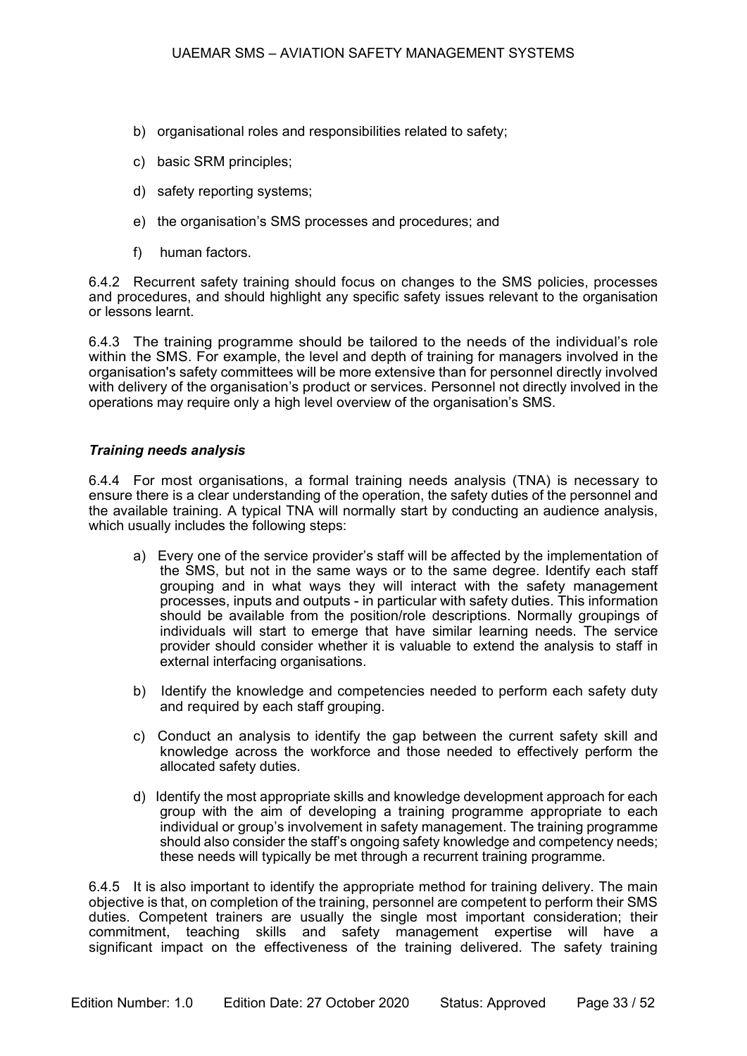b) organisational roles and responsibilities related to safety;

c) basic SRM principles;

d) safety reporting systems;

e) the organisation's SMS processes and procedures; and

f) human factors.

6.4.2 Recurrent safety training should focus on changes to the SMS policies, processes and procedures, and should highlight any specific safety issues relevant to the organisation or lessons learnt.

6.4.3 The training programme should be tailored to the needs of the individual's role within the SMS. For example, the level and depth of training for managers involved in the organisation's safety committees will be more extensive than for personnel directly involved with delivery of the organisation's product or services. Personnel not directly involved in the operations may require only a high level overview of the organisation's SMS.

### *Training needs analysis*

6.4.4 For most organisations, a formal training needs analysis (TNA) is necessary to ensure there is a clear understanding of the operation, the safety duties of the personnel and the available training. A typical TNA will normally start by conducting an audience analysis, which usually includes the following steps:

a) Every one of the service provider's staff will be affected by the implementation of the SMS, but not in the same ways or to the same degree. Identify each staff grouping and in what ways they will interact with the safety management processes, inputs and outputs - in particular with safety duties. This information should be available from the position/role descriptions. Normally groupings of individuals will start to emerge that have similar learning needs. The service provider should consider whether it is valuable to extend the analysis to staff in external interfacing organisations.

b) Identify the knowledge and competencies needed to perform each safety duty and required by each staff grouping.

c) Conduct an analysis to identify the gap between the current safety skill and knowledge across the workforce and those needed to effectively perform the allocated safety duties.

d) Identify the most appropriate skills and knowledge development approach for each group with the aim of developing a training programme appropriate to each individual or group's involvement in safety management. The training programme should also consider the staff's ongoing safety knowledge and competency needs; these needs will typically be met through a recurrent training programme.

6.4.5 It is also important to identify the appropriate method for training delivery. The main objective is that, on completion of the training, personnel are competent to perform their SMS duties. Competent trainers are usually the single most important consideration; their commitment, teaching skills and safety management expertise will have a significant impact on the effectiveness of the training delivered. The safety training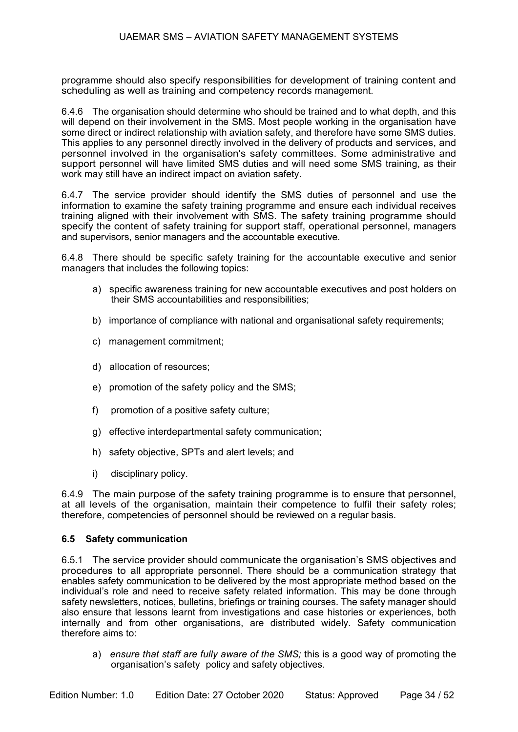programme should also specify responsibilities for development of training content and scheduling as well as training and competency records management.

6.4.6 The organisation should determine who should be trained and to what depth, and this will depend on their involvement in the SMS. Most people working in the organisation have some direct or indirect relationship with aviation safety, and therefore have some SMS duties. This applies to any personnel directly involved in the delivery of products and services, and personnel involved in the organisation's safety committees. Some administrative and support personnel will have limited SMS duties and will need some SMS training, as their work may still have an indirect impact on aviation safety.

6.4.7 The service provider should identify the SMS duties of personnel and use the information to examine the safety training programme and ensure each individual receives training aligned with their involvement with SMS. The safety training programme should specify the content of safety training for support staff, operational personnel, managers and supervisors, senior managers and the accountable executive.

6.4.8 There should be specific safety training for the accountable executive and senior managers that includes the following topics:

a) specific awareness training for new accountable executives and post holders on their SMS accountabilities and responsibilities;

b) importance of compliance with national and organisational safety requirements;

c) management commitment;

d) allocation of resources;

e) promotion of the safety policy and the SMS;

f) promotion of a positive safety culture;

g) effective interdepartmental safety communication;

h) safety objective, SPTs and alert levels; and

i) disciplinary policy.

6.4.9 The main purpose of the safety training programme is to ensure that personnel, at all levels of the organisation, maintain their competence to fulfil their safety roles; therefore, competencies of personnel should be reviewed on a regular basis.

#### 6.5 Safety communication

6.5.1 The service provider should communicate the organisation's SMS objectives and procedures to all appropriate personnel. There should be a communication strategy that enables safety communication to be delivered by the most appropriate method based on the individual's role and need to receive safety related information. This may be done through safety newsletters, notices, bulletins, briefings or training courses. The safety manager should also ensure that lessons learnt from investigations and case histories or experiences, both internally and from other organisations, are distributed widely. Safety communication therefore aims to:

a) *ensure that staff are fully aware of the SMS;* this is a good way of promoting the organisation's safety policy and safety objectives.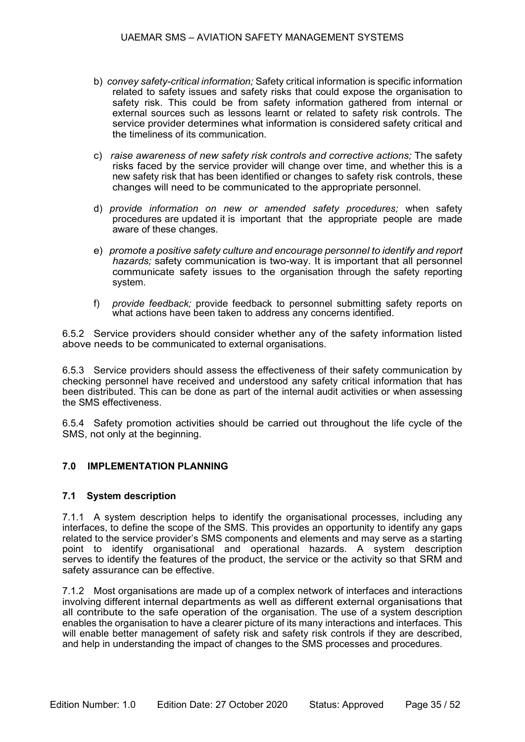b) *convey safety-critical information;* Safety critical information is specific information related to safety issues and safety risks that could expose the organisation to safety risk. This could be from safety information gathered from internal or external sources such as lessons learnt or related to safety risk controls. The service provider determines what information is considered safety critical and the timeliness of its communication.

c) *raise awareness of new safety risk controls and corrective actions;* The safety risks faced by the service provider will change over time, and whether this is a new safety risk that has been identified or changes to safety risk controls, these changes will need to be communicated to the appropriate personnel.

d) *provide information on new or amended safety procedures;* when safety procedures are updated it is important that the appropriate people are made aware of these changes.

e) *promote a positive safety culture and encourage personnel to identify and report hazards;* safety communication is two-way. It is important that all personnel communicate safety issues to the organisation through the safety reporting system.

f) *provide feedback;* provide feedback to personnel submitting safety reports on what actions have been taken to address any concerns identified.

6.5.2 Service providers should consider whether any of the safety information listed above needs to be communicated to external organisations.

6.5.3 Service providers should assess the effectiveness of their safety communication by checking personnel have received and understood any safety critical information that has been distributed. This can be done as part of the internal audit activities or when assessing the SMS effectiveness.

6.5.4 Safety promotion activities should be carried out throughout the life cycle of the SMS, not only at the beginning.

## 7.0 IMPLEMENTATION PLANNING

### 7.1 System description

7.1.1 A system description helps to identify the organisational processes, including any interfaces, to define the scope of the SMS. This provides an opportunity to identify any gaps related to the service provider's SMS components and elements and may serve as a starting point to identify organisational and operational hazards. A system description serves to identify the features of the product, the service or the activity so that SRM and safety assurance can be effective.

7.1.2 Most organisations are made up of a complex network of interfaces and interactions involving different internal departments as well as different external organisations that all contribute to the safe operation of the organisation. The use of a system description enables the organisation to have a clearer picture of its many interactions and interfaces. This will enable better management of safety risk and safety risk controls if they are described, and help in understanding the impact of changes to the SMS processes and procedures.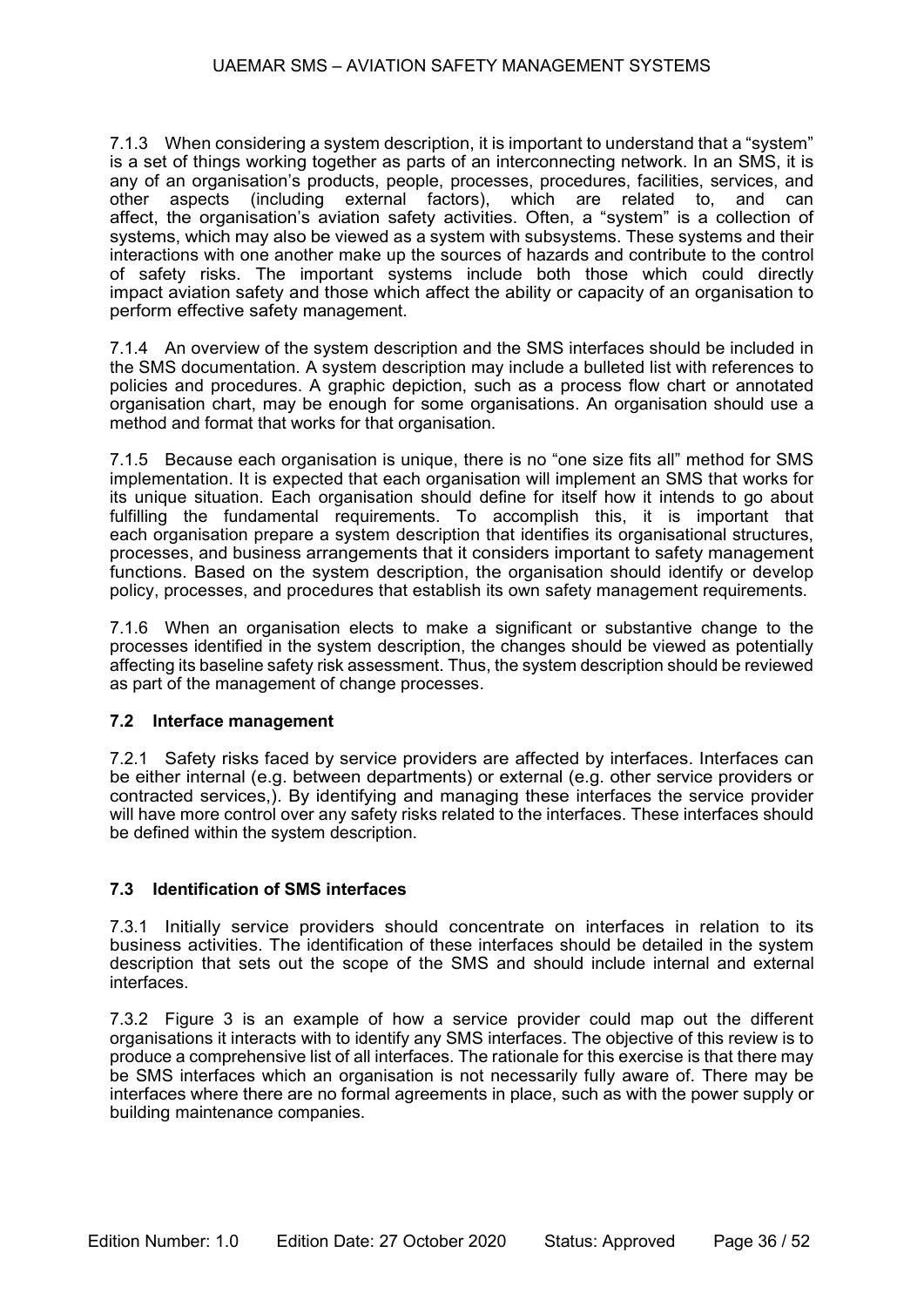7.1.3 When considering a system description, it is important to understand that a "system" is a set of things working together as parts of an interconnecting network. In an SMS, it is any of an organisation's products, people, processes, procedures, facilities, services, and other aspects (including external factors), which are related to, and can affect, the organisation's aviation safety activities. Often, a "system" is a collection of systems, which may also be viewed as a system with subsystems. These systems and their interactions with one another make up the sources of hazards and contribute to the control of safety risks. The important systems include both those which could directly impact aviation safety and those which affect the ability or capacity of an organisation to perform effective safety management.

7.1.4 An overview of the system description and the SMS interfaces should be included in the SMS documentation. A system description may include a bulleted list with references to policies and procedures. A graphic depiction, such as a process flow chart or annotated organisation chart, may be enough for some organisations. An organisation should use a method and format that works for that organisation.

7.1.5 Because each organisation is unique, there is no "one size fits all" method for SMS implementation. It is expected that each organisation will implement an SMS that works for its unique situation. Each organisation should define for itself how it intends to go about fulfilling the fundamental requirements. To accomplish this, it is important that each organisation prepare a system description that identifies its organisational structures, processes, and business arrangements that it considers important to safety management functions. Based on the system description, the organisation should identify or develop policy, processes, and procedures that establish its own safety management requirements.

7.1.6 When an organisation elects to make a significant or substantive change to the processes identified in the system description, the changes should be viewed as potentially affecting its baseline safety risk assessment. Thus, the system description should be reviewed as part of the management of change processes.

### 7.2 Interface management

7.2.1 Safety risks faced by service providers are affected by interfaces. Interfaces can be either internal (e.g. between departments) or external (e.g. other service providers or contracted services,). By identifying and managing these interfaces the service provider will have more control over any safety risks related to the interfaces. These interfaces should be defined within the system description.

### 7.3 Identification of SMS interfaces

7.3.1 Initially service providers should concentrate on interfaces in relation to its business activities. The identification of these interfaces should be detailed in the system description that sets out the scope of the SMS and should include internal and external interfaces.

7.3.2 Figure 3 is an example of how a service provider could map out the different organisations it interacts with to identify any SMS interfaces. The objective of this review is to produce a comprehensive list of all interfaces. The rationale for this exercise is that there may be SMS interfaces which an organisation is not necessarily fully aware of. There may be interfaces where there are no formal agreements in place, such as with the power supply or building maintenance companies.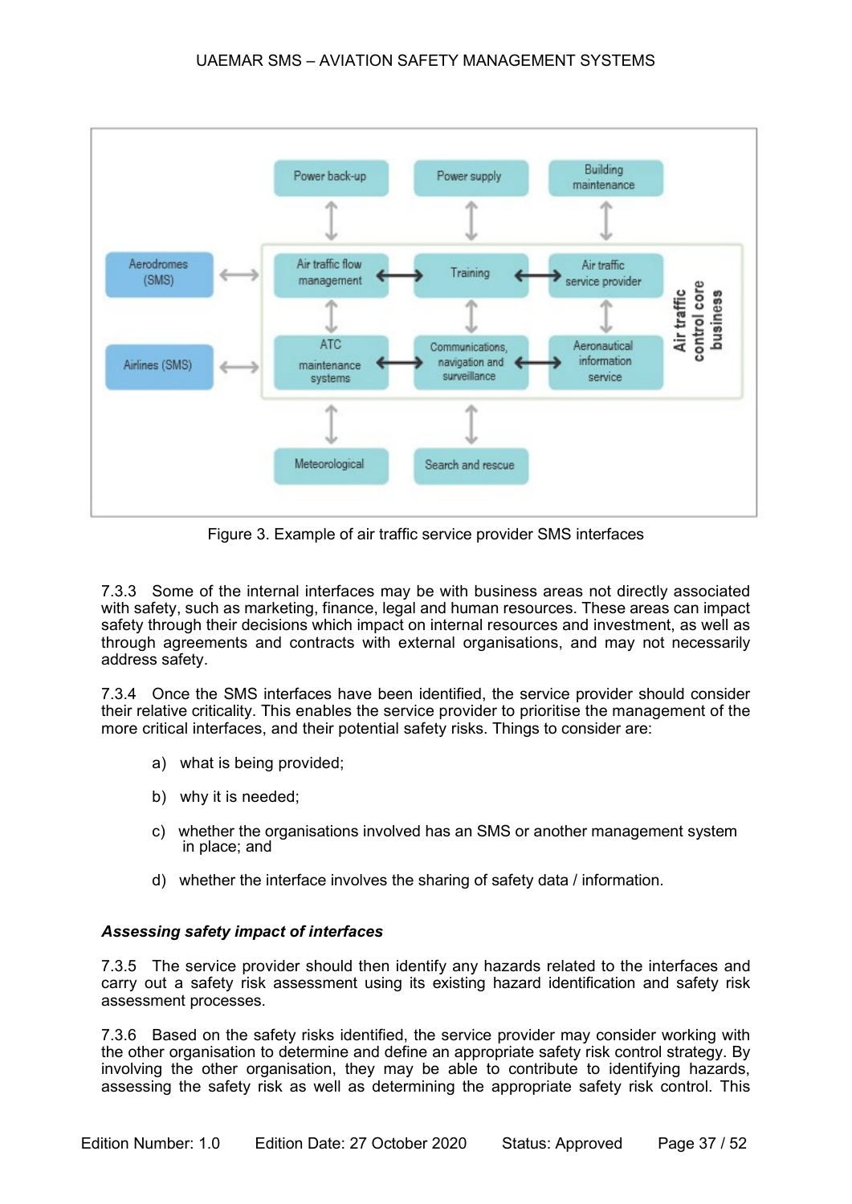Power back-up

Power supply

Building maintenance

Aerodromes (SMS)

Air traffic flow management

Training

Air traffic service provider

Air traffic control core business

Airlines (SMS)

ATC maintenance systems

Communications, navigation and surveillance

Aeronautical information service

Meteorological

Search and rescue

Figure 3. Example of air traffic service provider SMS interfaces

7.3.3 Some of the internal interfaces may be with business areas not directly associated with safety, such as marketing, finance, legal and human resources. These areas can impact safety through their decisions which impact on internal resources and investment, as well as through agreements and contracts with external organisations, and may not necessarily address safety.

7.3.4 Once the SMS interfaces have been identified, the service provider should consider their relative criticality. This enables the service provider to prioritise the management of the more critical interfaces, and their potential safety risks. Things to consider are:

a) what is being provided;

b) why it is needed;

c) whether the organisations involved has an SMS or another management system in place; and

d) whether the interface involves the sharing of safety data / information.

***Assessing safety impact of interfaces***

7.3.5 The service provider should then identify any hazards related to the interfaces and carry out a safety risk assessment using its existing hazard identification and safety risk assessment processes.

7.3.6 Based on the safety risks identified, the service provider may consider working with the other organisation to determine and define an appropriate safety risk control strategy. By involving the other organisation, they may be able to contribute to identifying hazards, assessing the safety risk as well as determining the appropriate safety risk control. This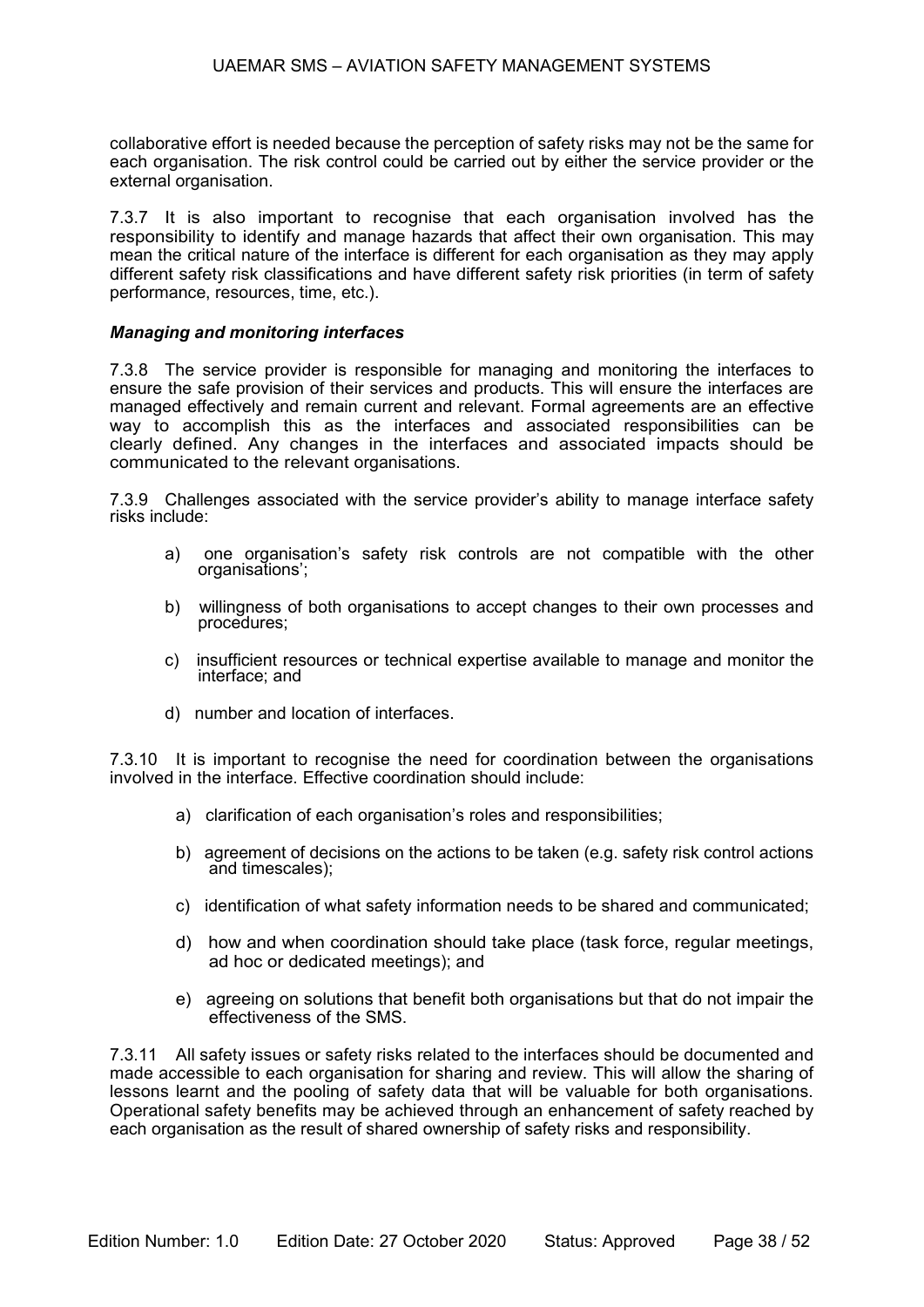collaborative effort is needed because the perception of safety risks may not be the same for each organisation. The risk control could be carried out by either the service provider or the external organisation.

7.3.7 It is also important to recognise that each organisation involved has the responsibility to identify and manage hazards that affect their own organisation. This may mean the critical nature of the interface is different for each organisation as they may apply different safety risk classifications and have different safety risk priorities (in term of safety performance, resources, time, etc.).

***Managing and monitoring interfaces***

7.3.8 The service provider is responsible for managing and monitoring the interfaces to ensure the safe provision of their services and products. This will ensure the interfaces are managed effectively and remain current and relevant. Formal agreements are an effective way to accomplish this as the interfaces and associated responsibilities can be clearly defined. Any changes in the interfaces and associated impacts should be communicated to the relevant organisations.

7.3.9 Challenges associated with the service provider's ability to manage interface safety risks include:

a) one organisation's safety risk controls are not compatible with the other organisations';

b) willingness of both organisations to accept changes to their own processes and procedures;

c) insufficient resources or technical expertise available to manage and monitor the interface; and

d) number and location of interfaces.

7.3.10 It is important to recognise the need for coordination between the organisations involved in the interface. Effective coordination should include:

a) clarification of each organisation's roles and responsibilities;

b) agreement of decisions on the actions to be taken (e.g. safety risk control actions and timescales);

c) identification of what safety information needs to be shared and communicated;

d) how and when coordination should take place (task force, regular meetings, ad hoc or dedicated meetings); and

e) agreeing on solutions that benefit both organisations but that do not impair the effectiveness of the SMS.

7.3.11 All safety issues or safety risks related to the interfaces should be documented and made accessible to each organisation for sharing and review. This will allow the sharing of lessons learnt and the pooling of safety data that will be valuable for both organisations. Operational safety benefits may be achieved through an enhancement of safety reached by each organisation as the result of shared ownership of safety risks and responsibility.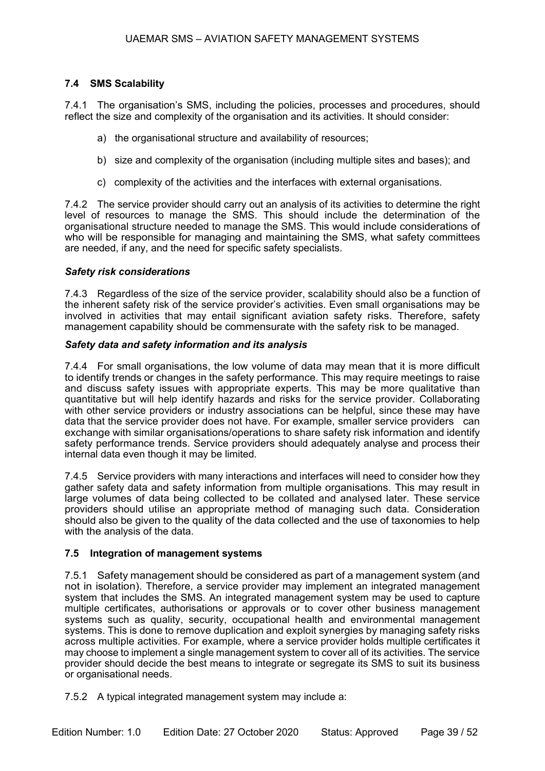### 7.4 SMS Scalability

7.4.1 The organisation's SMS, including the policies, processes and procedures, should reflect the size and complexity of the organisation and its activities. It should consider:

a) the organisational structure and availability of resources;

b) size and complexity of the organisation (including multiple sites and bases); and

c) complexity of the activities and the interfaces with external organisations.

7.4.2 The service provider should carry out an analysis of its activities to determine the right level of resources to manage the SMS. This should include the determination of the organisational structure needed to manage the SMS. This would include considerations of who will be responsible for managing and maintaining the SMS, what safety committees are needed, if any, and the need for specific safety specialists.

#### *Safety risk considerations*

7.4.3 Regardless of the size of the service provider, scalability should also be a function of the inherent safety risk of the service provider's activities. Even small organisations may be involved in activities that may entail significant aviation safety risks. Therefore, safety management capability should be commensurate with the safety risk to be managed.

#### *Safety data and safety information and its analysis*

7.4.4 For small organisations, the low volume of data may mean that it is more difficult to identify trends or changes in the safety performance. This may require meetings to raise and discuss safety issues with appropriate experts. This may be more qualitative than quantitative but will help identify hazards and risks for the service provider. Collaborating with other service providers or industry associations can be helpful, since these may have data that the service provider does not have. For example, smaller service providers can exchange with similar organisations/operations to share safety risk information and identify safety performance trends. Service providers should adequately analyse and process their internal data even though it may be limited.

7.4.5 Service providers with many interactions and interfaces will need to consider how they gather safety data and safety information from multiple organisations. This may result in large volumes of data being collected to be collated and analysed later. These service providers should utilise an appropriate method of managing such data. Consideration should also be given to the quality of the data collected and the use of taxonomies to help with the analysis of the data.

### 7.5 Integration of management systems

7.5.1 Safety management should be considered as part of a management system (and not in isolation). Therefore, a service provider may implement an integrated management system that includes the SMS. An integrated management system may be used to capture multiple certificates, authorisations or approvals or to cover other business management systems such as quality, security, occupational health and environmental management systems. This is done to remove duplication and exploit synergies by managing safety risks across multiple activities. For example, where a service provider holds multiple certificates it may choose to implement a single management system to cover all of its activities. The service provider should decide the best means to integrate or segregate its SMS to suit its business or organisational needs.

7.5.2 A typical integrated management system may include a: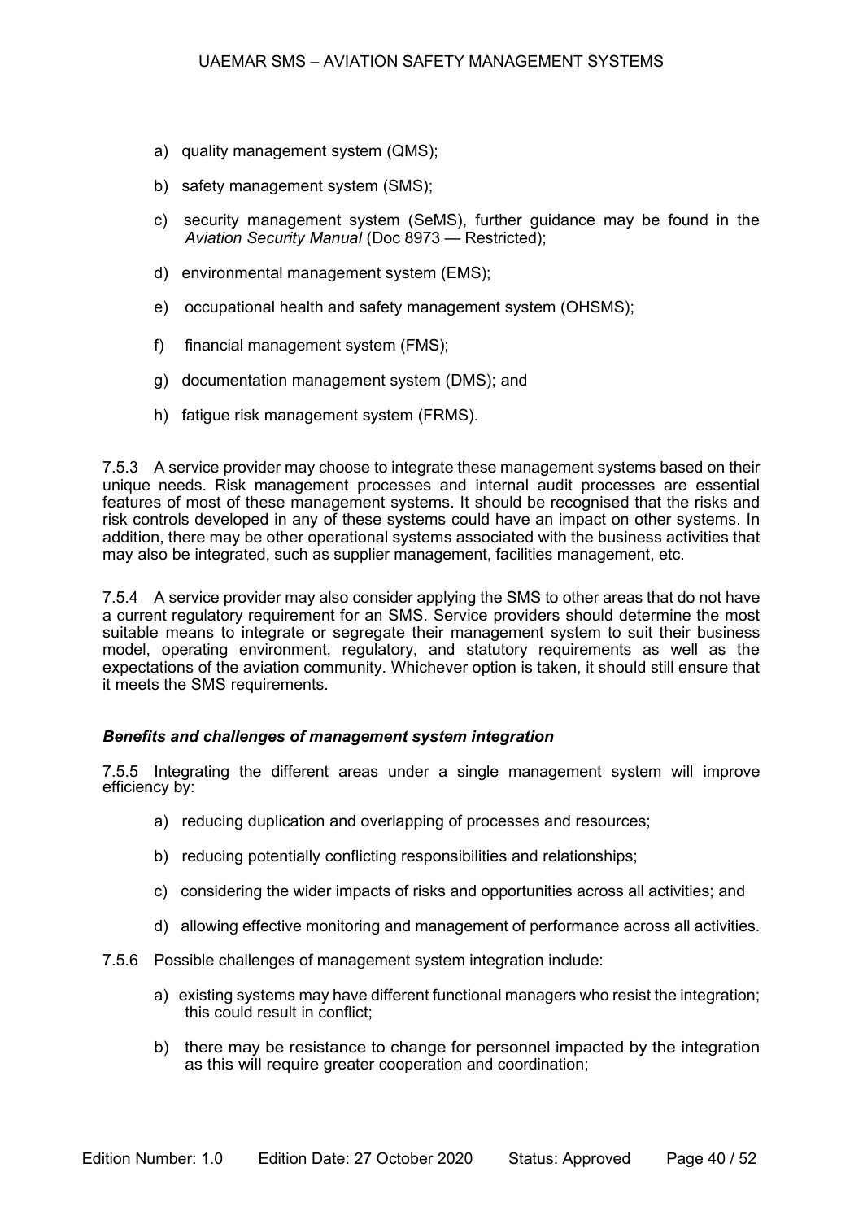a) quality management system (QMS);

b) safety management system (SMS);

c) security management system (SeMS), further guidance may be found in the *Aviation Security Manual* (Doc 8973 — Restricted);

d) environmental management system (EMS);

e) occupational health and safety management system (OHSMS);

f) financial management system (FMS);

g) documentation management system (DMS); and

h) fatigue risk management system (FRMS).

7.5.3 A service provider may choose to integrate these management systems based on their unique needs. Risk management processes and internal audit processes are essential features of most of these management systems. It should be recognised that the risks and risk controls developed in any of these systems could have an impact on other systems. In addition, there may be other operational systems associated with the business activities that may also be integrated, such as supplier management, facilities management, etc.

7.5.4 A service provider may also consider applying the SMS to other areas that do not have a current regulatory requirement for an SMS. Service providers should determine the most suitable means to integrate or segregate their management system to suit their business model, operating environment, regulatory, and statutory requirements as well as the expectations of the aviation community. Whichever option is taken, it should still ensure that it meets the SMS requirements.

#### *Benefits and challenges of management system integration*

7.5.5 Integrating the different areas under a single management system will improve efficiency by:

a) reducing duplication and overlapping of processes and resources;

b) reducing potentially conflicting responsibilities and relationships;

c) considering the wider impacts of risks and opportunities across all activities; and

d) allowing effective monitoring and management of performance across all activities.

7.5.6 Possible challenges of management system integration include:

a) existing systems may have different functional managers who resist the integration; this could result in conflict;

b) there may be resistance to change for personnel impacted by the integration as this will require greater cooperation and coordination;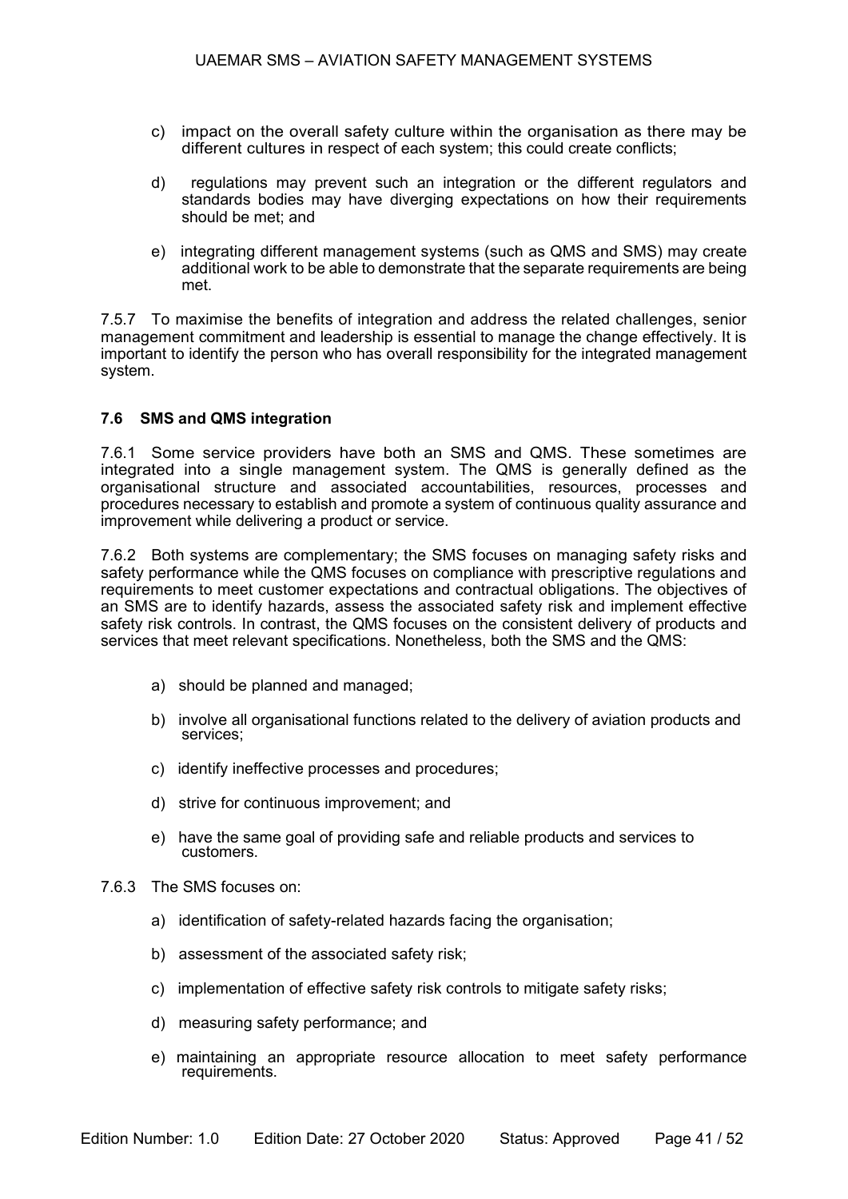c) impact on the overall safety culture within the organisation as there may be different cultures in respect of each system; this could create conflicts;

d) regulations may prevent such an integration or the different regulators and standards bodies may have diverging expectations on how their requirements should be met; and

e) integrating different management systems (such as QMS and SMS) may create additional work to be able to demonstrate that the separate requirements are being met.

7.5.7 To maximise the benefits of integration and address the related challenges, senior management commitment and leadership is essential to manage the change effectively. It is important to identify the person who has overall responsibility for the integrated management system.

### 7.6 SMS and QMS integration

7.6.1 Some service providers have both an SMS and QMS. These sometimes are integrated into a single management system. The QMS is generally defined as the organisational structure and associated accountabilities, resources, processes and procedures necessary to establish and promote a system of continuous quality assurance and improvement while delivering a product or service.

7.6.2 Both systems are complementary; the SMS focuses on managing safety risks and safety performance while the QMS focuses on compliance with prescriptive regulations and requirements to meet customer expectations and contractual obligations. The objectives of an SMS are to identify hazards, assess the associated safety risk and implement effective safety risk controls. In contrast, the QMS focuses on the consistent delivery of products and services that meet relevant specifications. Nonetheless, both the SMS and the QMS:

a) should be planned and managed;

b) involve all organisational functions related to the delivery of aviation products and services;

c) identify ineffective processes and procedures;

d) strive for continuous improvement; and

e) have the same goal of providing safe and reliable products and services to customers.

7.6.3 The SMS focuses on:

a) identification of safety-related hazards facing the organisation;

b) assessment of the associated safety risk;

c) implementation of effective safety risk controls to mitigate safety risks;

d) measuring safety performance; and

e) maintaining an appropriate resource allocation to meet safety performance requirements.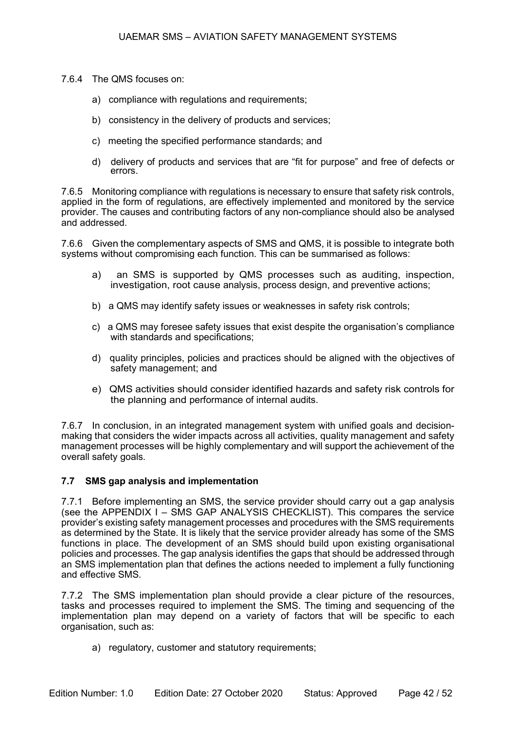7.6.4 The QMS focuses on:

a) compliance with regulations and requirements;

b) consistency in the delivery of products and services;

c) meeting the specified performance standards; and

d) delivery of products and services that are "fit for purpose" and free of defects or errors.

7.6.5 Monitoring compliance with regulations is necessary to ensure that safety risk controls, applied in the form of regulations, are effectively implemented and monitored by the service provider. The causes and contributing factors of any non-compliance should also be analysed and addressed.

7.6.6 Given the complementary aspects of SMS and QMS, it is possible to integrate both systems without compromising each function. This can be summarised as follows:

a) an SMS is supported by QMS processes such as auditing, inspection, investigation, root cause analysis, process design, and preventive actions;

b) a QMS may identify safety issues or weaknesses in safety risk controls;

c) a QMS may foresee safety issues that exist despite the organisation's compliance with standards and specifications;

d) quality principles, policies and practices should be aligned with the objectives of safety management; and

e) QMS activities should consider identified hazards and safety risk controls for the planning and performance of internal audits.

7.6.7 In conclusion, in an integrated management system with unified goals and decision-making that considers the wider impacts across all activities, quality management and safety management processes will be highly complementary and will support the achievement of the overall safety goals.

### 7.7 SMS gap analysis and implementation

7.7.1 Before implementing an SMS, the service provider should carry out a gap analysis (see the APPENDIX I – SMS GAP ANALYSIS CHECKLIST). This compares the service provider's existing safety management processes and procedures with the SMS requirements as determined by the State. It is likely that the service provider already has some of the SMS functions in place. The development of an SMS should build upon existing organisational policies and processes. The gap analysis identifies the gaps that should be addressed through an SMS implementation plan that defines the actions needed to implement a fully functioning and effective SMS.

7.7.2 The SMS implementation plan should provide a clear picture of the resources, tasks and processes required to implement the SMS. The timing and sequencing of the implementation plan may depend on a variety of factors that will be specific to each organisation, such as:

a) regulatory, customer and statutory requirements;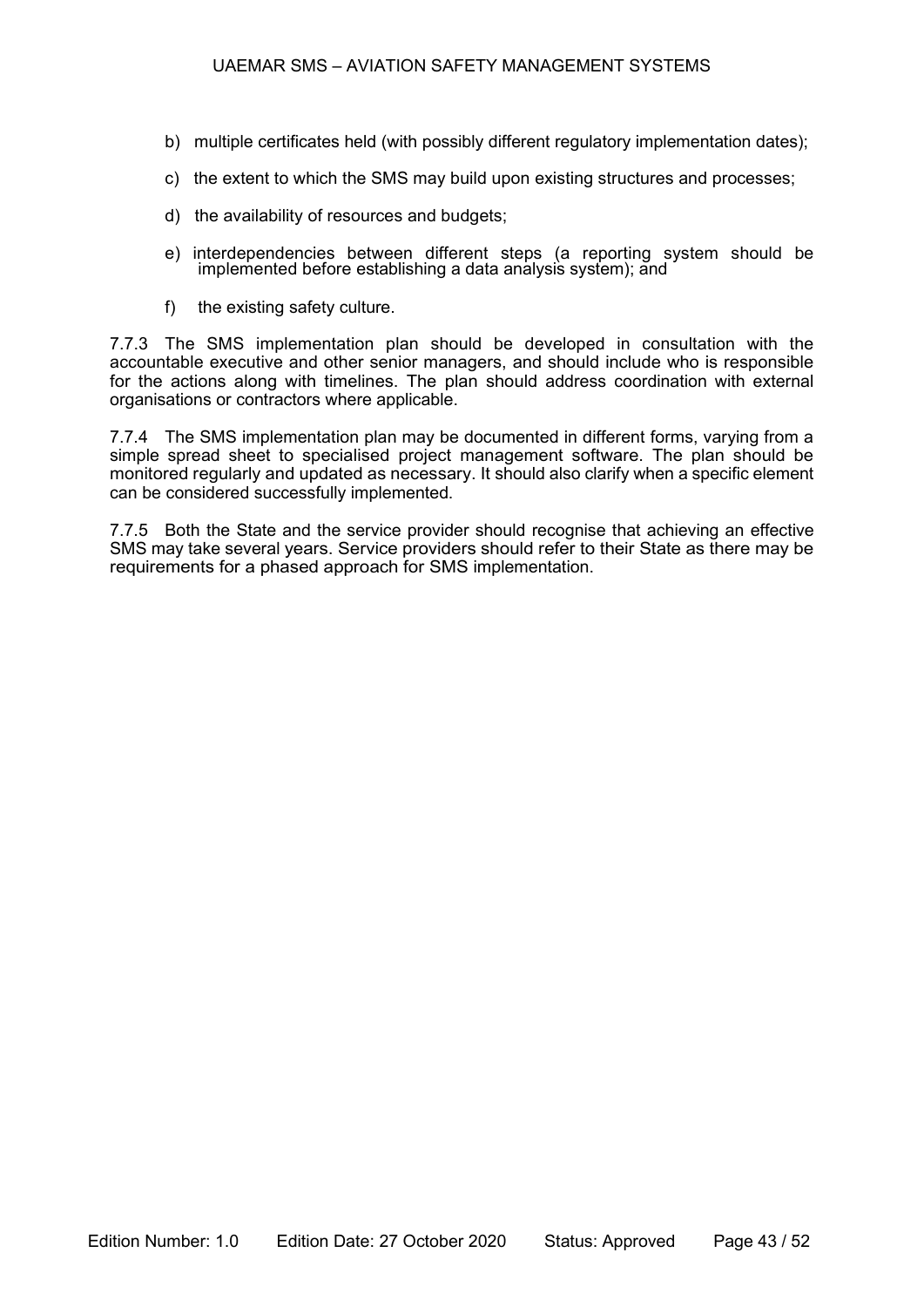b) multiple certificates held (with possibly different regulatory implementation dates);

c) the extent to which the SMS may build upon existing structures and processes;

d) the availability of resources and budgets;

e) interdependencies between different steps (a reporting system should be implemented before establishing a data analysis system); and

f) the existing safety culture.

7.7.3 The SMS implementation plan should be developed in consultation with the accountable executive and other senior managers, and should include who is responsible for the actions along with timelines. The plan should address coordination with external organisations or contractors where applicable.

7.7.4 The SMS implementation plan may be documented in different forms, varying from a simple spread sheet to specialised project management software. The plan should be monitored regularly and updated as necessary. It should also clarify when a specific element can be considered successfully implemented.

7.7.5 Both the State and the service provider should recognise that achieving an effective SMS may take several years. Service providers should refer to their State as there may be requirements for a phased approach for SMS implementation.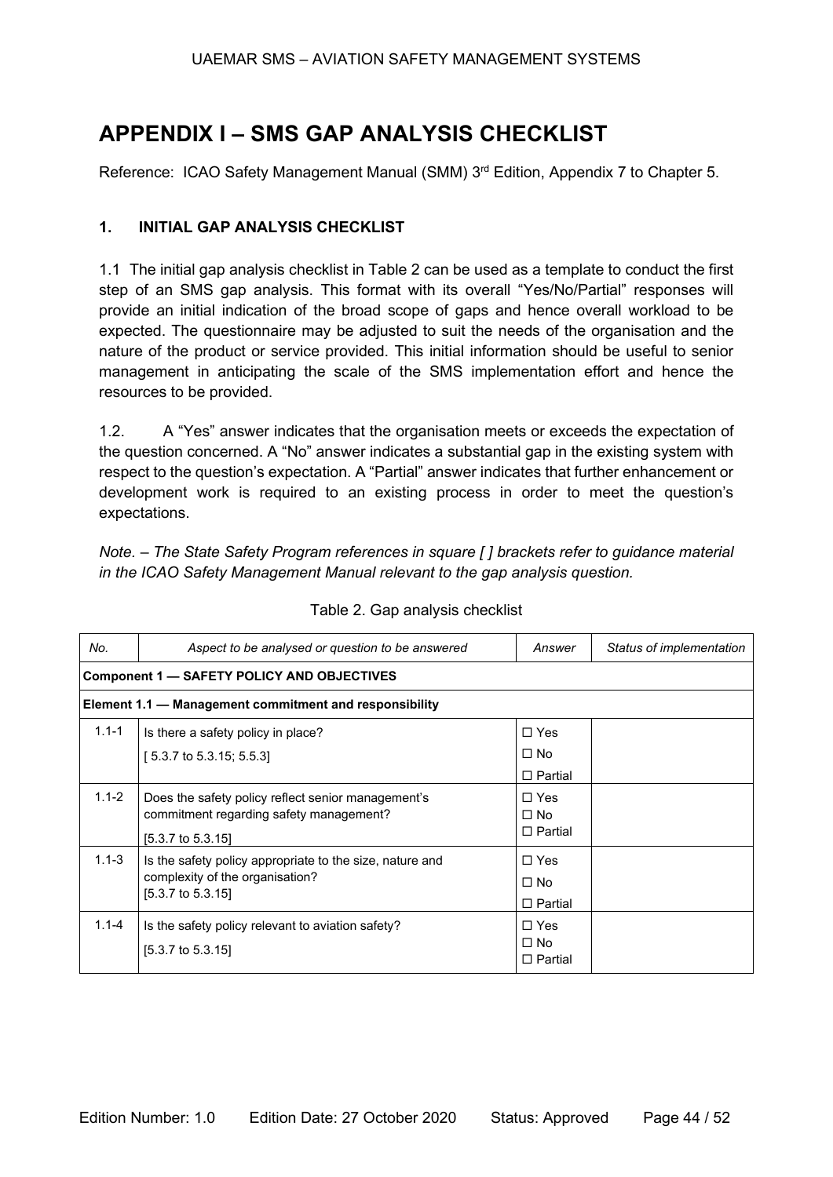# APPENDIX I – SMS GAP ANALYSIS CHECKLIST

Reference: ICAO Safety Management Manual (SMM) 3rd Edition, Appendix 7 to Chapter 5.

## 1. INITIAL GAP ANALYSIS CHECKLIST

1.1 The initial gap analysis checklist in Table 2 can be used as a template to conduct the first step of an SMS gap analysis. This format with its overall "Yes/No/Partial" responses will provide an initial indication of the broad scope of gaps and hence overall workload to be expected. The questionnaire may be adjusted to suit the needs of the organisation and the nature of the product or service provided. This initial information should be useful to senior management in anticipating the scale of the SMS implementation effort and hence the resources to be provided.

1.2. A "Yes" answer indicates that the organisation meets or exceeds the expectation of the question concerned. A "No" answer indicates a substantial gap in the existing system with respect to the question's expectation. A "Partial" answer indicates that further enhancement or development work is required to an existing process in order to meet the question's expectations.

*Note. – The State Safety Program references in square [ ] brackets refer to guidance material in the ICAO Safety Management Manual relevant to the gap analysis question.*

Table 2. Gap analysis checklist

| *No.* | *Aspect to be analysed or question to be answered* | *Answer* | *Status of implementation* |
|---|---|---|---|
| **Component 1 — SAFETY POLICY AND OBJECTIVES** | | | |
| **Element 1.1 — Management commitment and responsibility** | | | |
| 1.1-1 | Is there a safety policy in place?<br>[ 5.3.7 to 5.3.15; 5.5.3] | ☐ Yes<br>☐ No<br>☐ Partial | |
| 1.1-2 | Does the safety policy reflect senior management's commitment regarding safety management?<br>[5.3.7 to 5.3.15] | ☐ Yes<br>☐ No<br>☐ Partial | |
| 1.1-3 | Is the safety policy appropriate to the size, nature and complexity of the organisation?<br>[5.3.7 to 5.3.15] | ☐ Yes<br>☐ No<br>☐ Partial | |
| 1.1-4 | Is the safety policy relevant to aviation safety?<br>[5.3.7 to 5.3.15] | ☐ Yes<br>☐ No<br>☐ Partial | |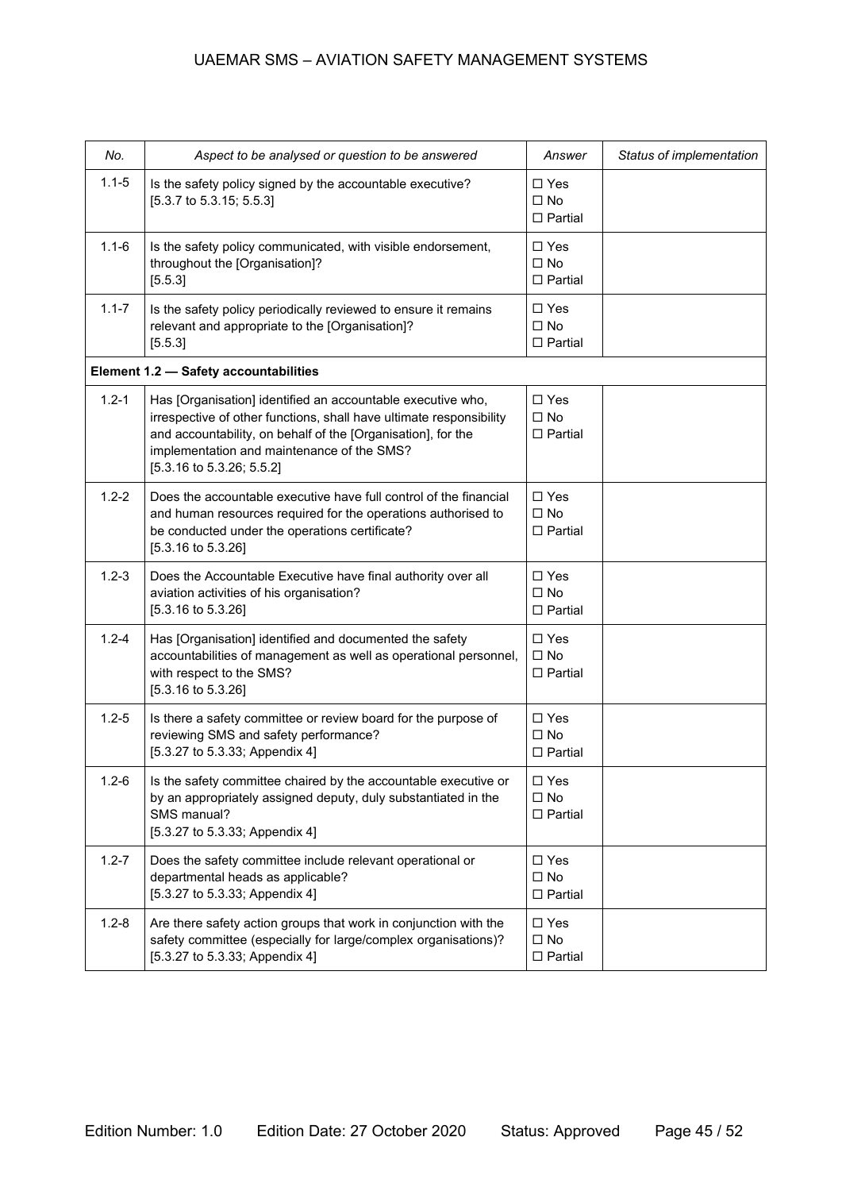| No. | Aspect to be analysed or question to be answered | Answer | Status of implementation |
|---|---|---|---|
| 1.1-5 | Is the safety policy signed by the accountable executive? [5.3.7 to 5.3.15; 5.5.3] | ☐ Yes ☐ No ☐ Partial | |
| 1.1-6 | Is the safety policy communicated, with visible endorsement, throughout the [Organisation]? [5.5.3] | ☐ Yes ☐ No ☐ Partial | |
| 1.1-7 | Is the safety policy periodically reviewed to ensure it remains relevant and appropriate to the [Organisation]? [5.5.3] | ☐ Yes ☐ No ☐ Partial | |
| **Element 1.2 — Safety accountabilities** | | | |
| 1.2-1 | Has [Organisation] identified an accountable executive who, irrespective of other functions, shall have ultimate responsibility and accountability, on behalf of the [Organisation], for the implementation and maintenance of the SMS? [5.3.16 to 5.3.26; 5.5.2] | ☐ Yes ☐ No ☐ Partial | |
| 1.2-2 | Does the accountable executive have full control of the financial and human resources required for the operations authorised to be conducted under the operations certificate? [5.3.16 to 5.3.26] | ☐ Yes ☐ No ☐ Partial | |
| 1.2-3 | Does the Accountable Executive have final authority over all aviation activities of his organisation? [5.3.16 to 5.3.26] | ☐ Yes ☐ No ☐ Partial | |
| 1.2-4 | Has [Organisation] identified and documented the safety accountabilities of management as well as operational personnel, with respect to the SMS? [5.3.16 to 5.3.26] | ☐ Yes ☐ No ☐ Partial | |
| 1.2-5 | Is there a safety committee or review board for the purpose of reviewing SMS and safety performance? [5.3.27 to 5.3.33; Appendix 4] | ☐ Yes ☐ No ☐ Partial | |
| 1.2-6 | Is the safety committee chaired by the accountable executive or by an appropriately assigned deputy, duly substantiated in the SMS manual? [5.3.27 to 5.3.33; Appendix 4] | ☐ Yes ☐ No ☐ Partial | |
| 1.2-7 | Does the safety committee include relevant operational or departmental heads as applicable? [5.3.27 to 5.3.33; Appendix 4] | ☐ Yes ☐ No ☐ Partial | |
| 1.2-8 | Are there safety action groups that work in conjunction with the safety committee (especially for large/complex organisations)? [5.3.27 to 5.3.33; Appendix 4] | ☐ Yes ☐ No ☐ Partial | |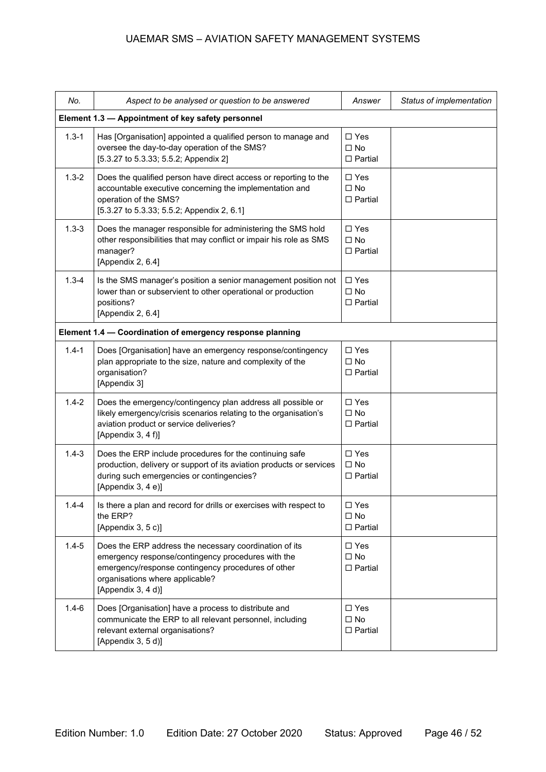| *No.* | *Aspect to be analysed or question to be answered* | *Answer* | *Status of implementation* |
|---|---|---|---|
| **Element 1.3 — Appointment of key safety personnel** | | | |
| 1.3-1 | Has [Organisation] appointed a qualified person to manage and oversee the day-to-day operation of the SMS? [5.3.27 to 5.3.33; 5.5.2; Appendix 2] | ☐ Yes ☐ No ☐ Partial | |
| 1.3-2 | Does the qualified person have direct access or reporting to the accountable executive concerning the implementation and operation of the SMS? [5.3.27 to 5.3.33; 5.5.2; Appendix 2, 6.1] | ☐ Yes ☐ No ☐ Partial | |
| 1.3-3 | Does the manager responsible for administering the SMS hold other responsibilities that may conflict or impair his role as SMS manager? [Appendix 2, 6.4] | ☐ Yes ☐ No ☐ Partial | |
| 1.3-4 | Is the SMS manager's position a senior management position not lower than or subservient to other operational or production positions? [Appendix 2, 6.4] | ☐ Yes ☐ No ☐ Partial | |
| **Element 1.4 — Coordination of emergency response planning** | | | |
| 1.4-1 | Does [Organisation] have an emergency response/contingency plan appropriate to the size, nature and complexity of the organisation? [Appendix 3] | ☐ Yes ☐ No ☐ Partial | |
| 1.4-2 | Does the emergency/contingency plan address all possible or likely emergency/crisis scenarios relating to the organisation's aviation product or service deliveries? [Appendix 3, 4 f)] | ☐ Yes ☐ No ☐ Partial | |
| 1.4-3 | Does the ERP include procedures for the continuing safe production, delivery or support of its aviation products or services during such emergencies or contingencies? [Appendix 3, 4 e)] | ☐ Yes ☐ No ☐ Partial | |
| 1.4-4 | Is there a plan and record for drills or exercises with respect to the ERP? [Appendix 3, 5 c)] | ☐ Yes ☐ No ☐ Partial | |
| 1.4-5 | Does the ERP address the necessary coordination of its emergency response/contingency procedures with the emergency/response contingency procedures of other organisations where applicable? [Appendix 3, 4 d)] | ☐ Yes ☐ No ☐ Partial | |
| 1.4-6 | Does [Organisation] have a process to distribute and communicate the ERP to all relevant personnel, including relevant external organisations? [Appendix 3, 5 d)] | ☐ Yes ☐ No ☐ Partial | |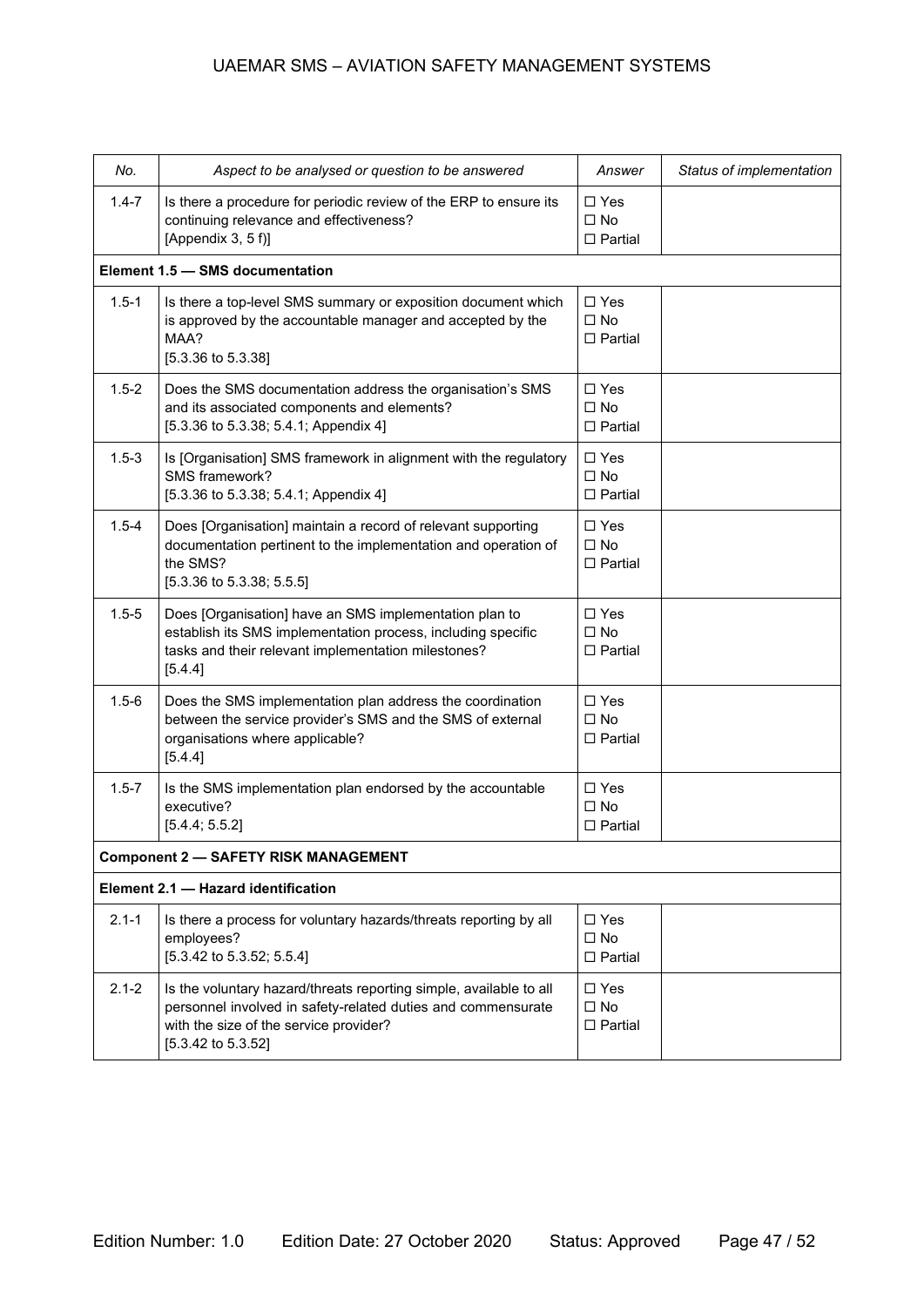| *No.* | *Aspect to be analysed or question to be answered* | *Answer* | *Status of implementation* |
|---|---|---|---|
| 1.4-7 | Is there a procedure for periodic review of the ERP to ensure its continuing relevance and effectiveness?<br>[Appendix 3, 5 f)] | ☐ Yes<br>☐ No<br>☐ Partial | |
| **Element 1.5 — SMS documentation** | | | |
| 1.5-1 | Is there a top-level SMS summary or exposition document which is approved by the accountable manager and accepted by the MAA?<br>[5.3.36 to 5.3.38] | ☐ Yes<br>☐ No<br>☐ Partial | |
| 1.5-2 | Does the SMS documentation address the organisation's SMS and its associated components and elements?<br>[5.3.36 to 5.3.38; 5.4.1; Appendix 4] | ☐ Yes<br>☐ No<br>☐ Partial | |
| 1.5-3 | Is [Organisation] SMS framework in alignment with the regulatory SMS framework?<br>[5.3.36 to 5.3.38; 5.4.1; Appendix 4] | ☐ Yes<br>☐ No<br>☐ Partial | |
| 1.5-4 | Does [Organisation] maintain a record of relevant supporting documentation pertinent to the implementation and operation of the SMS?<br>[5.3.36 to 5.3.38; 5.5.5] | ☐ Yes<br>☐ No<br>☐ Partial | |
| 1.5-5 | Does [Organisation] have an SMS implementation plan to establish its SMS implementation process, including specific tasks and their relevant implementation milestones?<br>[5.4.4] | ☐ Yes<br>☐ No<br>☐ Partial | |
| 1.5-6 | Does the SMS implementation plan address the coordination between the service provider's SMS and the SMS of external organisations where applicable?<br>[5.4.4] | ☐ Yes<br>☐ No<br>☐ Partial | |
| 1.5-7 | Is the SMS implementation plan endorsed by the accountable executive?<br>[5.4.4; 5.5.2] | ☐ Yes<br>☐ No<br>☐ Partial | |
| **Component 2 — SAFETY RISK MANAGEMENT** | | | |
| **Element 2.1 — Hazard identification** | | | |
| 2.1-1 | Is there a process for voluntary hazards/threats reporting by all employees?<br>[5.3.42 to 5.3.52; 5.5.4] | ☐ Yes<br>☐ No<br>☐ Partial | |
| 2.1-2 | Is the voluntary hazard/threats reporting simple, available to all personnel involved in safety-related duties and commensurate with the size of the service provider?<br>[5.3.42 to 5.3.52] | ☐ Yes<br>☐ No<br>☐ Partial | |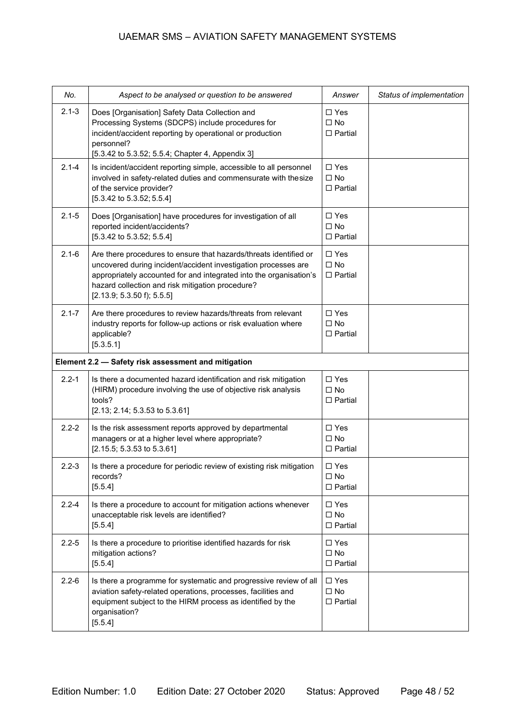| No. | Aspect to be analysed or question to be answered | Answer | Status of implementation |
|---|---|---|---|
| 2.1-3 | Does [Organisation] Safety Data Collection and Processing Systems (SDCPS) include procedures for incident/accident reporting by operational or production personnel? [5.3.42 to 5.3.52; 5.5.4; Chapter 4, Appendix 3] | ☐ Yes ☐ No ☐ Partial | |
| 2.1-4 | Is incident/accident reporting simple, accessible to all personnel involved in safety-related duties and commensurate with thesize of the service provider? [5.3.42 to 5.3.52; 5.5.4] | ☐ Yes ☐ No ☐ Partial | |
| 2.1-5 | Does [Organisation] have procedures for investigation of all reported incident/accidents? [5.3.42 to 5.3.52; 5.5.4] | ☐ Yes ☐ No ☐ Partial | |
| 2.1-6 | Are there procedures to ensure that hazards/threats identified or uncovered during incident/accident investigation processes are appropriately accounted for and integrated into the organisation's hazard collection and risk mitigation procedure? [2.13.9; 5.3.50 f); 5.5.5] | ☐ Yes ☐ No ☐ Partial | |
| 2.1-7 | Are there procedures to review hazards/threats from relevant industry reports for follow-up actions or risk evaluation where applicable? [5.3.5.1] | ☐ Yes ☐ No ☐ Partial | |
| **Element 2.2 — Safety risk assessment and mitigation** | | | |
| 2.2-1 | Is there a documented hazard identification and risk mitigation (HIRM) procedure involving the use of objective risk analysis tools? [2.13; 2.14; 5.3.53 to 5.3.61] | ☐ Yes ☐ No ☐ Partial | |
| 2.2-2 | Is the risk assessment reports approved by departmental managers or at a higher level where appropriate? [2.15.5; 5.3.53 to 5.3.61] | ☐ Yes ☐ No ☐ Partial | |
| 2.2-3 | Is there a procedure for periodic review of existing risk mitigation records? [5.5.4] | ☐ Yes ☐ No ☐ Partial | |
| 2.2-4 | Is there a procedure to account for mitigation actions whenever unacceptable risk levels are identified? [5.5.4] | ☐ Yes ☐ No ☐ Partial | |
| 2.2-5 | Is there a procedure to prioritise identified hazards for risk mitigation actions? [5.5.4] | ☐ Yes ☐ No ☐ Partial | |
| 2.2-6 | Is there a programme for systematic and progressive review of all aviation safety-related operations, processes, facilities and equipment subject to the HIRM process as identified by the organisation? [5.5.4] | ☐ Yes ☐ No ☐ Partial | |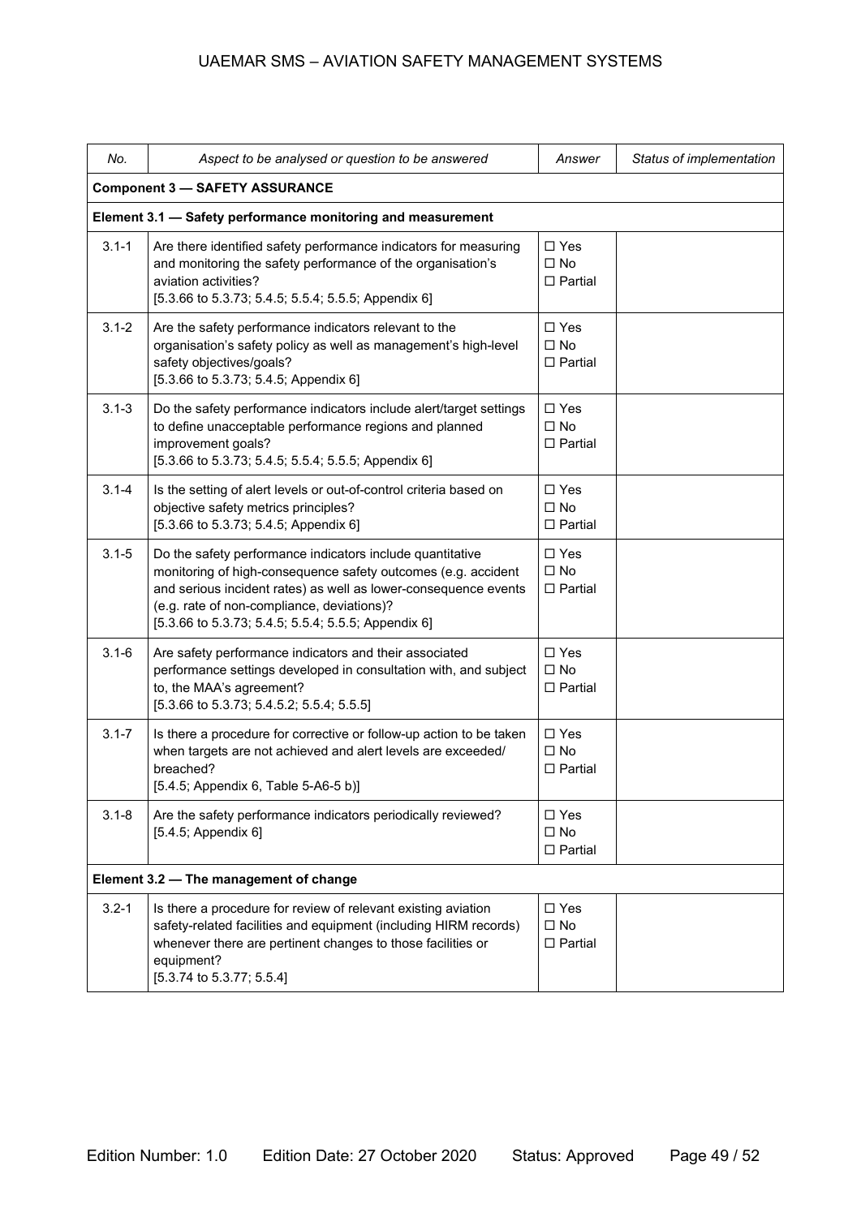| *No.* | *Aspect to be analysed or question to be answered* | *Answer* | *Status of implementation* |
|---|---|---|---|
| **Component 3 — SAFETY ASSURANCE** | | | |
| **Element 3.1 — Safety performance monitoring and measurement** | | | |
| 3.1-1 | Are there identified safety performance indicators for measuring and monitoring the safety performance of the organisation's aviation activities? [5.3.66 to 5.3.73; 5.4.5; 5.5.4; 5.5.5; Appendix 6] | ☐ Yes ☐ No ☐ Partial | |
| 3.1-2 | Are the safety performance indicators relevant to the organisation's safety policy as well as management's high-level safety objectives/goals? [5.3.66 to 5.3.73; 5.4.5; Appendix 6] | ☐ Yes ☐ No ☐ Partial | |
| 3.1-3 | Do the safety performance indicators include alert/target settings to define unacceptable performance regions and planned improvement goals? [5.3.66 to 5.3.73; 5.4.5; 5.5.4; 5.5.5; Appendix 6] | ☐ Yes ☐ No ☐ Partial | |
| 3.1-4 | Is the setting of alert levels or out-of-control criteria based on objective safety metrics principles? [5.3.66 to 5.3.73; 5.4.5; Appendix 6] | ☐ Yes ☐ No ☐ Partial | |
| 3.1-5 | Do the safety performance indicators include quantitative monitoring of high-consequence safety outcomes (e.g. accident and serious incident rates) as well as lower-consequence events (e.g. rate of non-compliance, deviations)? [5.3.66 to 5.3.73; 5.4.5; 5.5.4; 5.5.5; Appendix 6] | ☐ Yes ☐ No ☐ Partial | |
| 3.1-6 | Are safety performance indicators and their associated performance settings developed in consultation with, and subject to, the MAA's agreement? [5.3.66 to 5.3.73; 5.4.5.2; 5.5.4; 5.5.5] | ☐ Yes ☐ No ☐ Partial | |
| 3.1-7 | Is there a procedure for corrective or follow-up action to be taken when targets are not achieved and alert levels are exceeded/ breached? [5.4.5; Appendix 6, Table 5-A6-5 b)] | ☐ Yes ☐ No ☐ Partial | |
| 3.1-8 | Are the safety performance indicators periodically reviewed? [5.4.5; Appendix 6] | ☐ Yes ☐ No ☐ Partial | |
| **Element 3.2 — The management of change** | | | |
| 3.2-1 | Is there a procedure for review of relevant existing aviation safety-related facilities and equipment (including HIRM records) whenever there are pertinent changes to those facilities or equipment? [5.3.74 to 5.3.77; 5.5.4] | ☐ Yes ☐ No ☐ Partial | |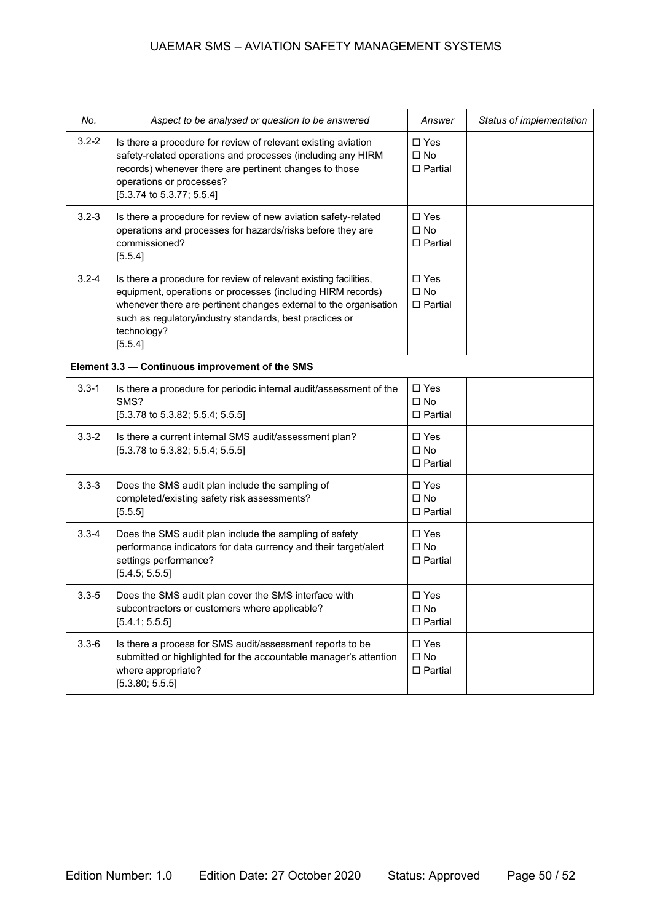| *No.* | *Aspect to be analysed or question to be answered* | *Answer* | *Status of implementation* |
|---|---|---|---|
| 3.2-2 | Is there a procedure for review of relevant existing aviation safety-related operations and processes (including any HIRM records) whenever there are pertinent changes to those operations or processes? [5.3.74 to 5.3.77; 5.5.4] | ☐ Yes ☐ No ☐ Partial | |
| 3.2-3 | Is there a procedure for review of new aviation safety-related operations and processes for hazards/risks before they are commissioned? [5.5.4] | ☐ Yes ☐ No ☐ Partial | |
| 3.2-4 | Is there a procedure for review of relevant existing facilities, equipment, operations or processes (including HIRM records) whenever there are pertinent changes external to the organisation such as regulatory/industry standards, best practices or technology? [5.5.4] | ☐ Yes ☐ No ☐ Partial | |
| **Element 3.3 — Continuous improvement of the SMS** | | | |
| 3.3-1 | Is there a procedure for periodic internal audit/assessment of the SMS? [5.3.78 to 5.3.82; 5.5.4; 5.5.5] | ☐ Yes ☐ No ☐ Partial | |
| 3.3-2 | Is there a current internal SMS audit/assessment plan? [5.3.78 to 5.3.82; 5.5.4; 5.5.5] | ☐ Yes ☐ No ☐ Partial | |
| 3.3-3 | Does the SMS audit plan include the sampling of completed/existing safety risk assessments? [5.5.5] | ☐ Yes ☐ No ☐ Partial | |
| 3.3-4 | Does the SMS audit plan include the sampling of safety performance indicators for data currency and their target/alert settings performance? [5.4.5; 5.5.5] | ☐ Yes ☐ No ☐ Partial | |
| 3.3-5 | Does the SMS audit plan cover the SMS interface with subcontractors or customers where applicable? [5.4.1; 5.5.5] | ☐ Yes ☐ No ☐ Partial | |
| 3.3-6 | Is there a process for SMS audit/assessment reports to be submitted or highlighted for the accountable manager's attention where appropriate? [5.3.80; 5.5.5] | ☐ Yes ☐ No ☐ Partial | |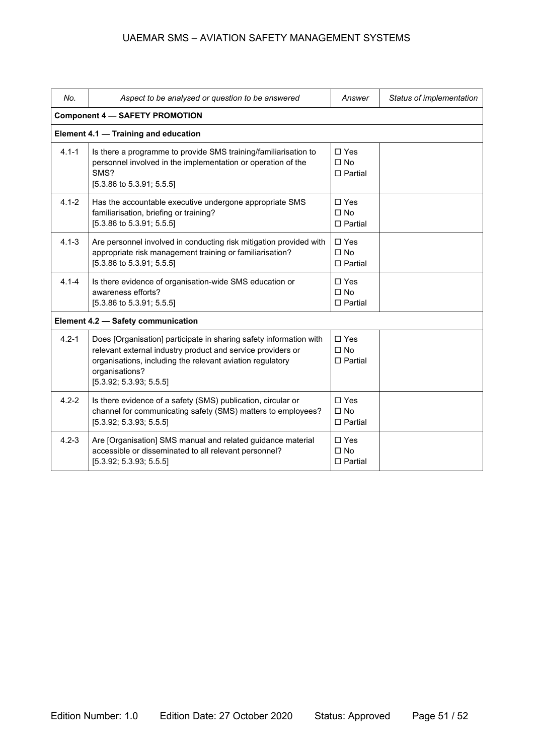| *No.* | *Aspect to be analysed or question to be answered* | *Answer* | *Status of implementation* |
|---|---|---|---|
| **Component 4 — SAFETY PROMOTION** | | | |
| **Element 4.1 — Training and education** | | | |
| 4.1-1 | Is there a programme to provide SMS training/familiarisation to personnel involved in the implementation or operation of the SMS?<br>[5.3.86 to 5.3.91; 5.5.5] | ☐ Yes<br>☐ No<br>☐ Partial | |
| 4.1-2 | Has the accountable executive undergone appropriate SMS familiarisation, briefing or training?<br>[5.3.86 to 5.3.91; 5.5.5] | ☐ Yes<br>☐ No<br>☐ Partial | |
| 4.1-3 | Are personnel involved in conducting risk mitigation provided with appropriate risk management training or familiarisation?<br>[5.3.86 to 5.3.91; 5.5.5] | ☐ Yes<br>☐ No<br>☐ Partial | |
| 4.1-4 | Is there evidence of organisation-wide SMS education or awareness efforts?<br>[5.3.86 to 5.3.91; 5.5.5] | ☐ Yes<br>☐ No<br>☐ Partial | |
| **Element 4.2 — Safety communication** | | | |
| 4.2-1 | Does [Organisation] participate in sharing safety information with relevant external industry product and service providers or organisations, including the relevant aviation regulatory organisations?<br>[5.3.92; 5.3.93; 5.5.5] | ☐ Yes<br>☐ No<br>☐ Partial | |
| 4.2-2 | Is there evidence of a safety (SMS) publication, circular or channel for communicating safety (SMS) matters to employees?<br>[5.3.92; 5.3.93; 5.5.5] | ☐ Yes<br>☐ No<br>☐ Partial | |
| 4.2-3 | Are [Organisation] SMS manual and related guidance material accessible or disseminated to all relevant personnel?<br>[5.3.92; 5.3.93; 5.5.5] | ☐ Yes<br>☐ No<br>☐ Partial | |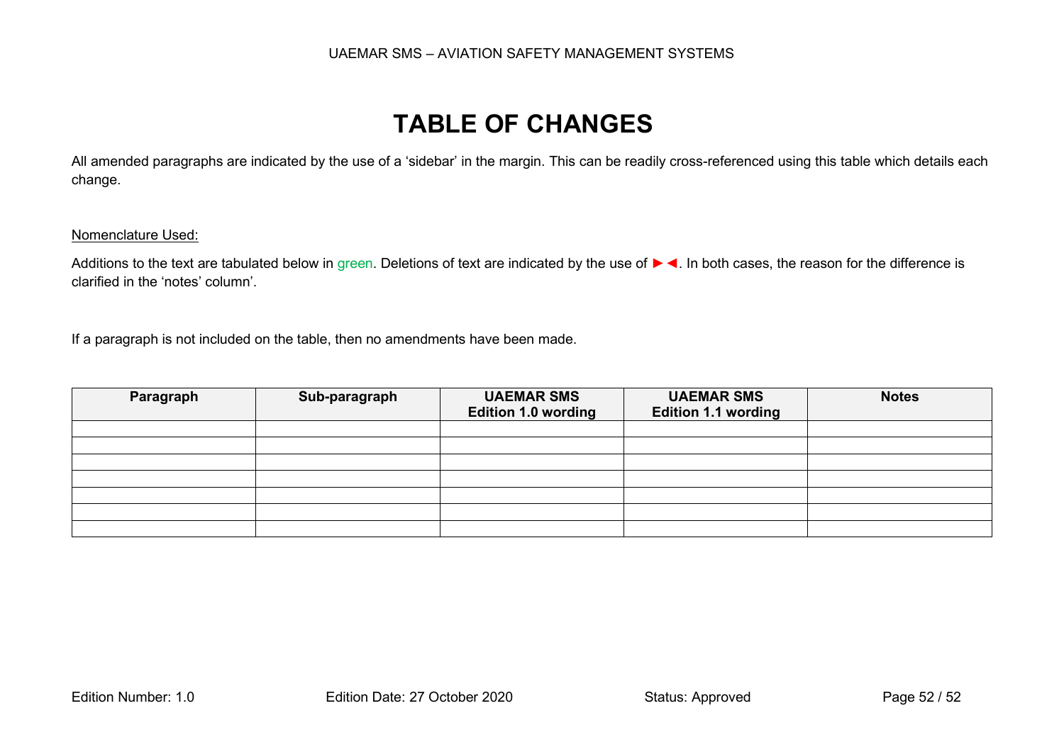# TABLE OF CHANGES

All amended paragraphs are indicated by the use of a 'sidebar' in the margin. This can be readily cross-referenced using this table which details each change.

Nomenclature Used:

Additions to the text are tabulated below in green. Deletions of text are indicated by the use of ►◄. In both cases, the reason for the difference is clarified in the 'notes' column'.

If a paragraph is not included on the table, then no amendments have been made.

| Paragraph | Sub-paragraph | UAEMAR SMS Edition 1.0 wording | UAEMAR SMS Edition 1.1 wording | Notes |
|---|---|---|---|---|
| | | | | |
| | | | | |
| | | | | |
| | | | | |
| | | | | |
| | | | | |
| | | | | |